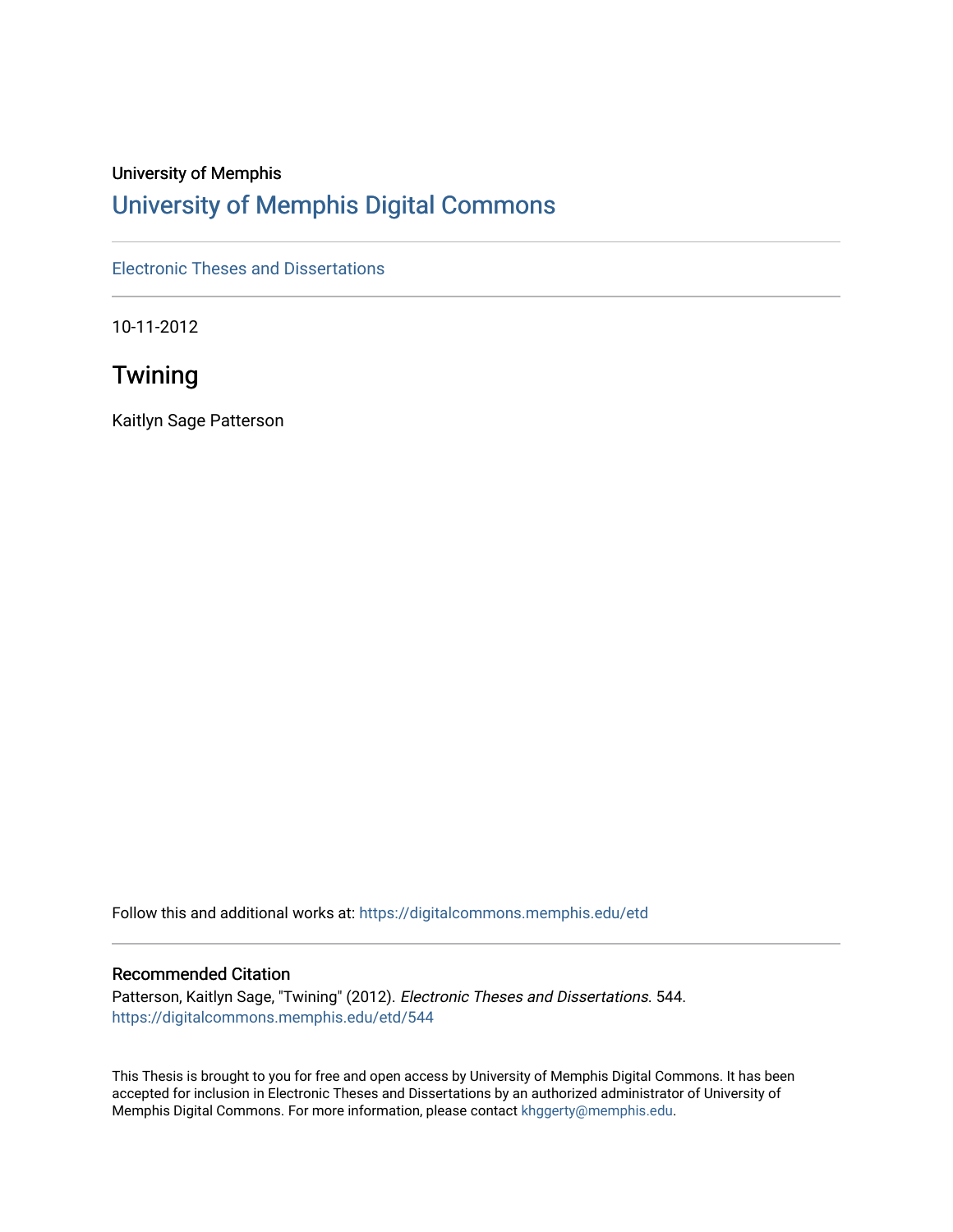University of Memphis

# University of Memphis Digital Commons

Electronic Theses and Dissertations

10-11-2012

## Twining

Kaitlyn Sage Patterson

Follow this and additional works at: https://digitalcommons.memphis.edu/etd

### Recommended Citation

Patterson, Kaitlyn Sage, "Twining" (2012). *Electronic Theses and Dissertations*. 544.
https://digitalcommons.memphis.edu/etd/544

This Thesis is brought to you for free and open access by University of Memphis Digital Commons. It has been accepted for inclusion in Electronic Theses and Dissertations by an authorized administrator of University of Memphis Digital Commons. For more information, please contact khggerty@memphis.edu.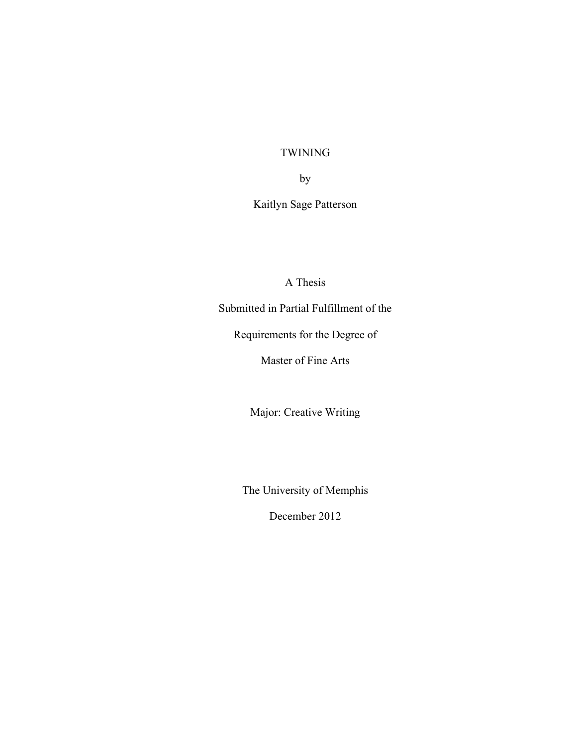TWINING

by

Kaitlyn Sage Patterson

A Thesis

Submitted in Partial Fulfillment of the

Requirements for the Degree of

Master of Fine Arts

Major: Creative Writing

The University of Memphis

December 2012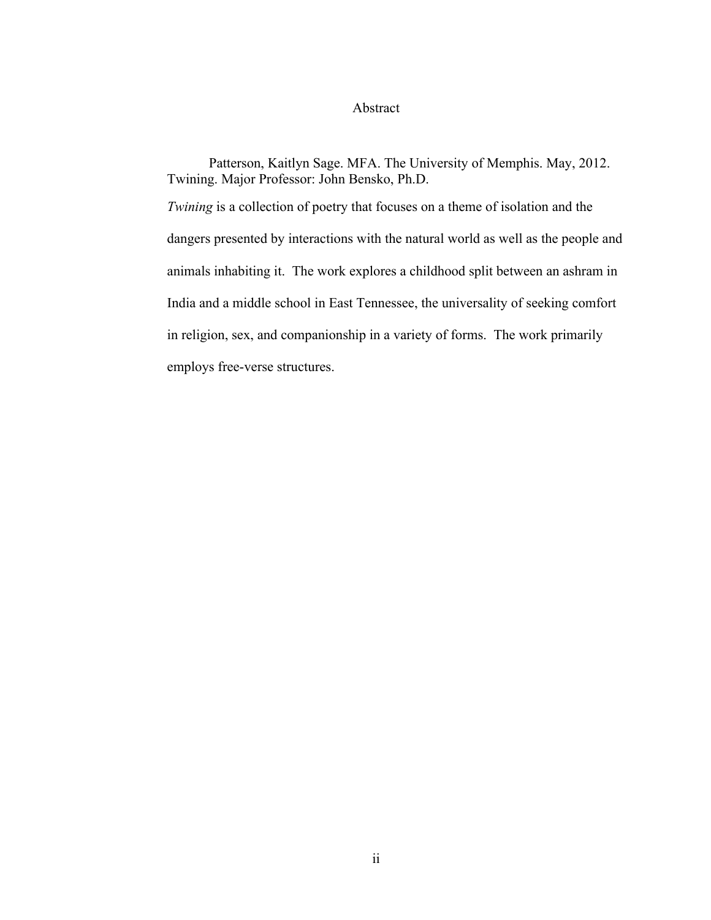# Abstract

Patterson, Kaitlyn Sage. MFA. The University of Memphis. May, 2012. Twining. Major Professor: John Bensko, Ph.D.

*Twining* is a collection of poetry that focuses on a theme of isolation and the dangers presented by interactions with the natural world as well as the people and animals inhabiting it. The work explores a childhood split between an ashram in India and a middle school in East Tennessee, the universality of seeking comfort in religion, sex, and companionship in a variety of forms. The work primarily employs free-verse structures.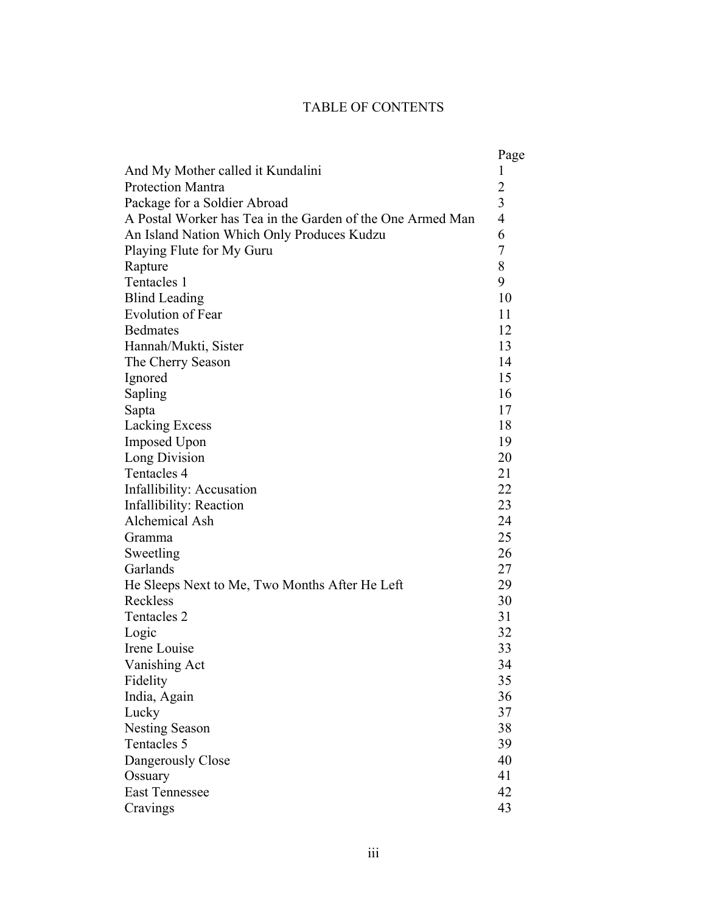# TABLE OF CONTENTS

| | Page |
|---|---|
| And My Mother called it Kundalini | 1 |
| Protection Mantra | 2 |
| Package for a Soldier Abroad | 3 |
| A Postal Worker has Tea in the Garden of the One Armed Man | 4 |
| An Island Nation Which Only Produces Kudzu | 6 |
| Playing Flute for My Guru | 7 |
| Rapture | 8 |
| Tentacles 1 | 9 |
| Blind Leading | 10 |
| Evolution of Fear | 11 |
| Bedmates | 12 |
| Hannah/Mukti, Sister | 13 |
| The Cherry Season | 14 |
| Ignored | 15 |
| Sapling | 16 |
| Sapta | 17 |
| Lacking Excess | 18 |
| Imposed Upon | 19 |
| Long Division | 20 |
| Tentacles 4 | 21 |
| Infallibility: Accusation | 22 |
| Infallibility: Reaction | 23 |
| Alchemical Ash | 24 |
| Gramma | 25 |
| Sweetling | 26 |
| Garlands | 27 |
| He Sleeps Next to Me, Two Months After He Left | 29 |
| Reckless | 30 |
| Tentacles 2 | 31 |
| Logic | 32 |
| Irene Louise | 33 |
| Vanishing Act | 34 |
| Fidelity | 35 |
| India, Again | 36 |
| Lucky | 37 |
| Nesting Season | 38 |
| Tentacles 5 | 39 |
| Dangerously Close | 40 |
| Ossuary | 41 |
| East Tennessee | 42 |
| Cravings | 43 |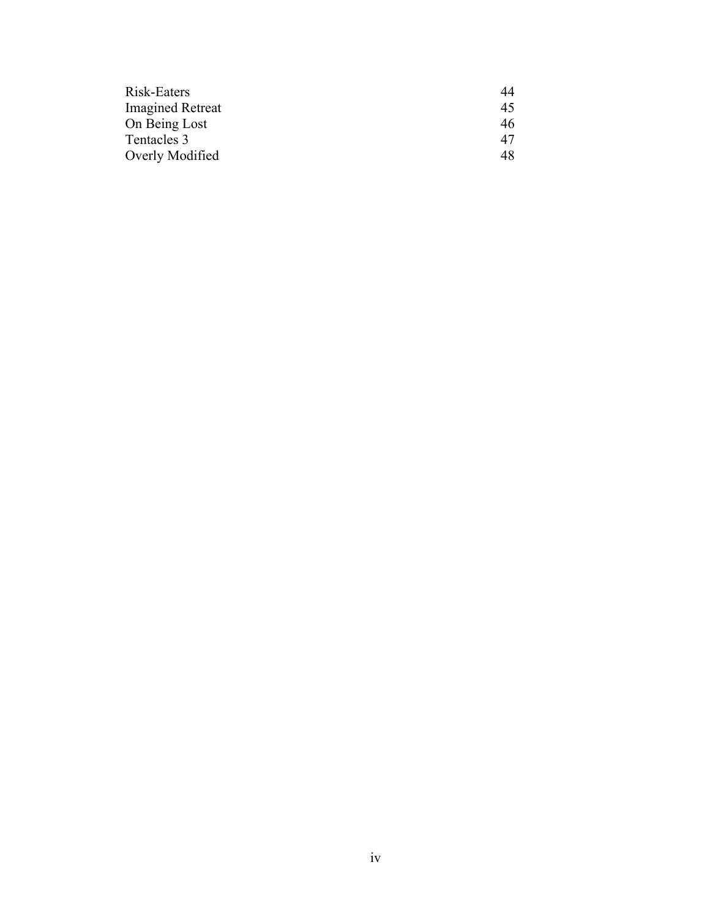| | |
|---|---|
| Risk-Eaters | 44 |
| Imagined Retreat | 45 |
| On Being Lost | 46 |
| Tentacles 3 | 47 |
| Overly Modified | 48 |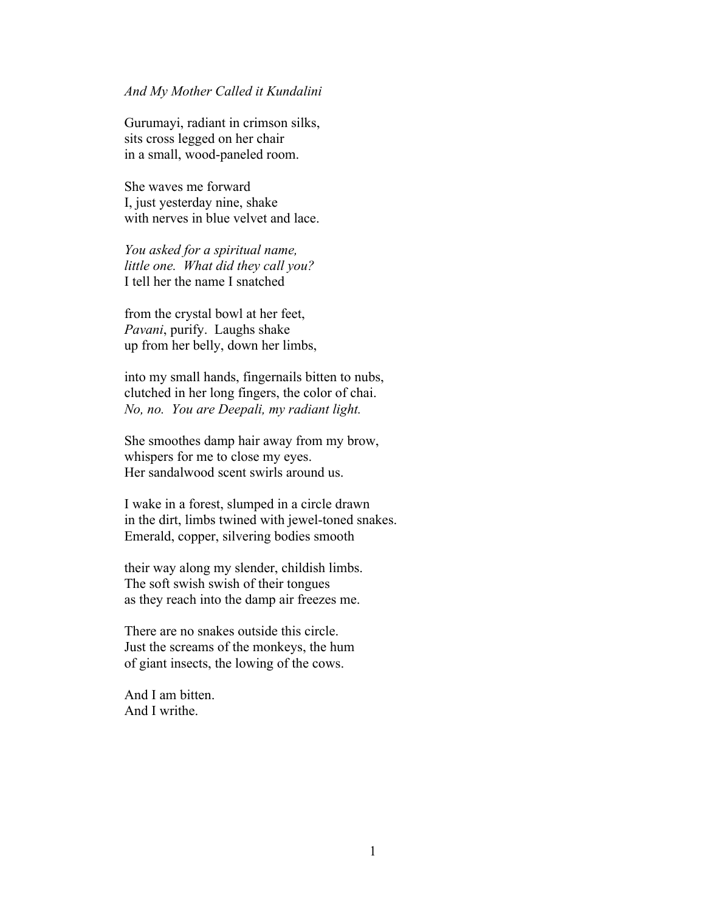*And My Mother Called it Kundalini*

Gurumayi, radiant in crimson silks,
sits cross legged on her chair
in a small, wood-paneled room.

She waves me forward
I, just yesterday nine, shake
with nerves in blue velvet and lace.

*You asked for a spiritual name,*
*little one. What did they call you?*
I tell her the name I snatched

from the crystal bowl at her feet,
*Pavani*, purify. Laughs shake
up from her belly, down her limbs,

into my small hands, fingernails bitten to nubs,
clutched in her long fingers, the color of chai.
*No, no. You are Deepali, my radiant light.*

She smoothes damp hair away from my brow,
whispers for me to close my eyes.
Her sandalwood scent swirls around us.

I wake in a forest, slumped in a circle drawn
in the dirt, limbs twined with jewel-toned snakes.
Emerald, copper, silvering bodies smooth

their way along my slender, childish limbs.
The soft swish swish of their tongues
as they reach into the damp air freezes me.

There are no snakes outside this circle.
Just the screams of the monkeys, the hum
of giant insects, the lowing of the cows.

And I am bitten.
And I writhe.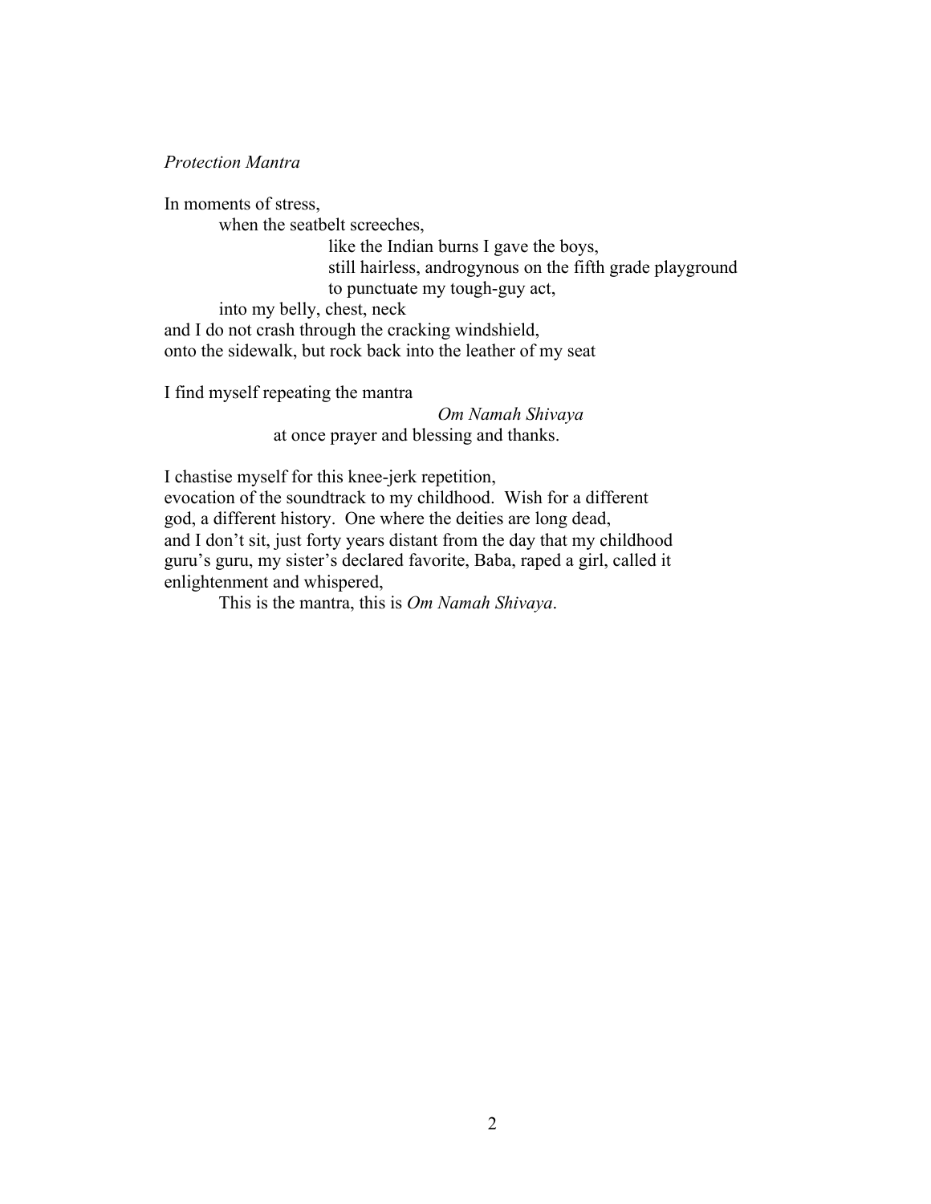*Protection Mantra*

In moments of stress,  
&nbsp;&nbsp;&nbsp;&nbsp;&nbsp;&nbsp;&nbsp;&nbsp;when the seatbelt screeches,  
&nbsp;&nbsp;&nbsp;&nbsp;&nbsp;&nbsp;&nbsp;&nbsp;&nbsp;&nbsp;&nbsp;&nbsp;&nbsp;&nbsp;&nbsp;&nbsp;&nbsp;&nbsp;&nbsp;&nbsp;&nbsp;&nbsp;&nbsp;&nbsp;like the Indian burns I gave the boys,  
&nbsp;&nbsp;&nbsp;&nbsp;&nbsp;&nbsp;&nbsp;&nbsp;&nbsp;&nbsp;&nbsp;&nbsp;&nbsp;&nbsp;&nbsp;&nbsp;&nbsp;&nbsp;&nbsp;&nbsp;&nbsp;&nbsp;&nbsp;&nbsp;still hairless, androgynous on the fifth grade playground  
&nbsp;&nbsp;&nbsp;&nbsp;&nbsp;&nbsp;&nbsp;&nbsp;&nbsp;&nbsp;&nbsp;&nbsp;&nbsp;&nbsp;&nbsp;&nbsp;&nbsp;&nbsp;&nbsp;&nbsp;&nbsp;&nbsp;&nbsp;&nbsp;to punctuate my tough-guy act,  
&nbsp;&nbsp;&nbsp;&nbsp;&nbsp;&nbsp;&nbsp;&nbsp;into my belly, chest, neck  
and I do not crash through the cracking windshield,  
onto the sidewalk, but rock back into the leather of my seat

I find myself repeating the mantra  
&nbsp;&nbsp;&nbsp;&nbsp;&nbsp;&nbsp;&nbsp;&nbsp;&nbsp;&nbsp;&nbsp;&nbsp;&nbsp;&nbsp;&nbsp;&nbsp;&nbsp;&nbsp;&nbsp;&nbsp;&nbsp;&nbsp;&nbsp;&nbsp;&nbsp;&nbsp;&nbsp;&nbsp;&nbsp;&nbsp;&nbsp;&nbsp;&nbsp;&nbsp;&nbsp;&nbsp;&nbsp;&nbsp;&nbsp;&nbsp;*Om Namah Shivaya*  
&nbsp;&nbsp;&nbsp;&nbsp;&nbsp;&nbsp;&nbsp;&nbsp;&nbsp;&nbsp;&nbsp;&nbsp;&nbsp;&nbsp;&nbsp;&nbsp;&nbsp;&nbsp;&nbsp;&nbsp;at once prayer and blessing and thanks.

I chastise myself for this knee-jerk repetition,  
evocation of the soundtrack to my childhood. Wish for a different  
god, a different history. One where the deities are long dead,  
and I don't sit, just forty years distant from the day that my childhood  
guru's guru, my sister's declared favorite, Baba, raped a girl, called it  
enlightenment and whispered,  
&nbsp;&nbsp;&nbsp;&nbsp;&nbsp;&nbsp;&nbsp;&nbsp;This is the mantra, this is *Om Namah Shivaya*.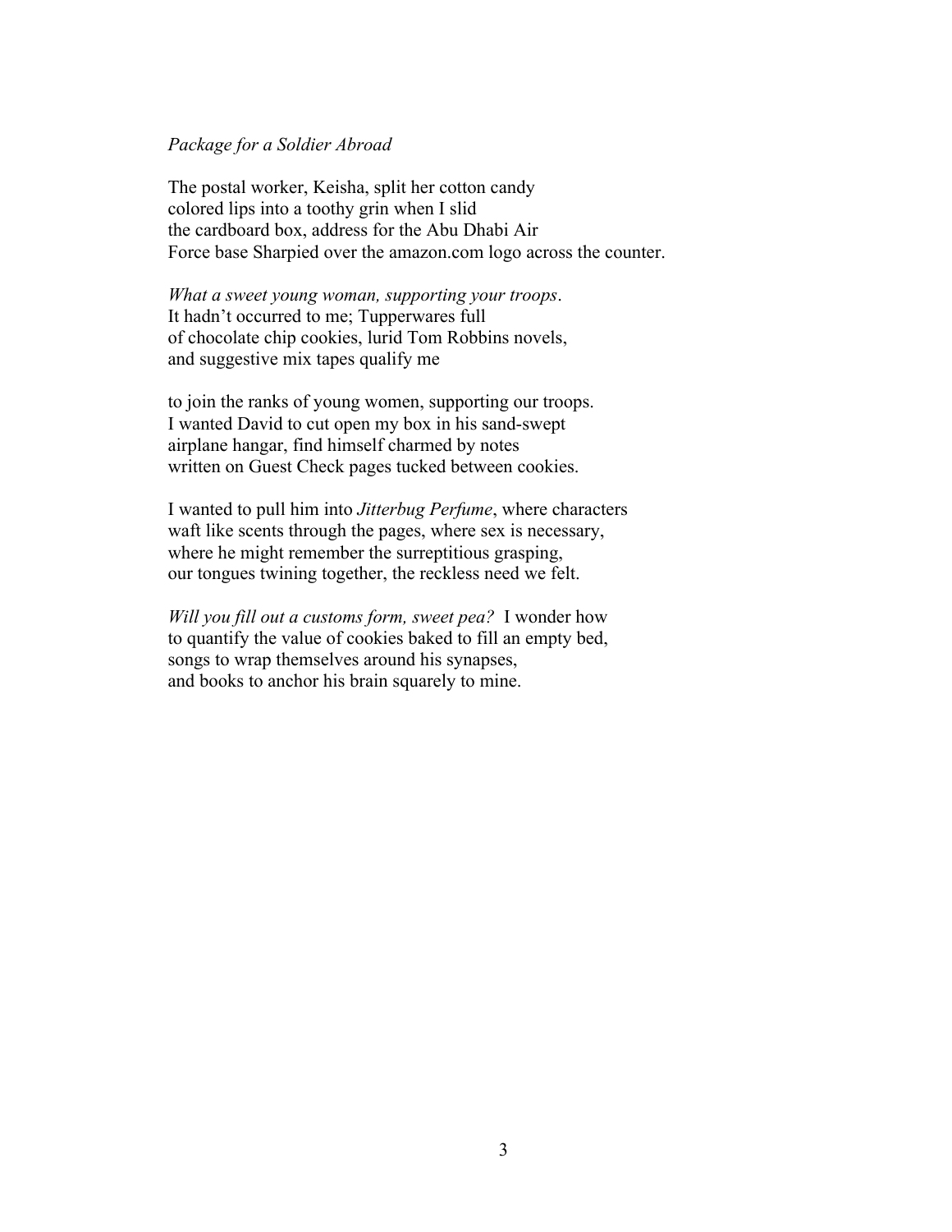*Package for a Soldier Abroad*

The postal worker, Keisha, split her cotton candy
colored lips into a toothy grin when I slid
the cardboard box, address for the Abu Dhabi Air
Force base Sharpied over the amazon.com logo across the counter.

*What a sweet young woman, supporting your troops*.
It hadn't occurred to me; Tupperwares full
of chocolate chip cookies, lurid Tom Robbins novels,
and suggestive mix tapes qualify me

to join the ranks of young women, supporting our troops.
I wanted David to cut open my box in his sand-swept
airplane hangar, find himself charmed by notes
written on Guest Check pages tucked between cookies.

I wanted to pull him into *Jitterbug Perfume*, where characters
waft like scents through the pages, where sex is necessary,
where he might remember the surreptitious grasping,
our tongues twining together, the reckless need we felt.

*Will you fill out a customs form, sweet pea?* I wonder how
to quantify the value of cookies baked to fill an empty bed,
songs to wrap themselves around his synapses,
and books to anchor his brain squarely to mine.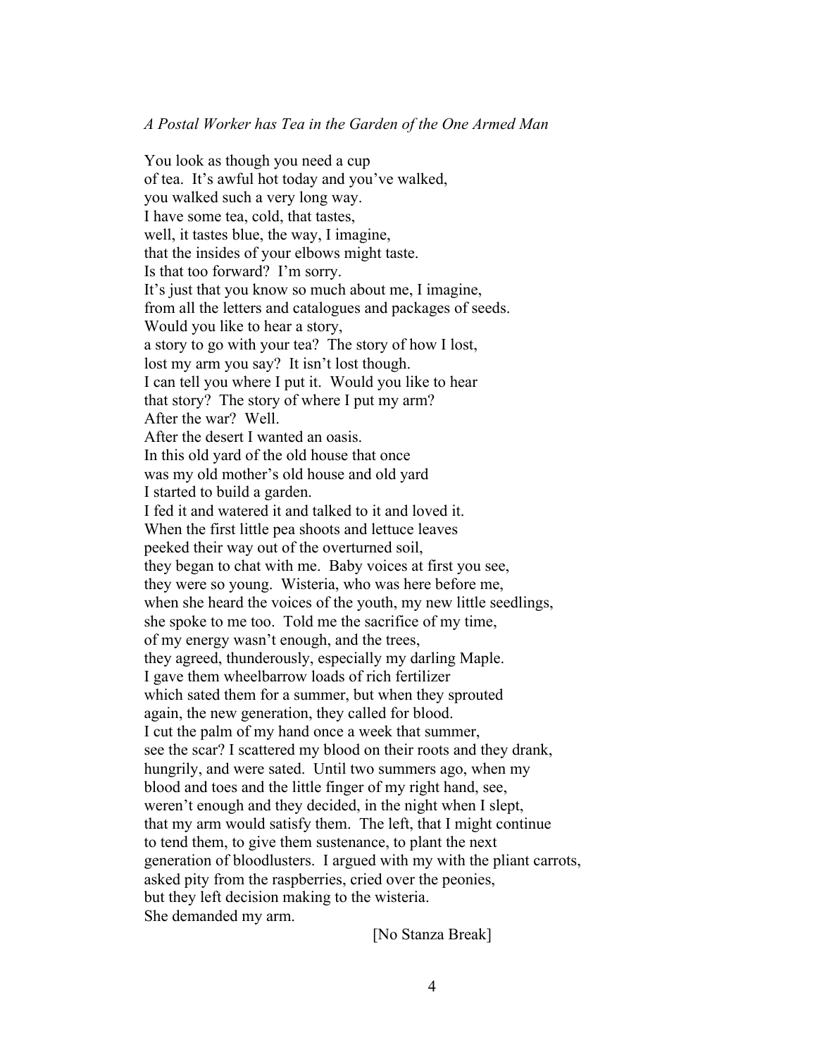*A Postal Worker has Tea in the Garden of the One Armed Man*

You look as though you need a cup  
of tea. It's awful hot today and you've walked,  
you walked such a very long way.  
I have some tea, cold, that tastes,  
well, it tastes blue, the way, I imagine,  
that the insides of your elbows might taste.  
Is that too forward? I'm sorry.  
It's just that you know so much about me, I imagine,  
from all the letters and catalogues and packages of seeds.  
Would you like to hear a story,  
a story to go with your tea? The story of how I lost,  
lost my arm you say? It isn't lost though.  
I can tell you where I put it. Would you like to hear  
that story? The story of where I put my arm?  
After the war? Well.  
After the desert I wanted an oasis.  
In this old yard of the old house that once  
was my old mother's old house and old yard  
I started to build a garden.  
I fed it and watered it and talked to it and loved it.  
When the first little pea shoots and lettuce leaves  
peeked their way out of the overturned soil,  
they began to chat with me. Baby voices at first you see,  
they were so young. Wisteria, who was here before me,  
when she heard the voices of the youth, my new little seedlings,  
she spoke to me too. Told me the sacrifice of my time,  
of my energy wasn't enough, and the trees,  
they agreed, thunderously, especially my darling Maple.  
I gave them wheelbarrow loads of rich fertilizer  
which sated them for a summer, but when they sprouted  
again, the new generation, they called for blood.  
I cut the palm of my hand once a week that summer,  
see the scar? I scattered my blood on their roots and they drank,  
hungrily, and were sated. Until two summers ago, when my  
blood and toes and the little finger of my right hand, see,  
weren't enough and they decided, in the night when I slept,  
that my arm would satisfy them. The left, that I might continue  
to tend them, to give them sustenance, to plant the next  
generation of bloodlusters. I argued with my with the pliant carrots,  
asked pity from the raspberries, cried over the peonies,  
but they left decision making to the wisteria.  
She demanded my arm.

[No Stanza Break]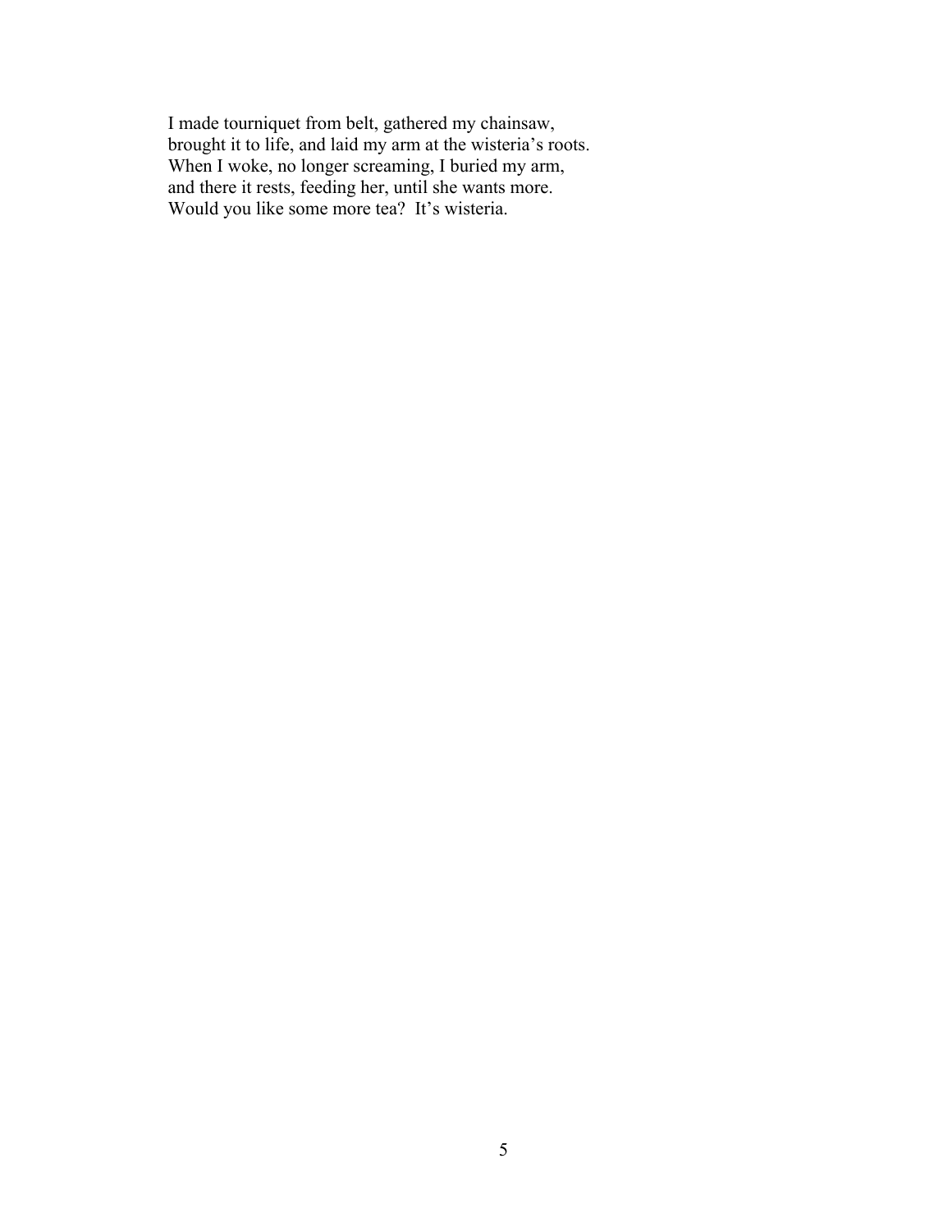I made tourniquet from belt, gathered my chainsaw,
brought it to life, and laid my arm at the wisteria's roots.
When I woke, no longer screaming, I buried my arm,
and there it rests, feeding her, until she wants more.
Would you like some more tea?  It's wisteria.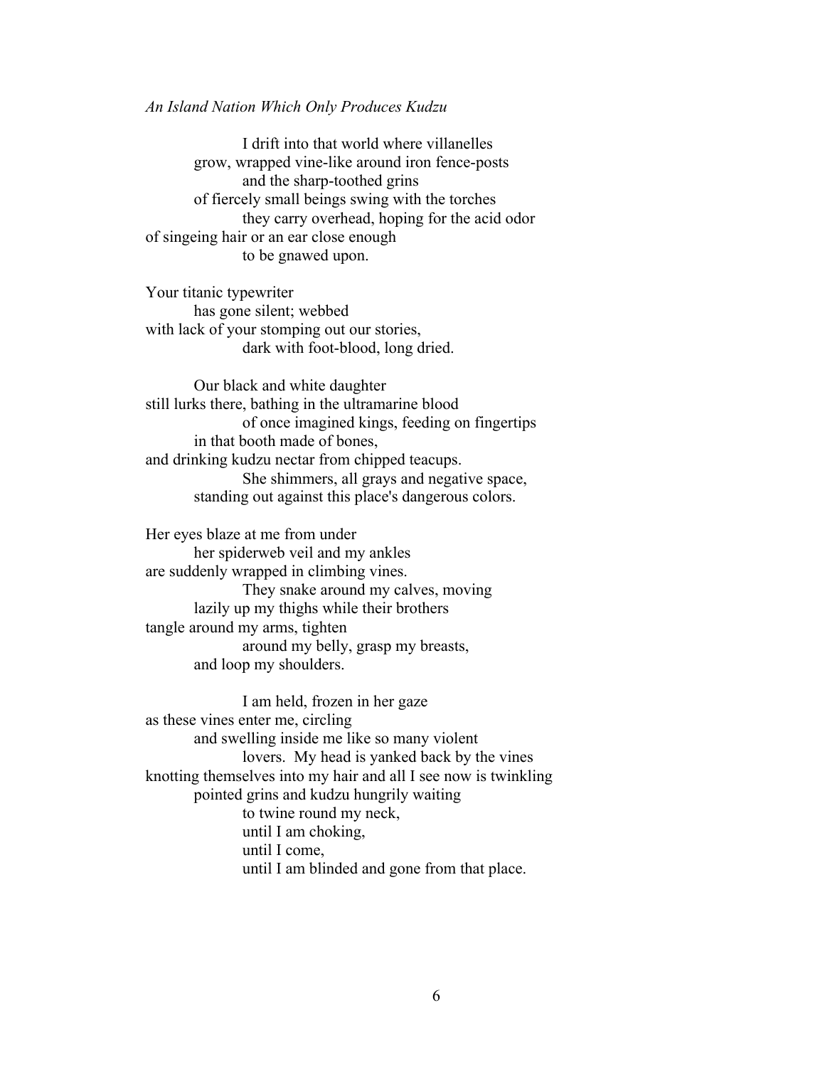*An Island Nation Which Only Produces Kudzu*

I drift into that world where villanelles  
grow, wrapped vine-like around iron fence-posts  
and the sharp-toothed grins  
of fiercely small beings swing with the torches  
they carry overhead, hoping for the acid odor  
of singeing hair or an ear close enough  
to be gnawed upon.

Your titanic typewriter  
has gone silent; webbed  
with lack of your stomping out our stories,  
dark with foot-blood, long dried.

Our black and white daughter  
still lurks there, bathing in the ultramarine blood  
of once imagined kings, feeding on fingertips  
in that booth made of bones,  
and drinking kudzu nectar from chipped teacups.  
She shimmers, all grays and negative space,  
standing out against this place's dangerous colors.

Her eyes blaze at me from under  
her spiderweb veil and my ankles  
are suddenly wrapped in climbing vines.  
They snake around my calves, moving  
lazily up my thighs while their brothers  
tangle around my arms, tighten  
around my belly, grasp my breasts,  
and loop my shoulders.

I am held, frozen in her gaze  
as these vines enter me, circling  
and swelling inside me like so many violent  
lovers. My head is yanked back by the vines  
knotting themselves into my hair and all I see now is twinkling  
pointed grins and kudzu hungrily waiting  
to twine round my neck,  
until I am choking,  
until I come,  
until I am blinded and gone from that place.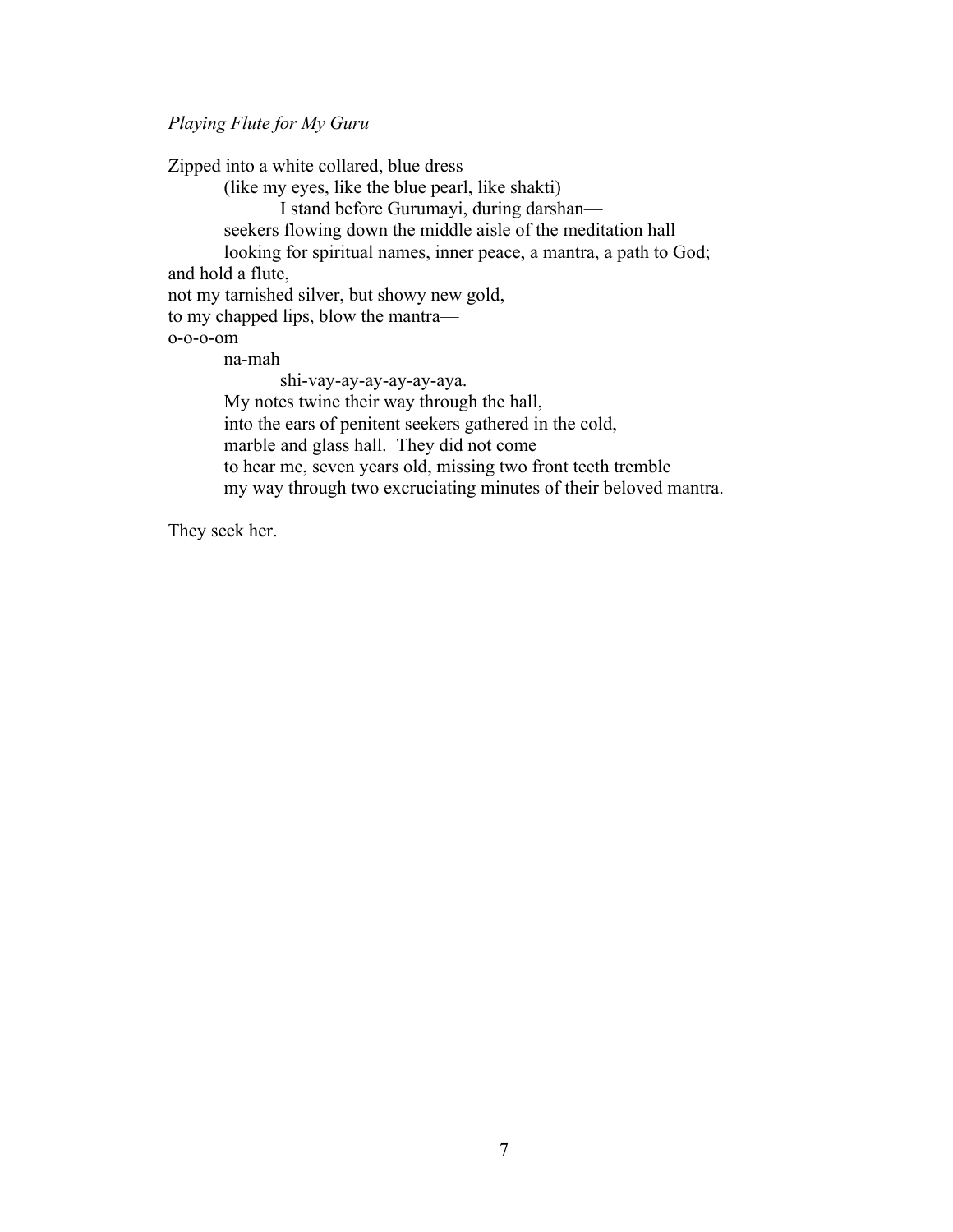*Playing Flute for My Guru*

Zipped into a white collared, blue dress
&emsp;&emsp;(like my eyes, like the blue pearl, like shakti)
&emsp;&emsp;&emsp;&emsp;I stand before Gurumayi, during darshan—
&emsp;&emsp;seekers flowing down the middle aisle of the meditation hall
&emsp;&emsp;looking for spiritual names, inner peace, a mantra, a path to God;
and hold a flute,
not my tarnished silver, but showy new gold,
to my chapped lips, blow the mantra—
o-o-o-om
&emsp;&emsp;na-mah
&emsp;&emsp;&emsp;&emsp;shi-vay-ay-ay-ay-ay-aya.
&emsp;&emsp;My notes twine their way through the hall,
&emsp;&emsp;into the ears of penitent seekers gathered in the cold,
&emsp;&emsp;marble and glass hall. They did not come
&emsp;&emsp;to hear me, seven years old, missing two front teeth tremble
&emsp;&emsp;my way through two excruciating minutes of their beloved mantra.

They seek her.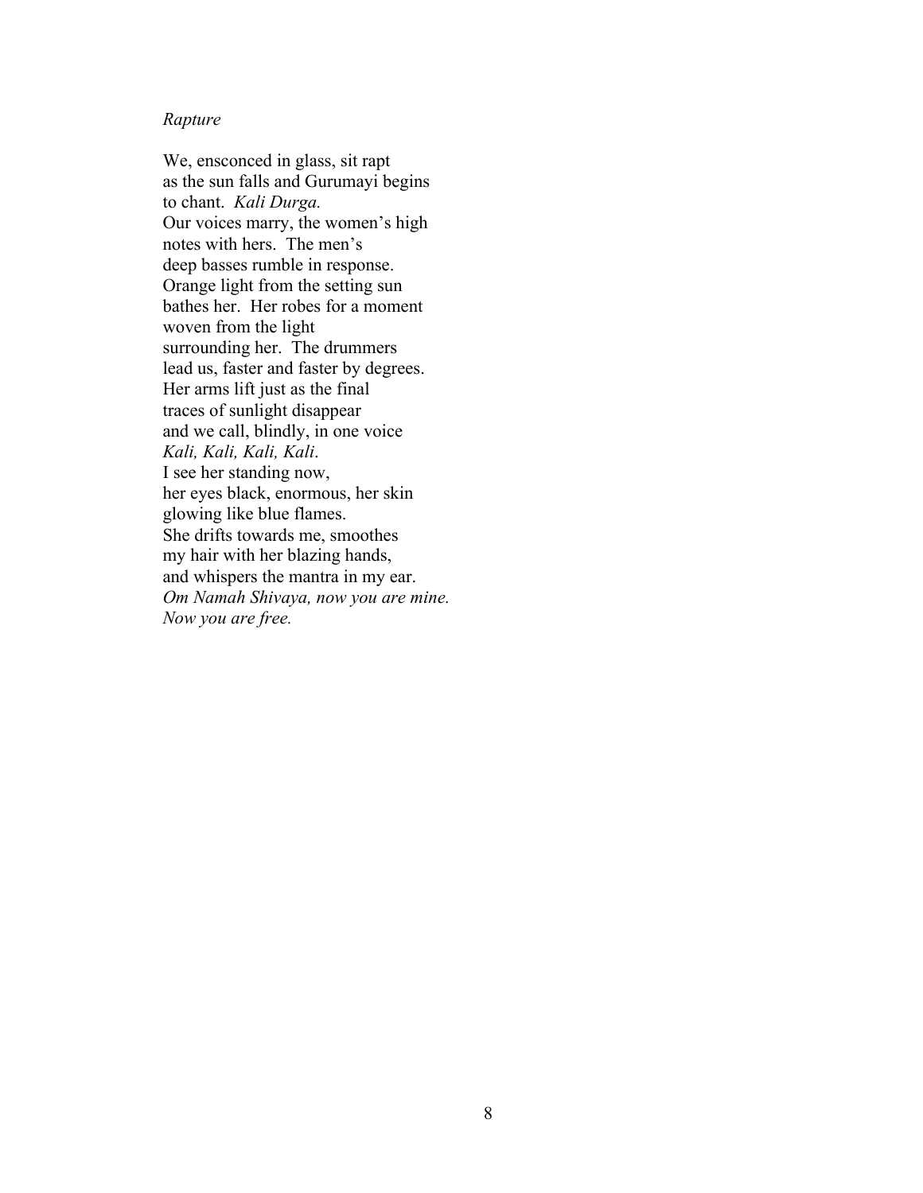*Rapture*

We, ensconced in glass, sit rapt  
as the sun falls and Gurumayi begins  
to chant. *Kali Durga.*  
Our voices marry, the women's high  
notes with hers. The men's  
deep basses rumble in response.  
Orange light from the setting sun  
bathes her. Her robes for a moment  
woven from the light  
surrounding her. The drummers  
lead us, faster and faster by degrees.  
Her arms lift just as the final  
traces of sunlight disappear  
and we call, blindly, in one voice  
*Kali, Kali, Kali, Kali*.  
I see her standing now,  
her eyes black, enormous, her skin  
glowing like blue flames.  
She drifts towards me, smoothes  
my hair with her blazing hands,  
and whispers the mantra in my ear.  
*Om Namah Shivaya, now you are mine.*  
*Now you are free.*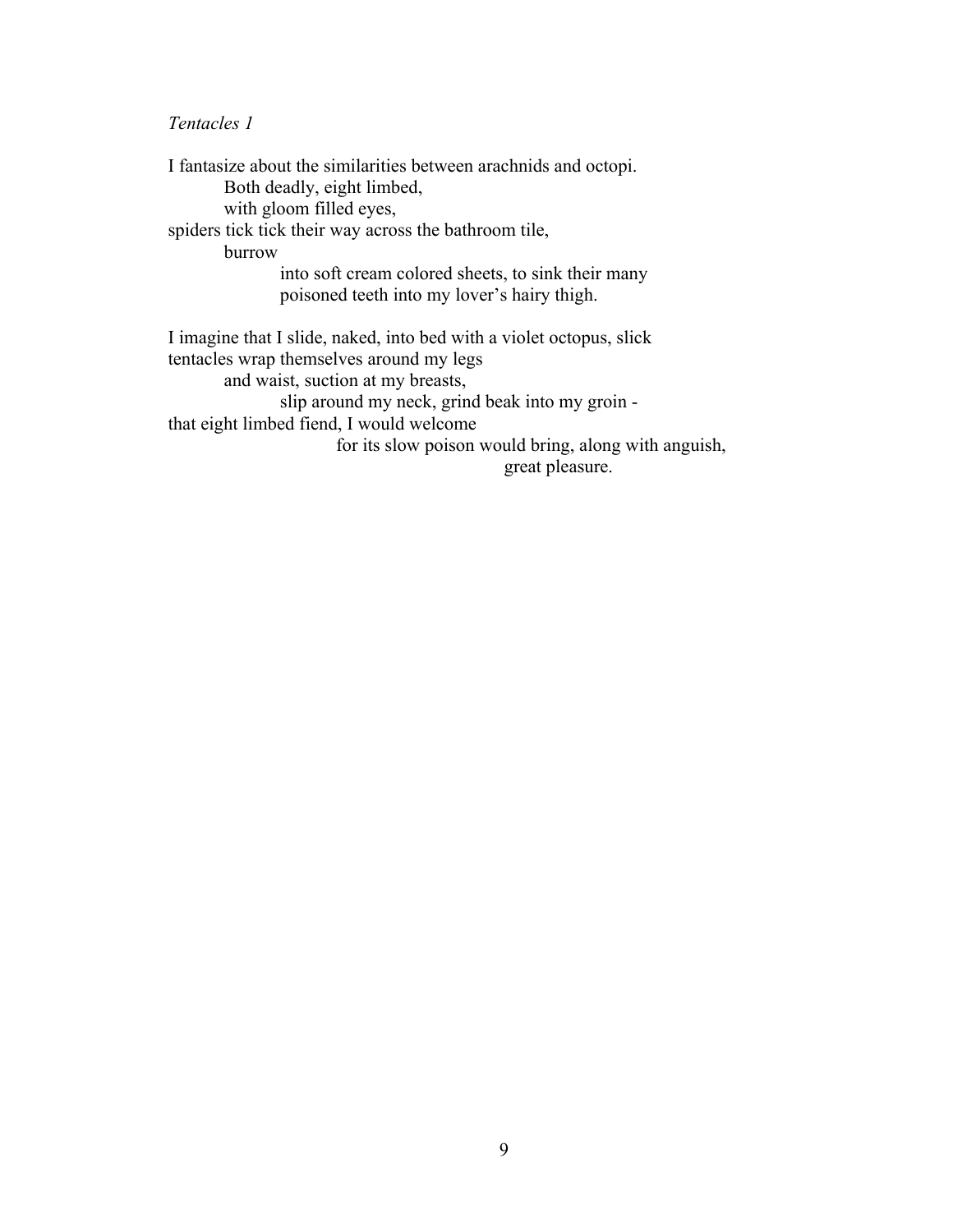*Tentacles 1*

I fantasize about the similarities between arachnids and octopi.
&nbsp;&nbsp;&nbsp;&nbsp;&nbsp;&nbsp;&nbsp;&nbsp;Both deadly, eight limbed,
&nbsp;&nbsp;&nbsp;&nbsp;&nbsp;&nbsp;&nbsp;&nbsp;with gloom filled eyes,
spiders tick tick their way across the bathroom tile,
&nbsp;&nbsp;&nbsp;&nbsp;&nbsp;&nbsp;&nbsp;&nbsp;burrow
&nbsp;&nbsp;&nbsp;&nbsp;&nbsp;&nbsp;&nbsp;&nbsp;&nbsp;&nbsp;&nbsp;&nbsp;&nbsp;&nbsp;&nbsp;&nbsp;into soft cream colored sheets, to sink their many
&nbsp;&nbsp;&nbsp;&nbsp;&nbsp;&nbsp;&nbsp;&nbsp;&nbsp;&nbsp;&nbsp;&nbsp;&nbsp;&nbsp;&nbsp;&nbsp;poisoned teeth into my lover's hairy thigh.

I imagine that I slide, naked, into bed with a violet octopus, slick
tentacles wrap themselves around my legs
&nbsp;&nbsp;&nbsp;&nbsp;&nbsp;&nbsp;&nbsp;&nbsp;and waist, suction at my breasts,
&nbsp;&nbsp;&nbsp;&nbsp;&nbsp;&nbsp;&nbsp;&nbsp;&nbsp;&nbsp;&nbsp;&nbsp;&nbsp;&nbsp;&nbsp;&nbsp;slip around my neck, grind beak into my groin -
that eight limbed fiend, I would welcome
&nbsp;&nbsp;&nbsp;&nbsp;&nbsp;&nbsp;&nbsp;&nbsp;&nbsp;&nbsp;&nbsp;&nbsp;&nbsp;&nbsp;&nbsp;&nbsp;&nbsp;&nbsp;&nbsp;&nbsp;&nbsp;&nbsp;&nbsp;&nbsp;for its slow poison would bring, along with anguish,
&nbsp;&nbsp;&nbsp;&nbsp;&nbsp;&nbsp;&nbsp;&nbsp;&nbsp;&nbsp;&nbsp;&nbsp;&nbsp;&nbsp;&nbsp;&nbsp;&nbsp;&nbsp;&nbsp;&nbsp;&nbsp;&nbsp;&nbsp;&nbsp;&nbsp;&nbsp;&nbsp;&nbsp;&nbsp;&nbsp;&nbsp;&nbsp;&nbsp;&nbsp;&nbsp;&nbsp;&nbsp;&nbsp;&nbsp;&nbsp;&nbsp;&nbsp;&nbsp;&nbsp;&nbsp;&nbsp;&nbsp;&nbsp;great pleasure.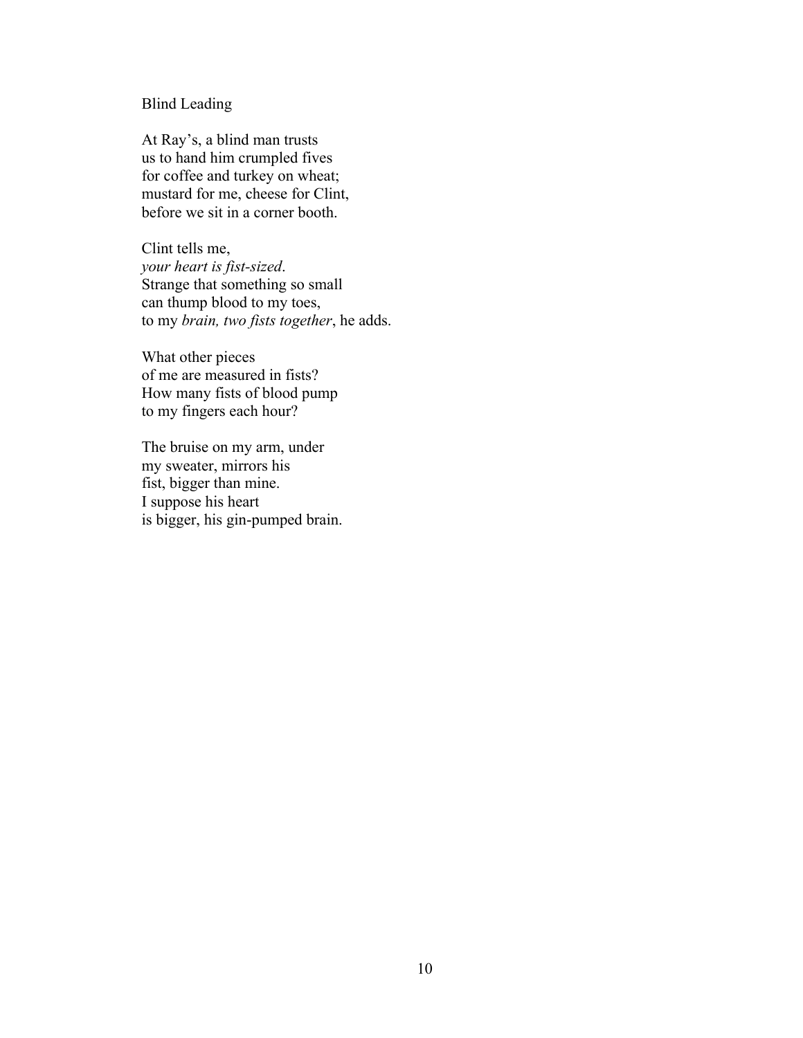## Blind Leading

At Ray's, a blind man trusts  
us to hand him crumpled fives  
for coffee and turkey on wheat;  
mustard for me, cheese for Clint,  
before we sit in a corner booth.

Clint tells me,  
*your heart is fist-sized*.  
Strange that something so small  
can thump blood to my toes,  
to my *brain, two fists together*, he adds.

What other pieces  
of me are measured in fists?  
How many fists of blood pump  
to my fingers each hour?

The bruise on my arm, under  
my sweater, mirrors his  
fist, bigger than mine.  
I suppose his heart  
is bigger, his gin-pumped brain.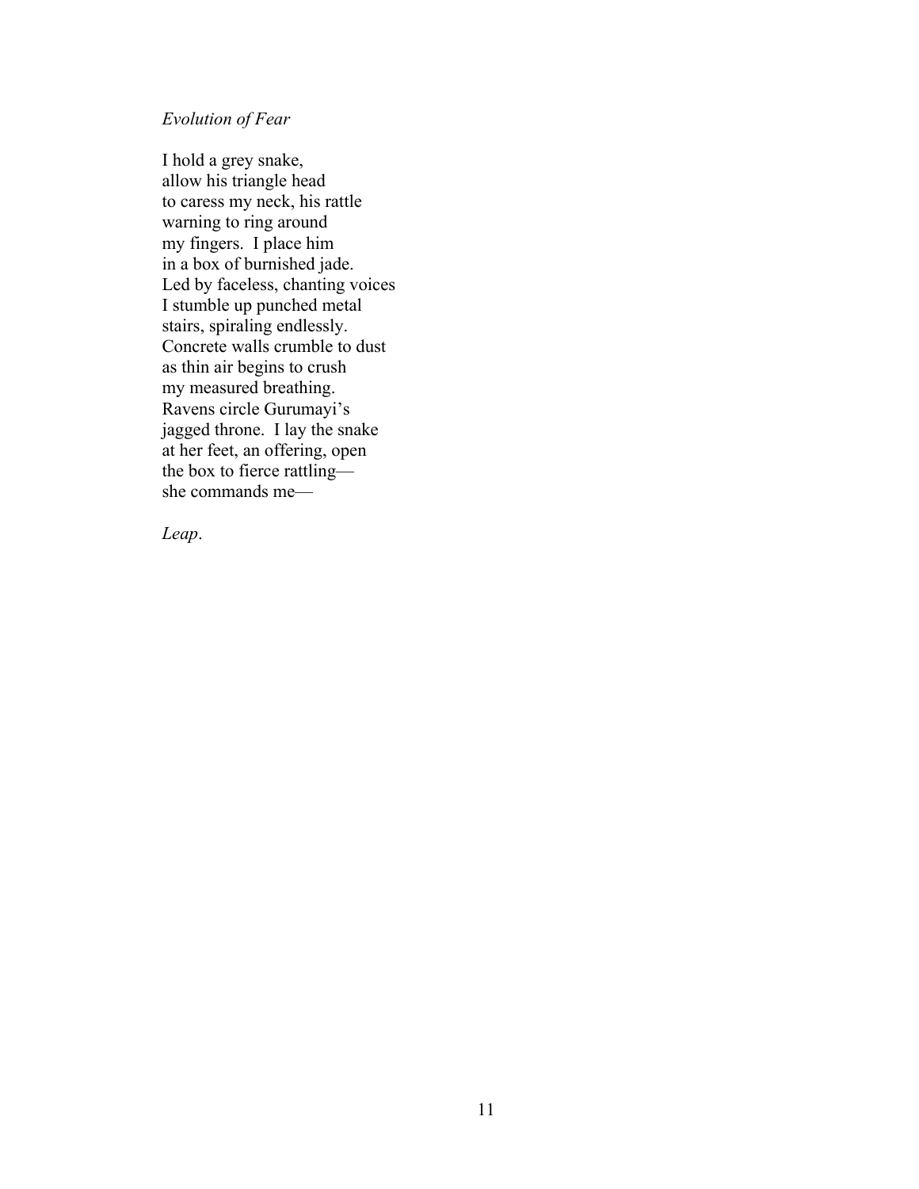*Evolution of Fear*

I hold a grey snake,  
allow his triangle head  
to caress my neck, his rattle  
warning to ring around  
my fingers. I place him  
in a box of burnished jade.  
Led by faceless, chanting voices  
I stumble up punched metal  
stairs, spiraling endlessly.  
Concrete walls crumble to dust  
as thin air begins to crush  
my measured breathing.  
Ravens circle Gurumayi's  
jagged throne. I lay the snake  
at her feet, an offering, open  
the box to fierce rattling—  
she commands me—

*Leap*.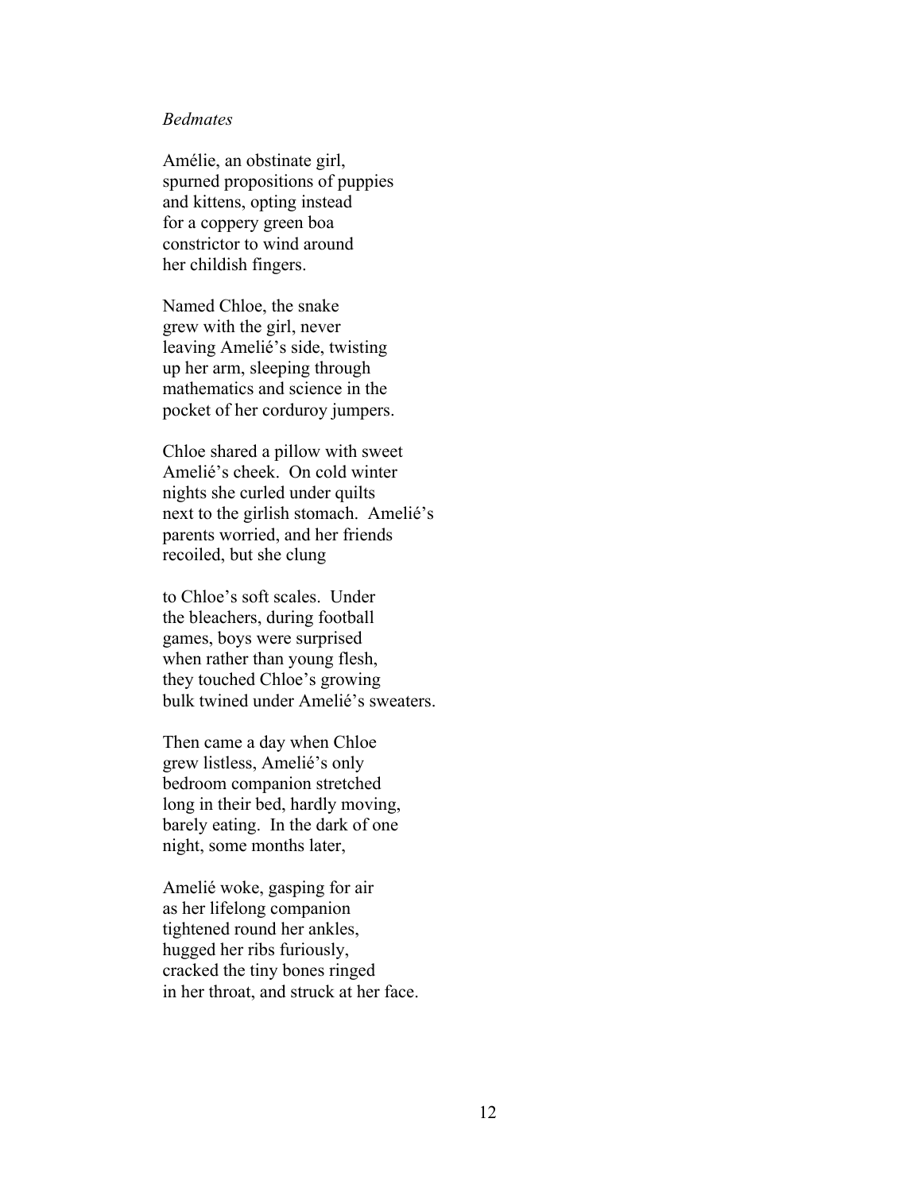*Bedmates*

Amélie, an obstinate girl,
spurned propositions of puppies
and kittens, opting instead
for a coppery green boa
constrictor to wind around
her childish fingers.

Named Chloe, the snake
grew with the girl, never
leaving Amelié's side, twisting
up her arm, sleeping through
mathematics and science in the
pocket of her corduroy jumpers.

Chloe shared a pillow with sweet
Amelié's cheek. On cold winter
nights she curled under quilts
next to the girlish stomach. Amelié's
parents worried, and her friends
recoiled, but she clung

to Chloe's soft scales. Under
the bleachers, during football
games, boys were surprised
when rather than young flesh,
they touched Chloe's growing
bulk twined under Amelié's sweaters.

Then came a day when Chloe
grew listless, Amelié's only
bedroom companion stretched
long in their bed, hardly moving,
barely eating. In the dark of one
night, some months later,

Amelié woke, gasping for air
as her lifelong companion
tightened round her ankles,
hugged her ribs furiously,
cracked the tiny bones ringed
in her throat, and struck at her face.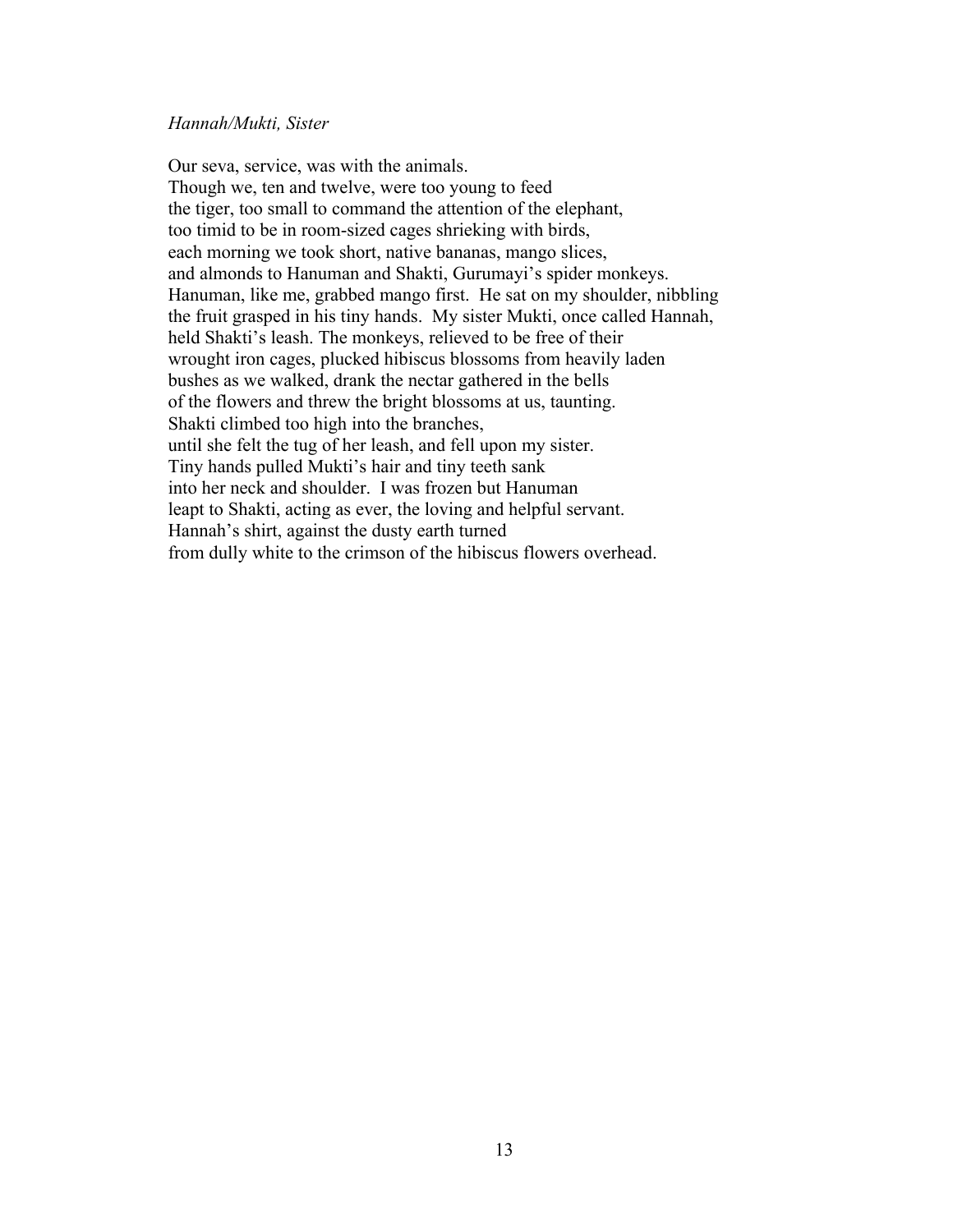*Hannah/Mukti, Sister*

Our seva, service, was with the animals.  
Though we, ten and twelve, were too young to feed  
the tiger, too small to command the attention of the elephant,  
too timid to be in room-sized cages shrieking with birds,  
each morning we took short, native bananas, mango slices,  
and almonds to Hanuman and Shakti, Gurumayi's spider monkeys.  
Hanuman, like me, grabbed mango first.  He sat on my shoulder, nibbling  
the fruit grasped in his tiny hands.  My sister Mukti, once called Hannah,  
held Shakti's leash. The monkeys, relieved to be free of their  
wrought iron cages, plucked hibiscus blossoms from heavily laden  
bushes as we walked, drank the nectar gathered in the bells  
of the flowers and threw the bright blossoms at us, taunting.  
Shakti climbed too high into the branches,  
until she felt the tug of her leash, and fell upon my sister.  
Tiny hands pulled Mukti's hair and tiny teeth sank  
into her neck and shoulder.  I was frozen but Hanuman  
leapt to Shakti, acting as ever, the loving and helpful servant.  
Hannah's shirt, against the dusty earth turned  
from dully white to the crimson of the hibiscus flowers overhead.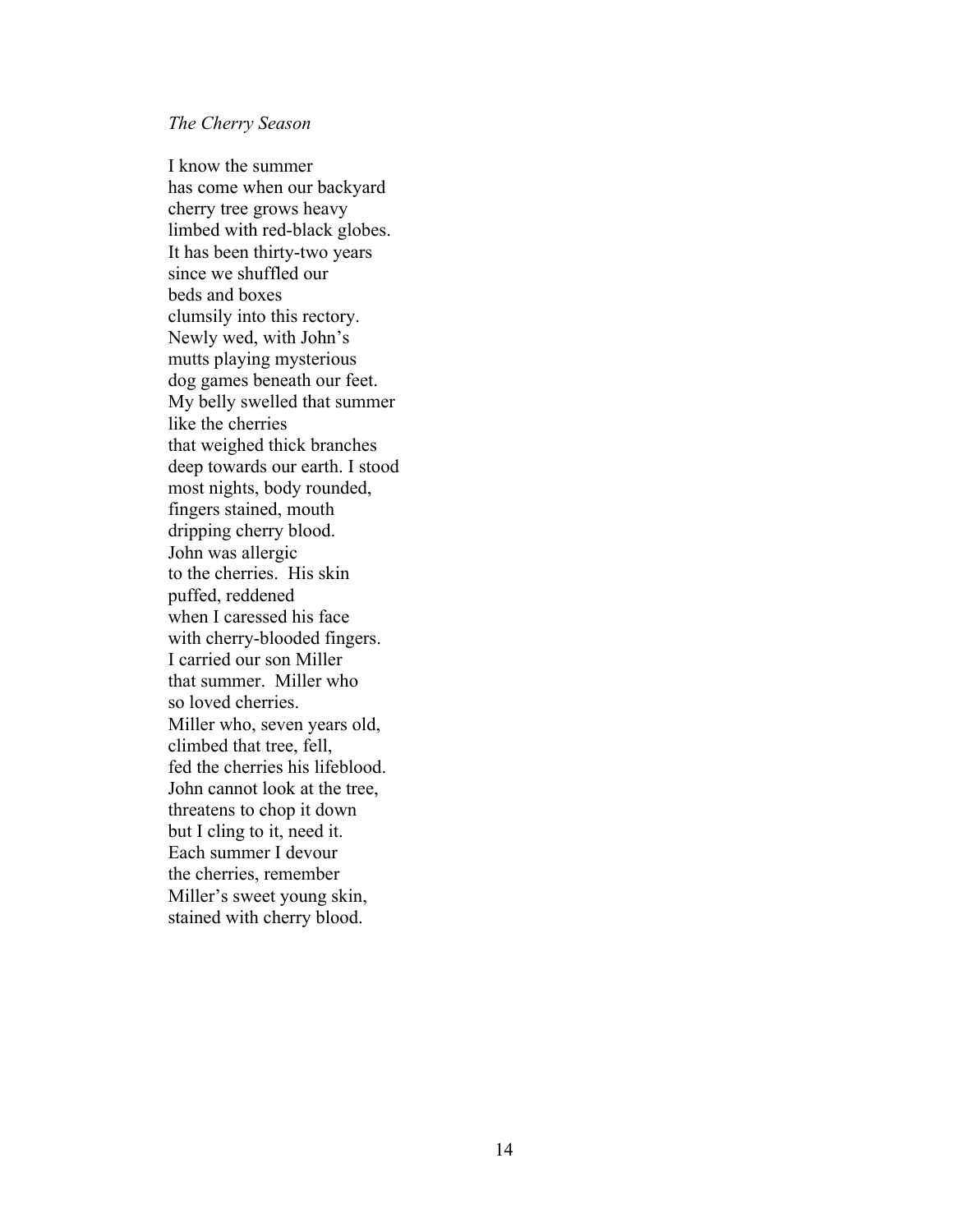*The Cherry Season*

I know the summer  
has come when our backyard  
cherry tree grows heavy  
limbed with red-black globes.  
It has been thirty-two years  
since we shuffled our  
beds and boxes  
clumsily into this rectory.  
Newly wed, with John's  
mutts playing mysterious  
dog games beneath our feet.  
My belly swelled that summer  
like the cherries  
that weighed thick branches  
deep towards our earth. I stood  
most nights, body rounded,  
fingers stained, mouth  
dripping cherry blood.  
John was allergic  
to the cherries.  His skin  
puffed, reddened  
when I caressed his face  
with cherry-blooded fingers.  
I carried our son Miller  
that summer.  Miller who  
so loved cherries.  
Miller who, seven years old,  
climbed that tree, fell,  
fed the cherries his lifeblood.  
John cannot look at the tree,  
threatens to chop it down  
but I cling to it, need it.  
Each summer I devour  
the cherries, remember  
Miller's sweet young skin,  
stained with cherry blood.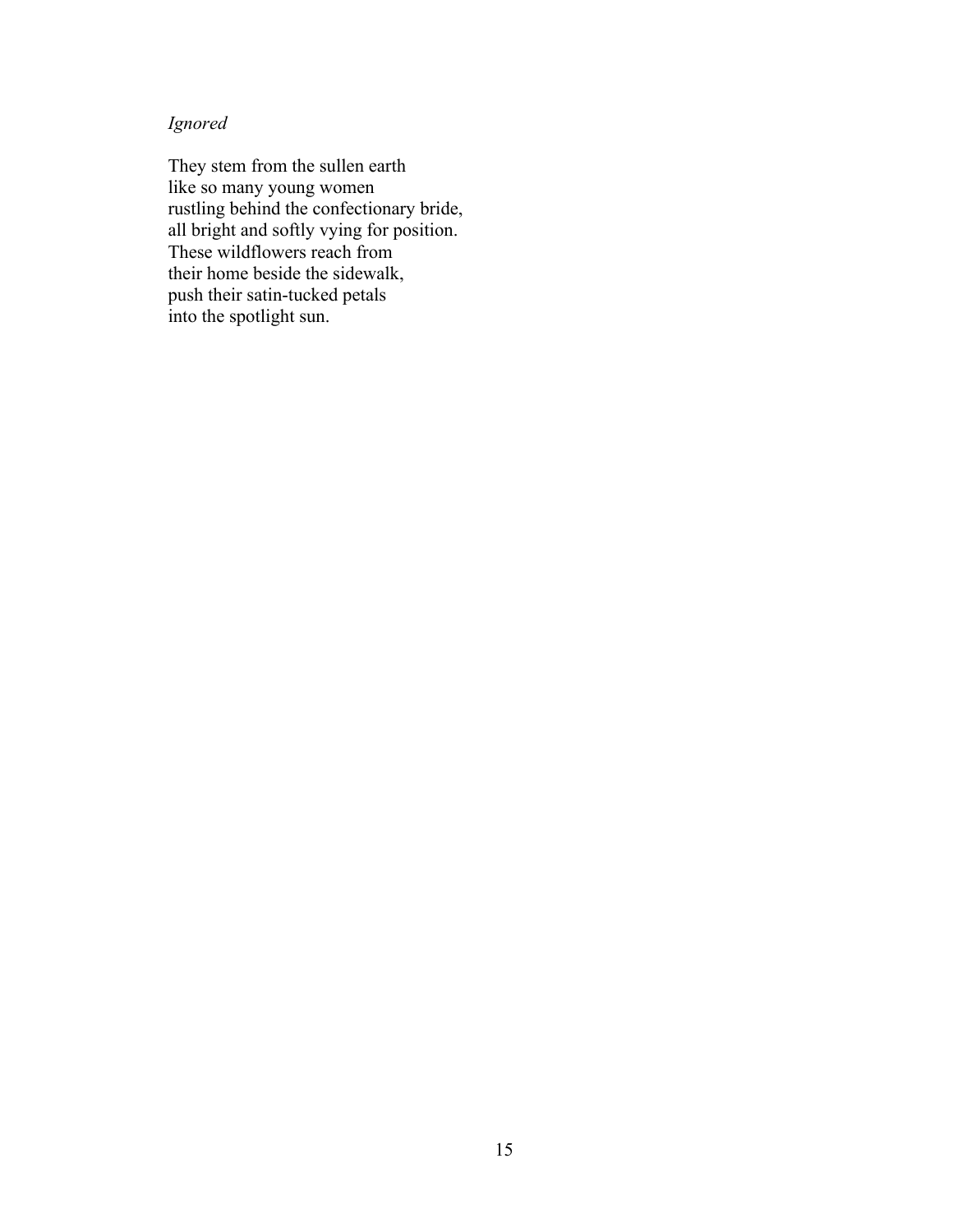*Ignored*

They stem from the sullen earth  
like so many young women  
rustling behind the confectionary bride,  
all bright and softly vying for position.  
These wildflowers reach from  
their home beside the sidewalk,  
push their satin-tucked petals  
into the spotlight sun.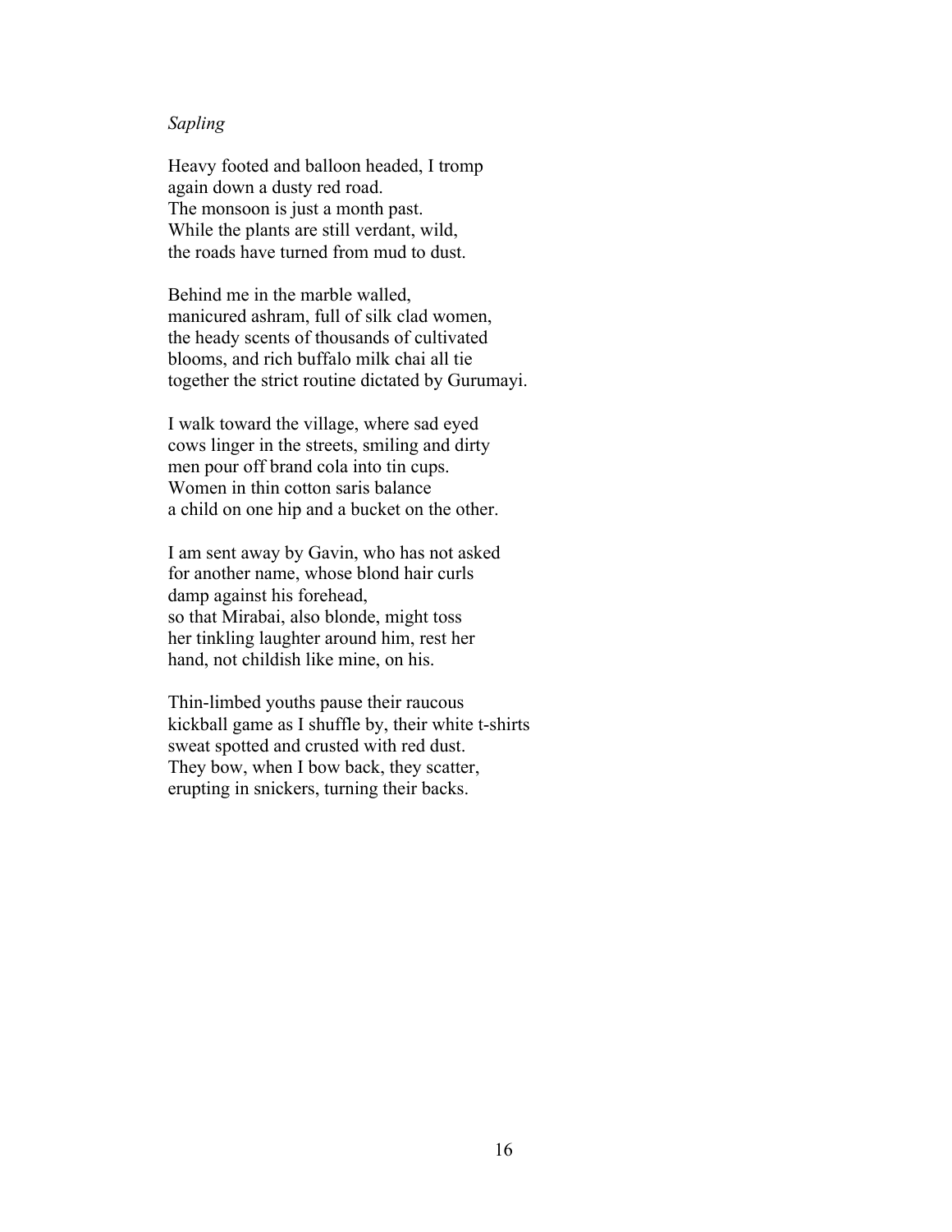*Sapling*

Heavy footed and balloon headed, I tromp  
again down a dusty red road.  
The monsoon is just a month past.  
While the plants are still verdant, wild,  
the roads have turned from mud to dust.

Behind me in the marble walled,  
manicured ashram, full of silk clad women,  
the heady scents of thousands of cultivated  
blooms, and rich buffalo milk chai all tie  
together the strict routine dictated by Gurumayi.

I walk toward the village, where sad eyed  
cows linger in the streets, smiling and dirty  
men pour off brand cola into tin cups.  
Women in thin cotton saris balance  
a child on one hip and a bucket on the other.

I am sent away by Gavin, who has not asked  
for another name, whose blond hair curls  
damp against his forehead,  
so that Mirabai, also blonde, might toss  
her tinkling laughter around him, rest her  
hand, not childish like mine, on his.

Thin-limbed youths pause their raucous  
kickball game as I shuffle by, their white t-shirts  
sweat spotted and crusted with red dust.  
They bow, when I bow back, they scatter,  
erupting in snickers, turning their backs.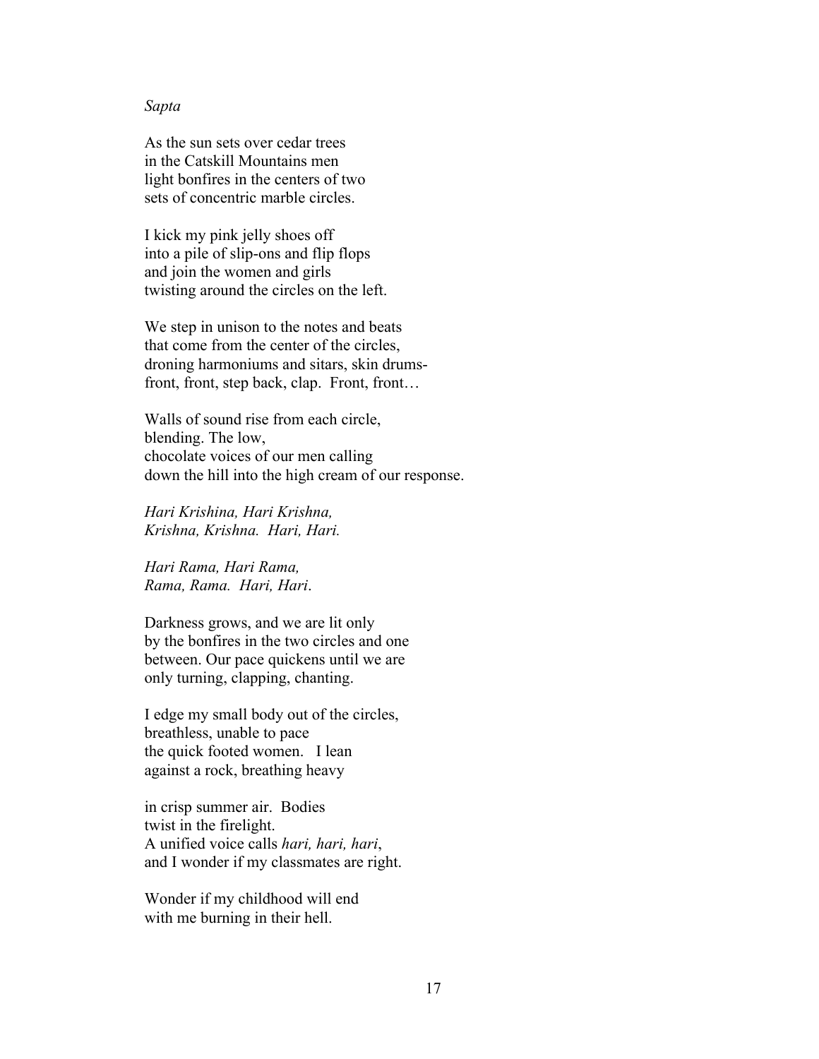*Sapta*

As the sun sets over cedar trees  
in the Catskill Mountains men  
light bonfires in the centers of two  
sets of concentric marble circles.

I kick my pink jelly shoes off  
into a pile of slip-ons and flip flops  
and join the women and girls  
twisting around the circles on the left.

We step in unison to the notes and beats  
that come from the center of the circles,  
droning harmoniums and sitars, skin drums-  
front, front, step back, clap.  Front, front…

Walls of sound rise from each circle,  
blending. The low,  
chocolate voices of our men calling  
down the hill into the high cream of our response.

*Hari Krishina, Hari Krishna,*  
*Krishna, Krishna.  Hari, Hari.*

*Hari Rama, Hari Rama,*  
*Rama, Rama.  Hari, Hari*.

Darkness grows, and we are lit only  
by the bonfires in the two circles and one  
between. Our pace quickens until we are  
only turning, clapping, chanting.

I edge my small body out of the circles,  
breathless, unable to pace  
the quick footed women.   I lean  
against a rock, breathing heavy

in crisp summer air.  Bodies  
twist in the firelight.  
A unified voice calls *hari, hari, hari*,  
and I wonder if my classmates are right.

Wonder if my childhood will end  
with me burning in their hell.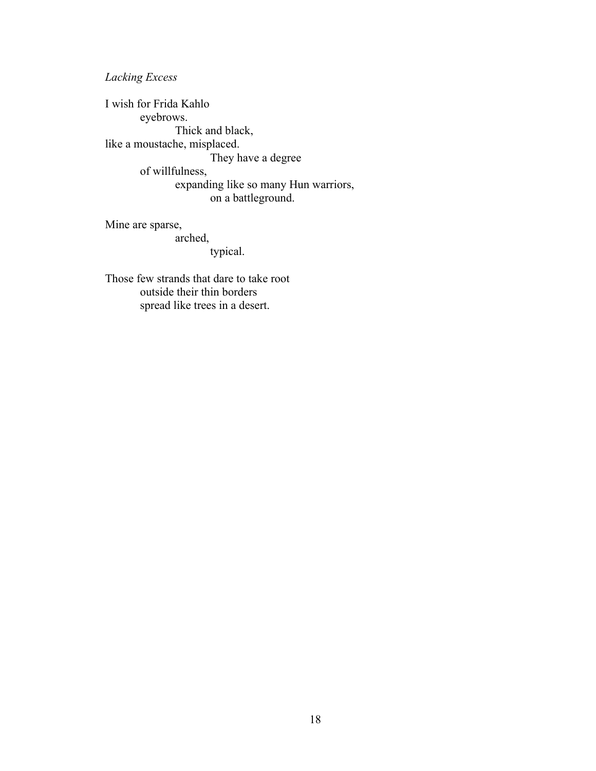*Lacking Excess*

I wish for Frida Kahlo  
&emsp;&emsp;eyebrows.  
&emsp;&emsp;&emsp;&emsp;Thick and black,  
like a moustache, misplaced.  
&emsp;&emsp;&emsp;&emsp;&emsp;&emsp;They have a degree  
&emsp;&emsp;of willfulness,  
&emsp;&emsp;&emsp;&emsp;expanding like so many Hun warriors,  
&emsp;&emsp;&emsp;&emsp;&emsp;&emsp;on a battleground.

Mine are sparse,  
&emsp;&emsp;&emsp;&emsp;arched,  
&emsp;&emsp;&emsp;&emsp;&emsp;&emsp;typical.

Those few strands that dare to take root  
&emsp;&emsp;outside their thin borders  
&emsp;&emsp;spread like trees in a desert.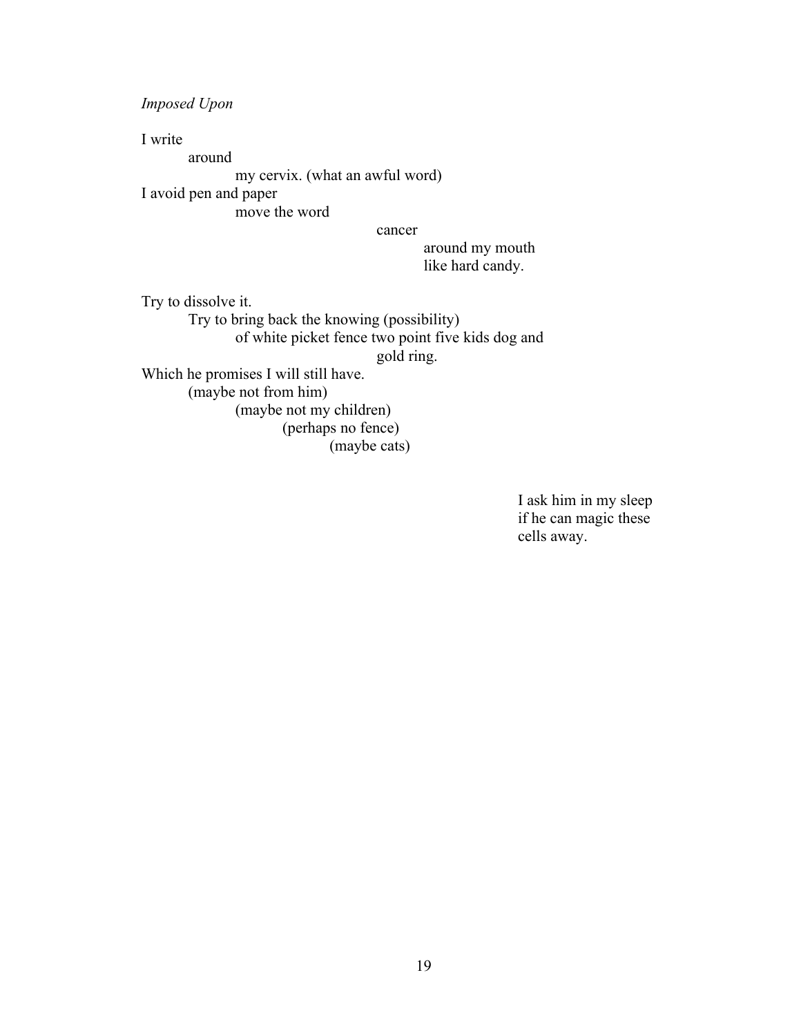*Imposed Upon*

I write
&nbsp;&nbsp;&nbsp;&nbsp;&nbsp;&nbsp;&nbsp;&nbsp;around
&nbsp;&nbsp;&nbsp;&nbsp;&nbsp;&nbsp;&nbsp;&nbsp;&nbsp;&nbsp;&nbsp;&nbsp;&nbsp;&nbsp;&nbsp;&nbsp;my cervix. (what an awful word)
I avoid pen and paper
&nbsp;&nbsp;&nbsp;&nbsp;&nbsp;&nbsp;&nbsp;&nbsp;&nbsp;&nbsp;&nbsp;&nbsp;&nbsp;&nbsp;&nbsp;&nbsp;move the word
&nbsp;&nbsp;&nbsp;&nbsp;&nbsp;&nbsp;&nbsp;&nbsp;&nbsp;&nbsp;&nbsp;&nbsp;&nbsp;&nbsp;&nbsp;&nbsp;&nbsp;&nbsp;&nbsp;&nbsp;&nbsp;&nbsp;&nbsp;&nbsp;&nbsp;&nbsp;&nbsp;&nbsp;&nbsp;&nbsp;&nbsp;&nbsp;&nbsp;&nbsp;&nbsp;&nbsp;&nbsp;&nbsp;&nbsp;&nbsp;cancer
&nbsp;&nbsp;&nbsp;&nbsp;&nbsp;&nbsp;&nbsp;&nbsp;&nbsp;&nbsp;&nbsp;&nbsp;&nbsp;&nbsp;&nbsp;&nbsp;&nbsp;&nbsp;&nbsp;&nbsp;&nbsp;&nbsp;&nbsp;&nbsp;&nbsp;&nbsp;&nbsp;&nbsp;&nbsp;&nbsp;&nbsp;&nbsp;&nbsp;&nbsp;&nbsp;&nbsp;&nbsp;&nbsp;&nbsp;&nbsp;&nbsp;&nbsp;&nbsp;&nbsp;&nbsp;&nbsp;&nbsp;&nbsp;around my mouth
&nbsp;&nbsp;&nbsp;&nbsp;&nbsp;&nbsp;&nbsp;&nbsp;&nbsp;&nbsp;&nbsp;&nbsp;&nbsp;&nbsp;&nbsp;&nbsp;&nbsp;&nbsp;&nbsp;&nbsp;&nbsp;&nbsp;&nbsp;&nbsp;&nbsp;&nbsp;&nbsp;&nbsp;&nbsp;&nbsp;&nbsp;&nbsp;&nbsp;&nbsp;&nbsp;&nbsp;&nbsp;&nbsp;&nbsp;&nbsp;&nbsp;&nbsp;&nbsp;&nbsp;&nbsp;&nbsp;&nbsp;&nbsp;like hard candy.

Try to dissolve it.
&nbsp;&nbsp;&nbsp;&nbsp;&nbsp;&nbsp;&nbsp;&nbsp;Try to bring back the knowing (possibility)
&nbsp;&nbsp;&nbsp;&nbsp;&nbsp;&nbsp;&nbsp;&nbsp;&nbsp;&nbsp;&nbsp;&nbsp;&nbsp;&nbsp;&nbsp;&nbsp;of white picket fence two point five kids dog and
&nbsp;&nbsp;&nbsp;&nbsp;&nbsp;&nbsp;&nbsp;&nbsp;&nbsp;&nbsp;&nbsp;&nbsp;&nbsp;&nbsp;&nbsp;&nbsp;&nbsp;&nbsp;&nbsp;&nbsp;&nbsp;&nbsp;&nbsp;&nbsp;&nbsp;&nbsp;&nbsp;&nbsp;&nbsp;&nbsp;&nbsp;&nbsp;&nbsp;&nbsp;&nbsp;&nbsp;&nbsp;&nbsp;&nbsp;&nbsp;gold ring.
Which he promises I will still have.
&nbsp;&nbsp;&nbsp;&nbsp;&nbsp;&nbsp;&nbsp;&nbsp;(maybe not from him)
&nbsp;&nbsp;&nbsp;&nbsp;&nbsp;&nbsp;&nbsp;&nbsp;&nbsp;&nbsp;&nbsp;&nbsp;&nbsp;&nbsp;&nbsp;&nbsp;(maybe not my children)
&nbsp;&nbsp;&nbsp;&nbsp;&nbsp;&nbsp;&nbsp;&nbsp;&nbsp;&nbsp;&nbsp;&nbsp;&nbsp;&nbsp;&nbsp;&nbsp;&nbsp;&nbsp;&nbsp;&nbsp;&nbsp;&nbsp;&nbsp;&nbsp;(perhaps no fence)
&nbsp;&nbsp;&nbsp;&nbsp;&nbsp;&nbsp;&nbsp;&nbsp;&nbsp;&nbsp;&nbsp;&nbsp;&nbsp;&nbsp;&nbsp;&nbsp;&nbsp;&nbsp;&nbsp;&nbsp;&nbsp;&nbsp;&nbsp;&nbsp;&nbsp;&nbsp;&nbsp;&nbsp;&nbsp;&nbsp;&nbsp;&nbsp;(maybe cats)

&nbsp;&nbsp;&nbsp;&nbsp;&nbsp;&nbsp;&nbsp;&nbsp;&nbsp;&nbsp;&nbsp;&nbsp;&nbsp;&nbsp;&nbsp;&nbsp;&nbsp;&nbsp;&nbsp;&nbsp;&nbsp;&nbsp;&nbsp;&nbsp;&nbsp;&nbsp;&nbsp;&nbsp;&nbsp;&nbsp;&nbsp;&nbsp;&nbsp;&nbsp;&nbsp;&nbsp;&nbsp;&nbsp;&nbsp;&nbsp;&nbsp;&nbsp;&nbsp;&nbsp;&nbsp;&nbsp;&nbsp;&nbsp;&nbsp;&nbsp;&nbsp;&nbsp;&nbsp;&nbsp;&nbsp;&nbsp;&nbsp;&nbsp;&nbsp;&nbsp;&nbsp;&nbsp;&nbsp;&nbsp;I ask him in my sleep
&nbsp;&nbsp;&nbsp;&nbsp;&nbsp;&nbsp;&nbsp;&nbsp;&nbsp;&nbsp;&nbsp;&nbsp;&nbsp;&nbsp;&nbsp;&nbsp;&nbsp;&nbsp;&nbsp;&nbsp;&nbsp;&nbsp;&nbsp;&nbsp;&nbsp;&nbsp;&nbsp;&nbsp;&nbsp;&nbsp;&nbsp;&nbsp;&nbsp;&nbsp;&nbsp;&nbsp;&nbsp;&nbsp;&nbsp;&nbsp;&nbsp;&nbsp;&nbsp;&nbsp;&nbsp;&nbsp;&nbsp;&nbsp;&nbsp;&nbsp;&nbsp;&nbsp;&nbsp;&nbsp;&nbsp;&nbsp;&nbsp;&nbsp;&nbsp;&nbsp;&nbsp;&nbsp;&nbsp;&nbsp;if he can magic these
&nbsp;&nbsp;&nbsp;&nbsp;&nbsp;&nbsp;&nbsp;&nbsp;&nbsp;&nbsp;&nbsp;&nbsp;&nbsp;&nbsp;&nbsp;&nbsp;&nbsp;&nbsp;&nbsp;&nbsp;&nbsp;&nbsp;&nbsp;&nbsp;&nbsp;&nbsp;&nbsp;&nbsp;&nbsp;&nbsp;&nbsp;&nbsp;&nbsp;&nbsp;&nbsp;&nbsp;&nbsp;&nbsp;&nbsp;&nbsp;&nbsp;&nbsp;&nbsp;&nbsp;&nbsp;&nbsp;&nbsp;&nbsp;&nbsp;&nbsp;&nbsp;&nbsp;&nbsp;&nbsp;&nbsp;&nbsp;&nbsp;&nbsp;&nbsp;&nbsp;&nbsp;&nbsp;&nbsp;&nbsp;cells away.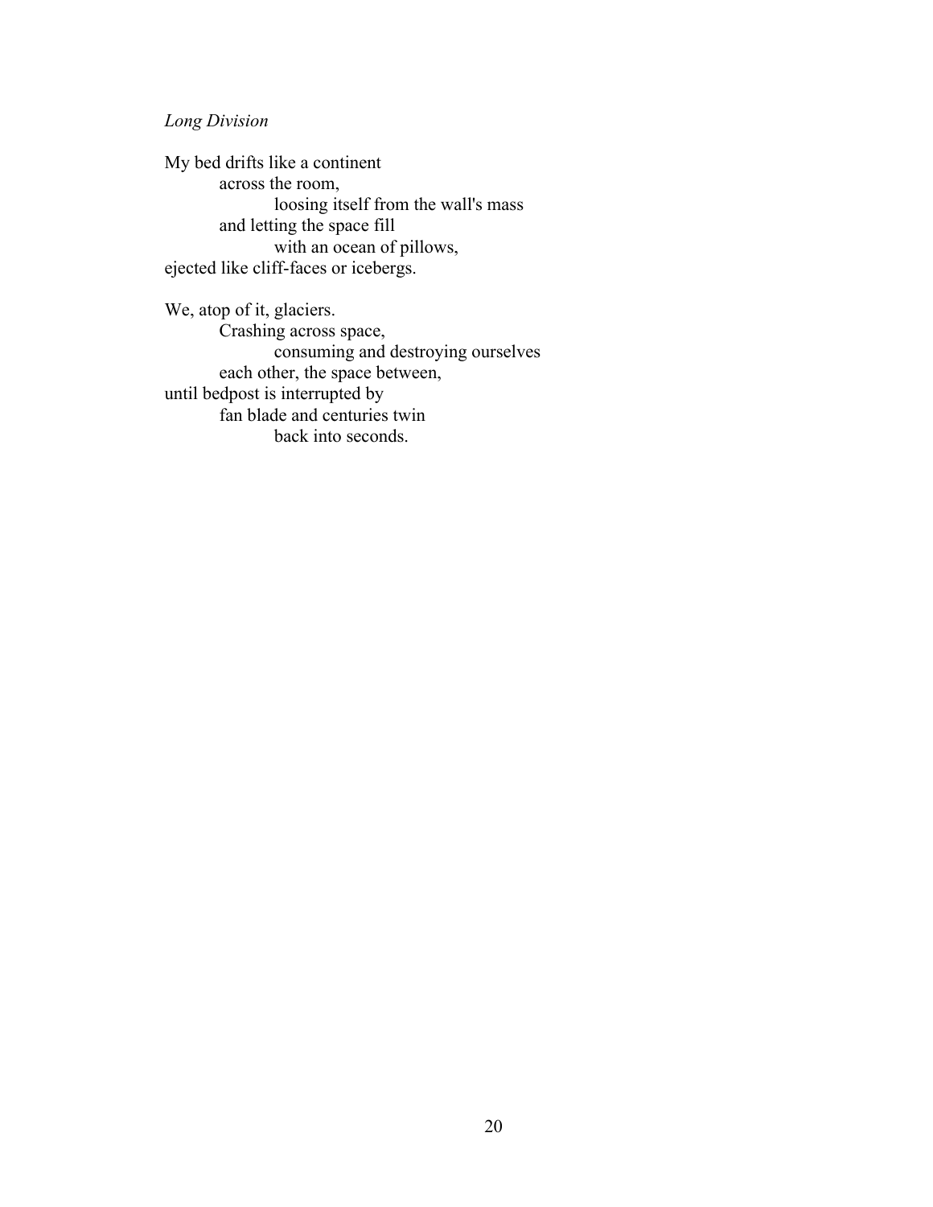*Long Division*

My bed drifts like a continent
          across the room,
                    loosing itself from the wall's mass
          and letting the space fill
                    with an ocean of pillows,
ejected like cliff-faces or icebergs.

We, atop of it, glaciers.
          Crashing across space,
                    consuming and destroying ourselves
          each other, the space between,
until bedpost is interrupted by
          fan blade and centuries twin
                    back into seconds.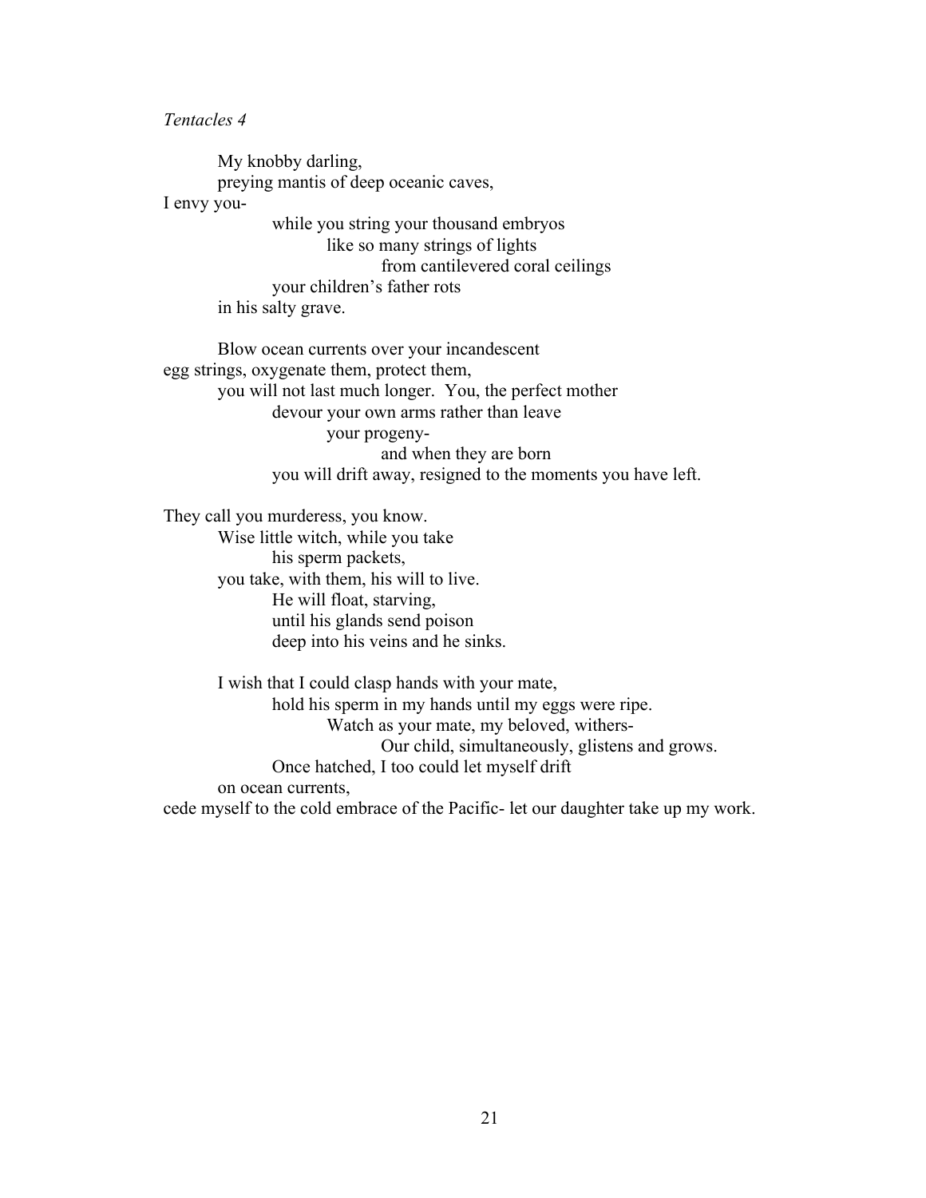*Tentacles 4*

My knobby darling,
preying mantis of deep oceanic caves,
I envy you-
while you string your thousand embryos
like so many strings of lights
from cantilevered coral ceilings
your children's father rots
in his salty grave.

Blow ocean currents over your incandescent
egg strings, oxygenate them, protect them,
you will not last much longer.  You, the perfect mother
devour your own arms rather than leave
your progeny-
and when they are born
you will drift away, resigned to the moments you have left.

They call you murderess, you know.
Wise little witch, while you take
his sperm packets,
you take, with them, his will to live.
He will float, starving,
until his glands send poison
deep into his veins and he sinks.

I wish that I could clasp hands with your mate,
hold his sperm in my hands until my eggs were ripe.
Watch as your mate, my beloved, withers-
Our child, simultaneously, glistens and grows.
Once hatched, I too could let myself drift
on ocean currents,
cede myself to the cold embrace of the Pacific- let our daughter take up my work.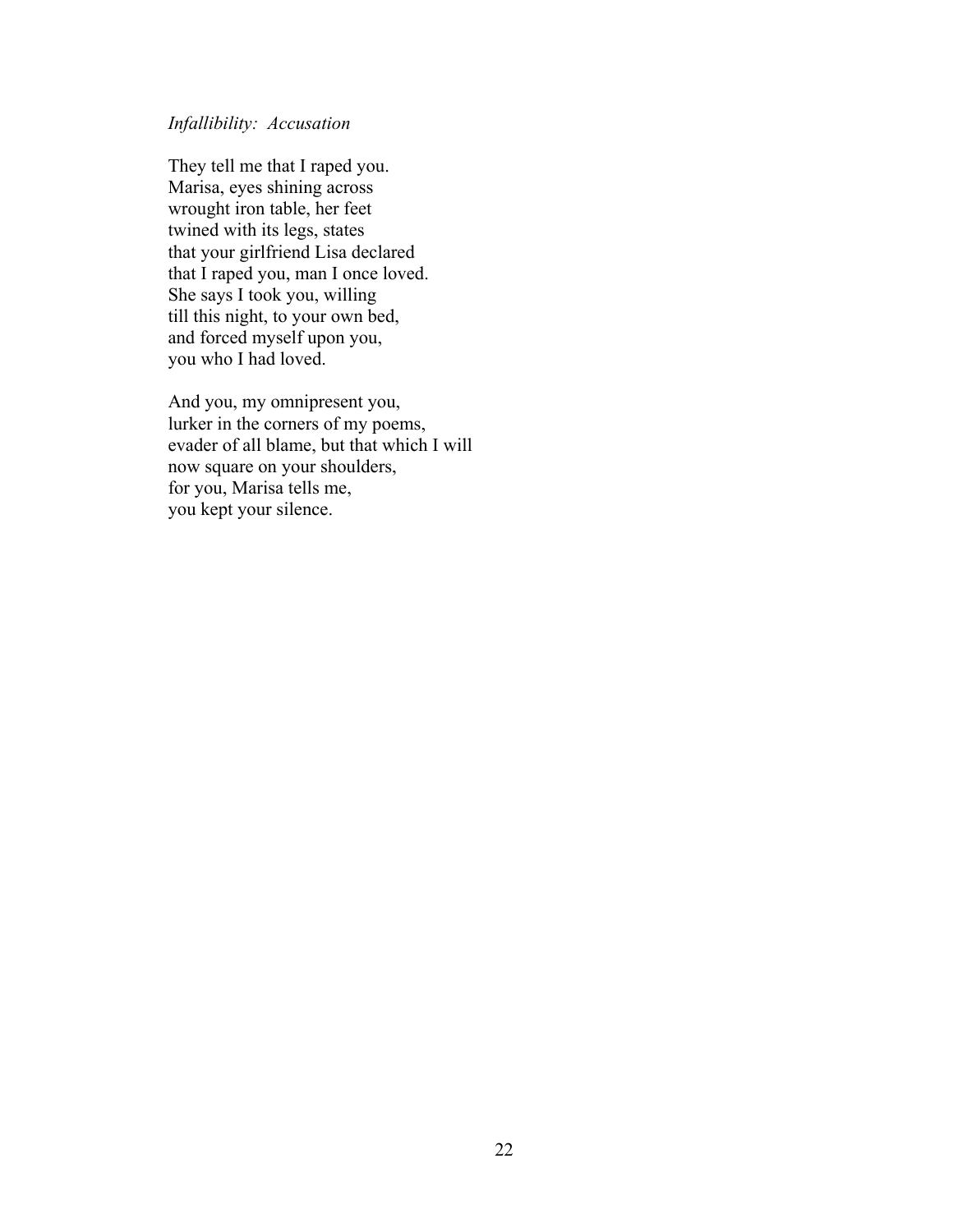*Infallibility: Accusation*

They tell me that I raped you.  
Marisa, eyes shining across  
wrought iron table, her feet  
twined with its legs, states  
that your girlfriend Lisa declared  
that I raped you, man I once loved.  
She says I took you, willing  
till this night, to your own bed,  
and forced myself upon you,  
you who I had loved.

And you, my omnipresent you,  
lurker in the corners of my poems,  
evader of all blame, but that which I will  
now square on your shoulders,  
for you, Marisa tells me,  
you kept your silence.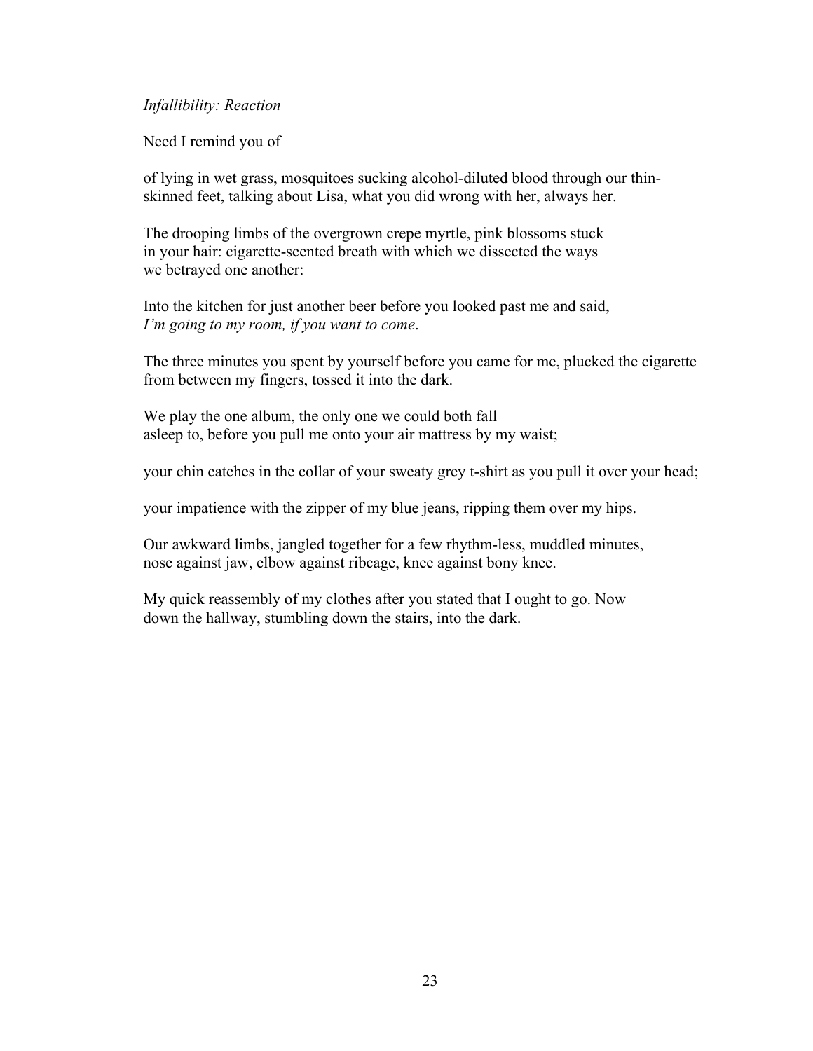*Infallibility: Reaction*

Need I remind you of

of lying in wet grass, mosquitoes sucking alcohol-diluted blood through our thin-
skinned feet, talking about Lisa, what you did wrong with her, always her.

The drooping limbs of the overgrown crepe myrtle, pink blossoms stuck
in your hair: cigarette-scented breath with which we dissected the ways
we betrayed one another:

Into the kitchen for just another beer before you looked past me and said,
*I'm going to my room, if you want to come*.

The three minutes you spent by yourself before you came for me, plucked the cigarette
from between my fingers, tossed it into the dark.

We play the one album, the only one we could both fall
asleep to, before you pull me onto your air mattress by my waist;

your chin catches in the collar of your sweaty grey t-shirt as you pull it over your head;

your impatience with the zipper of my blue jeans, ripping them over my hips.

Our awkward limbs, jangled together for a few rhythm-less, muddled minutes,
nose against jaw, elbow against ribcage, knee against bony knee.

My quick reassembly of my clothes after you stated that I ought to go. Now
down the hallway, stumbling down the stairs, into the dark.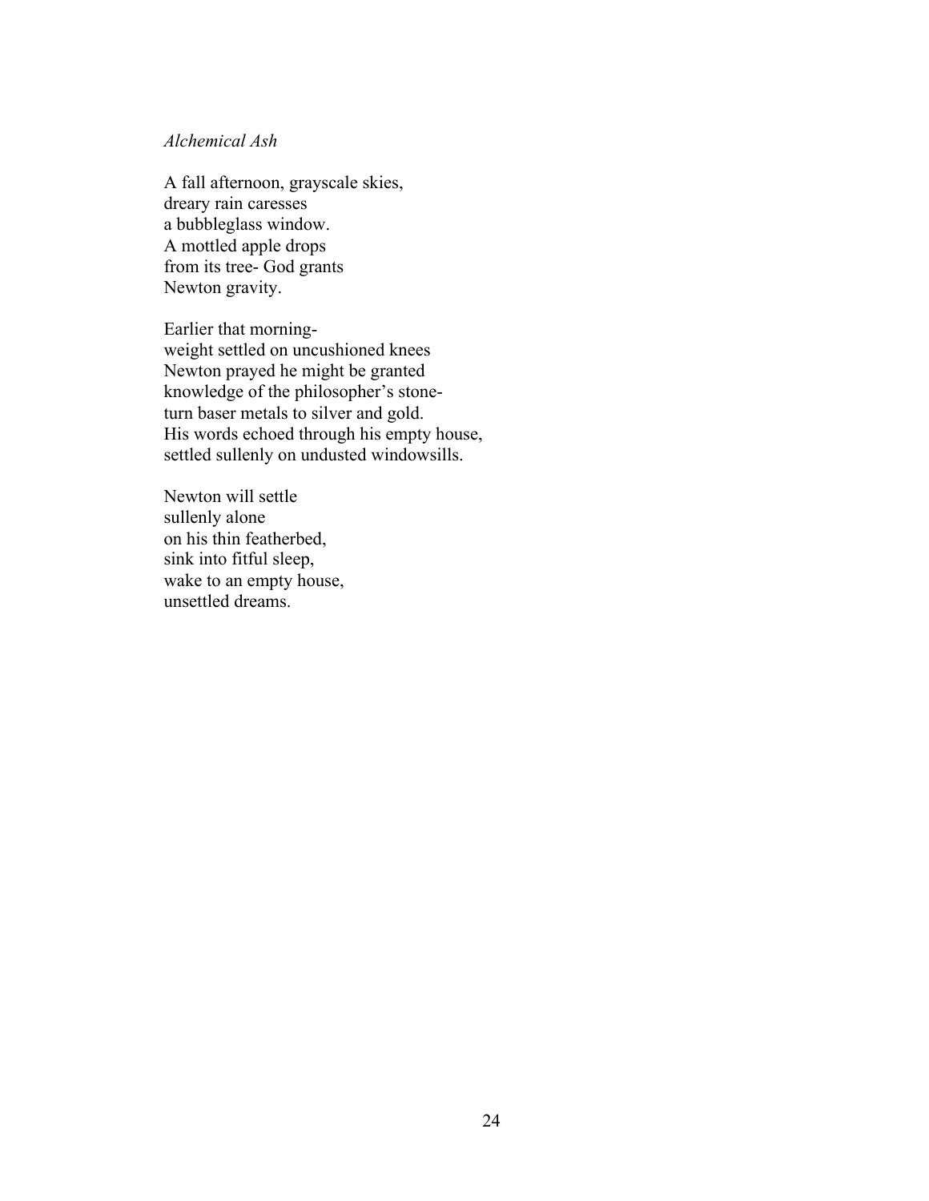*Alchemical Ash*

A fall afternoon, grayscale skies,
dreary rain caresses
a bubbleglass window.
A mottled apple drops
from its tree- God grants
Newton gravity.

Earlier that morning-
weight settled on uncushioned knees
Newton prayed he might be granted
knowledge of the philosopher's stone-
turn baser metals to silver and gold.
His words echoed through his empty house,
settled sullenly on undusted windowsills.

Newton will settle
sullenly alone
on his thin featherbed,
sink into fitful sleep,
wake to an empty house,
unsettled dreams.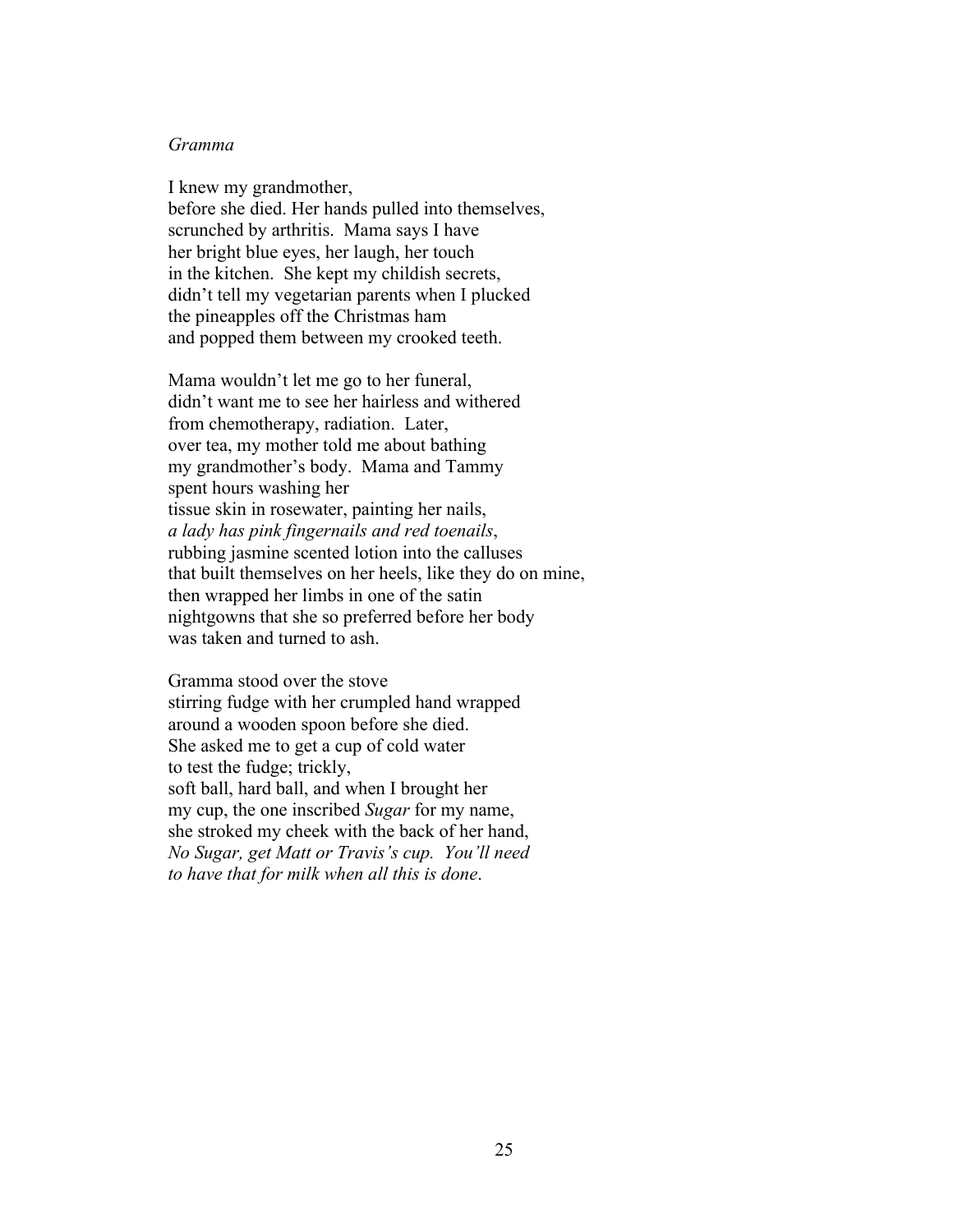*Gramma*

I knew my grandmother,  
before she died. Her hands pulled into themselves,  
scrunched by arthritis.  Mama says I have  
her bright blue eyes, her laugh, her touch  
in the kitchen.  She kept my childish secrets,  
didn't tell my vegetarian parents when I plucked  
the pineapples off the Christmas ham  
and popped them between my crooked teeth.

Mama wouldn't let me go to her funeral,  
didn't want me to see her hairless and withered  
from chemotherapy, radiation.  Later,  
over tea, my mother told me about bathing  
my grandmother's body.  Mama and Tammy  
spent hours washing her  
tissue skin in rosewater, painting her nails,  
*a lady has pink fingernails and red toenails*,  
rubbing jasmine scented lotion into the calluses  
that built themselves on her heels, like they do on mine,  
then wrapped her limbs in one of the satin  
nightgowns that she so preferred before her body  
was taken and turned to ash.

Gramma stood over the stove  
stirring fudge with her crumpled hand wrapped  
around a wooden spoon before she died.  
She asked me to get a cup of cold water  
to test the fudge; trickly,  
soft ball, hard ball, and when I brought her  
my cup, the one inscribed *Sugar* for my name,  
she stroked my cheek with the back of her hand,  
*No Sugar, get Matt or Travis's cup.  You'll need*  
*to have that for milk when all this is done*.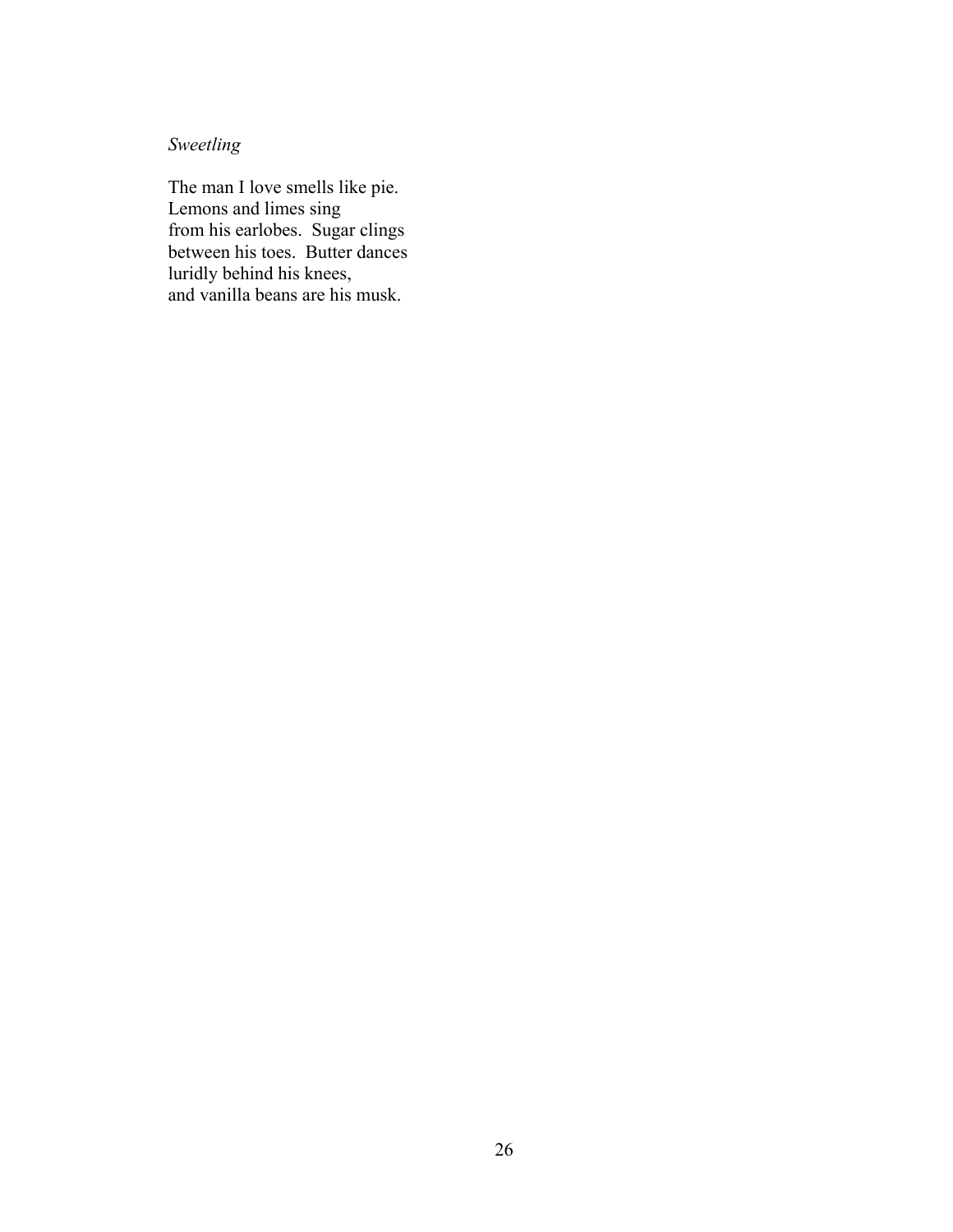*Sweetling*

The man I love smells like pie.  
Lemons and limes sing  
from his earlobes.  Sugar clings  
between his toes.  Butter dances  
luridly behind his knees,  
and vanilla beans are his musk.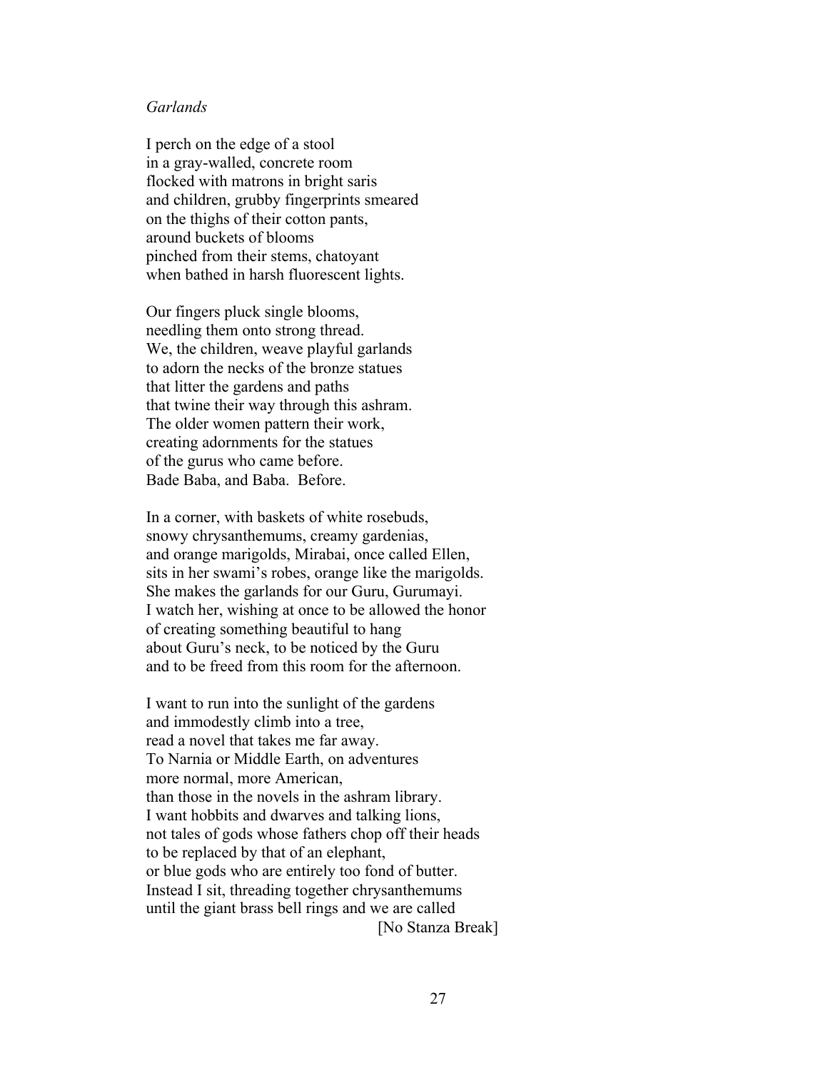*Garlands*

I perch on the edge of a stool  
in a gray-walled, concrete room  
flocked with matrons in bright saris  
and children, grubby fingerprints smeared  
on the thighs of their cotton pants,  
around buckets of blooms  
pinched from their stems, chatoyant  
when bathed in harsh fluorescent lights.

Our fingers pluck single blooms,  
needling them onto strong thread.  
We, the children, weave playful garlands  
to adorn the necks of the bronze statues  
that litter the gardens and paths  
that twine their way through this ashram.  
The older women pattern their work,  
creating adornments for the statues  
of the gurus who came before.  
Bade Baba, and Baba.  Before.

In a corner, with baskets of white rosebuds,  
snowy chrysanthemums, creamy gardenias,  
and orange marigolds, Mirabai, once called Ellen,  
sits in her swami's robes, orange like the marigolds.  
She makes the garlands for our Guru, Gurumayi.  
I watch her, wishing at once to be allowed the honor  
of creating something beautiful to hang  
about Guru's neck, to be noticed by the Guru  
and to be freed from this room for the afternoon.

I want to run into the sunlight of the gardens  
and immodestly climb into a tree,  
read a novel that takes me far away.  
To Narnia or Middle Earth, on adventures  
more normal, more American,  
than those in the novels in the ashram library.  
I want hobbits and dwarves and talking lions,  
not tales of gods whose fathers chop off their heads  
to be replaced by that of an elephant,  
or blue gods who are entirely too fond of butter.  
Instead I sit, threading together chrysanthemums  
until the giant brass bell rings and we are called

[No Stanza Break]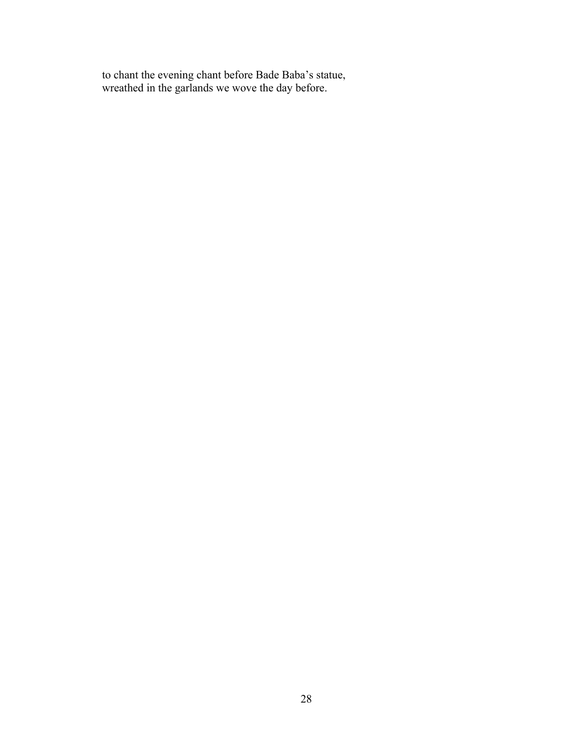to chant the evening chant before Bade Baba’s statue,
wreathed in the garlands we wove the day before.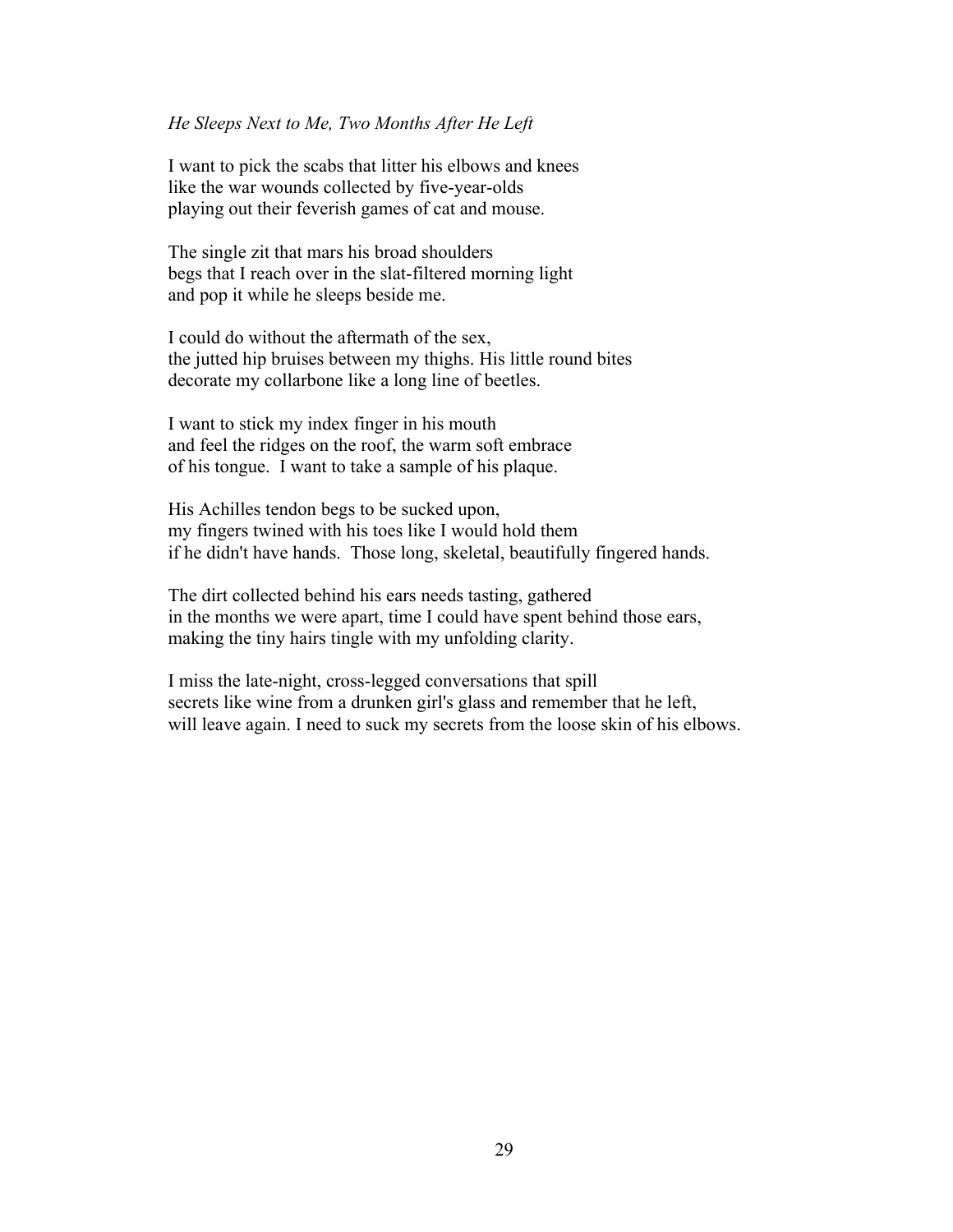*He Sleeps Next to Me, Two Months After He Left*

I want to pick the scabs that litter his elbows and knees  
like the war wounds collected by five-year-olds  
playing out their feverish games of cat and mouse.

The single zit that mars his broad shoulders  
begs that I reach over in the slat-filtered morning light  
and pop it while he sleeps beside me.

I could do without the aftermath of the sex,  
the jutted hip bruises between my thighs. His little round bites  
decorate my collarbone like a long line of beetles.

I want to stick my index finger in his mouth  
and feel the ridges on the roof, the warm soft embrace  
of his tongue.  I want to take a sample of his plaque.

His Achilles tendon begs to be sucked upon,  
my fingers twined with his toes like I would hold them  
if he didn't have hands.  Those long, skeletal, beautifully fingered hands.

The dirt collected behind his ears needs tasting, gathered  
in the months we were apart, time I could have spent behind those ears,  
making the tiny hairs tingle with my unfolding clarity.

I miss the late-night, cross-legged conversations that spill  
secrets like wine from a drunken girl's glass and remember that he left,  
will leave again. I need to suck my secrets from the loose skin of his elbows.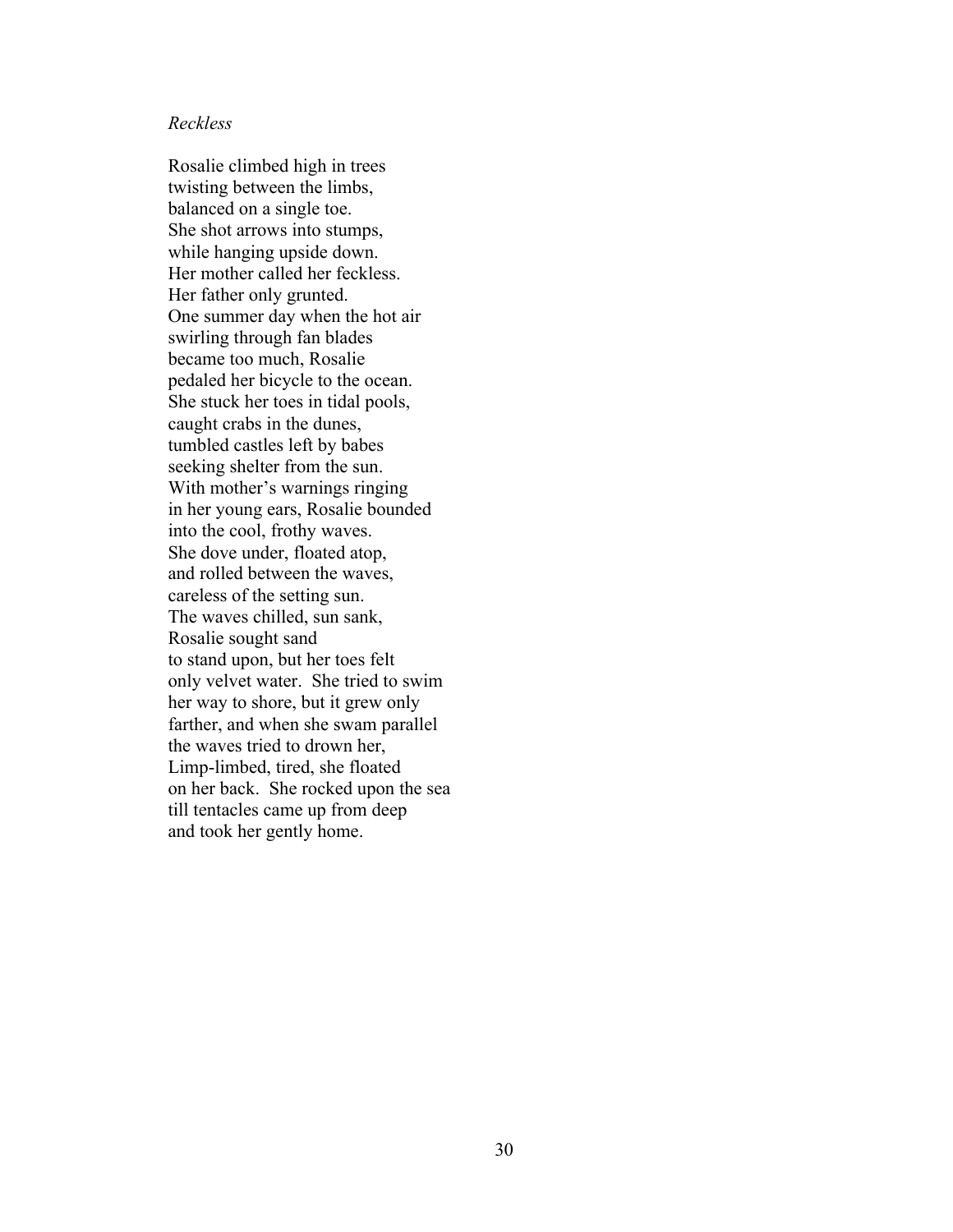*Reckless*

Rosalie climbed high in trees  
twisting between the limbs,  
balanced on a single toe.  
She shot arrows into stumps,  
while hanging upside down.  
Her mother called her feckless.  
Her father only grunted.  
One summer day when the hot air  
swirling through fan blades  
became too much, Rosalie  
pedaled her bicycle to the ocean.  
She stuck her toes in tidal pools,  
caught crabs in the dunes,  
tumbled castles left by babes  
seeking shelter from the sun.  
With mother's warnings ringing  
in her young ears, Rosalie bounded  
into the cool, frothy waves.  
She dove under, floated atop,  
and rolled between the waves,  
careless of the setting sun.  
The waves chilled, sun sank,  
Rosalie sought sand  
to stand upon, but her toes felt  
only velvet water.  She tried to swim  
her way to shore, but it grew only  
farther, and when she swam parallel  
the waves tried to drown her,  
Limp-limbed, tired, she floated  
on her back.  She rocked upon the sea  
till tentacles came up from deep  
and took her gently home.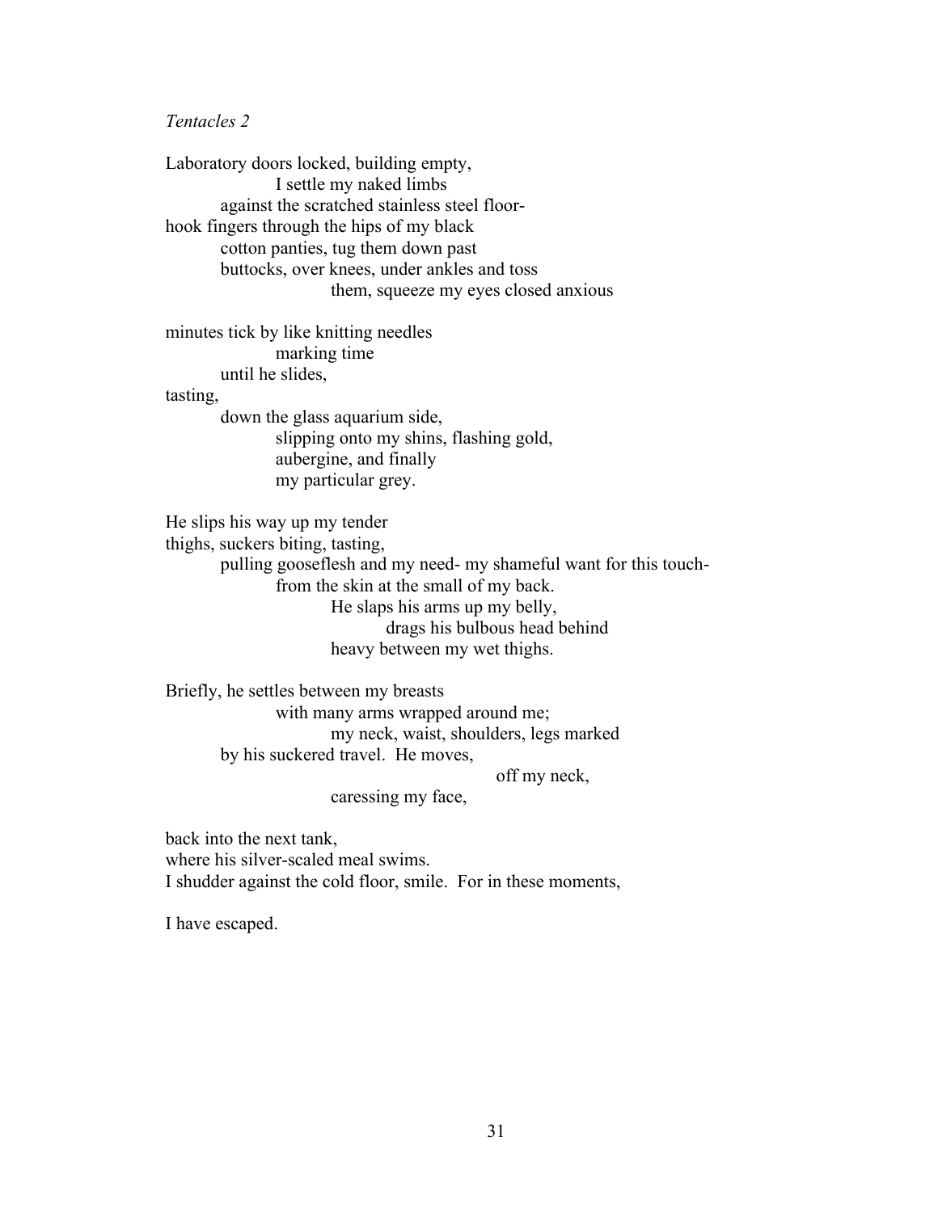*Tentacles 2*

Laboratory doors locked, building empty,
&nbsp;&nbsp;&nbsp;&nbsp;&nbsp;&nbsp;&nbsp;&nbsp;&nbsp;&nbsp;&nbsp;&nbsp;I settle my naked limbs
&nbsp;&nbsp;&nbsp;&nbsp;&nbsp;&nbsp;against the scratched stainless steel floor-
hook fingers through the hips of my black
&nbsp;&nbsp;&nbsp;&nbsp;&nbsp;&nbsp;cotton panties, tug them down past
&nbsp;&nbsp;&nbsp;&nbsp;&nbsp;&nbsp;buttocks, over knees, under ankles and toss
&nbsp;&nbsp;&nbsp;&nbsp;&nbsp;&nbsp;&nbsp;&nbsp;&nbsp;&nbsp;&nbsp;&nbsp;&nbsp;&nbsp;&nbsp;&nbsp;&nbsp;&nbsp;them, squeeze my eyes closed anxious

minutes tick by like knitting needles
&nbsp;&nbsp;&nbsp;&nbsp;&nbsp;&nbsp;&nbsp;&nbsp;&nbsp;&nbsp;&nbsp;&nbsp;marking time
&nbsp;&nbsp;&nbsp;&nbsp;&nbsp;&nbsp;until he slides,
tasting,
&nbsp;&nbsp;&nbsp;&nbsp;&nbsp;&nbsp;down the glass aquarium side,
&nbsp;&nbsp;&nbsp;&nbsp;&nbsp;&nbsp;&nbsp;&nbsp;&nbsp;&nbsp;&nbsp;&nbsp;slipping onto my shins, flashing gold,
&nbsp;&nbsp;&nbsp;&nbsp;&nbsp;&nbsp;&nbsp;&nbsp;&nbsp;&nbsp;&nbsp;&nbsp;aubergine, and finally
&nbsp;&nbsp;&nbsp;&nbsp;&nbsp;&nbsp;&nbsp;&nbsp;&nbsp;&nbsp;&nbsp;&nbsp;my particular grey.

He slips his way up my tender
thighs, suckers biting, tasting,
&nbsp;&nbsp;&nbsp;&nbsp;&nbsp;&nbsp;pulling gooseflesh and my need- my shameful want for this touch-
&nbsp;&nbsp;&nbsp;&nbsp;&nbsp;&nbsp;&nbsp;&nbsp;&nbsp;&nbsp;&nbsp;&nbsp;from the skin at the small of my back.
&nbsp;&nbsp;&nbsp;&nbsp;&nbsp;&nbsp;&nbsp;&nbsp;&nbsp;&nbsp;&nbsp;&nbsp;&nbsp;&nbsp;&nbsp;&nbsp;&nbsp;&nbsp;He slaps his arms up my belly,
&nbsp;&nbsp;&nbsp;&nbsp;&nbsp;&nbsp;&nbsp;&nbsp;&nbsp;&nbsp;&nbsp;&nbsp;&nbsp;&nbsp;&nbsp;&nbsp;&nbsp;&nbsp;&nbsp;&nbsp;&nbsp;&nbsp;&nbsp;&nbsp;drags his bulbous head behind
&nbsp;&nbsp;&nbsp;&nbsp;&nbsp;&nbsp;&nbsp;&nbsp;&nbsp;&nbsp;&nbsp;&nbsp;&nbsp;&nbsp;&nbsp;&nbsp;&nbsp;&nbsp;heavy between my wet thighs.

Briefly, he settles between my breasts
&nbsp;&nbsp;&nbsp;&nbsp;&nbsp;&nbsp;&nbsp;&nbsp;&nbsp;&nbsp;&nbsp;&nbsp;with many arms wrapped around me;
&nbsp;&nbsp;&nbsp;&nbsp;&nbsp;&nbsp;&nbsp;&nbsp;&nbsp;&nbsp;&nbsp;&nbsp;&nbsp;&nbsp;&nbsp;&nbsp;&nbsp;&nbsp;my neck, waist, shoulders, legs marked
&nbsp;&nbsp;&nbsp;&nbsp;&nbsp;&nbsp;by his suckered travel. He moves,
&nbsp;&nbsp;&nbsp;&nbsp;&nbsp;&nbsp;&nbsp;&nbsp;&nbsp;&nbsp;&nbsp;&nbsp;&nbsp;&nbsp;&nbsp;&nbsp;&nbsp;&nbsp;&nbsp;&nbsp;&nbsp;&nbsp;&nbsp;&nbsp;&nbsp;&nbsp;&nbsp;&nbsp;&nbsp;&nbsp;&nbsp;&nbsp;&nbsp;&nbsp;&nbsp;&nbsp;off my neck,
&nbsp;&nbsp;&nbsp;&nbsp;&nbsp;&nbsp;&nbsp;&nbsp;&nbsp;&nbsp;&nbsp;&nbsp;&nbsp;&nbsp;&nbsp;&nbsp;&nbsp;&nbsp;caressing my face,

back into the next tank,
where his silver-scaled meal swims.
I shudder against the cold floor, smile. For in these moments,

I have escaped.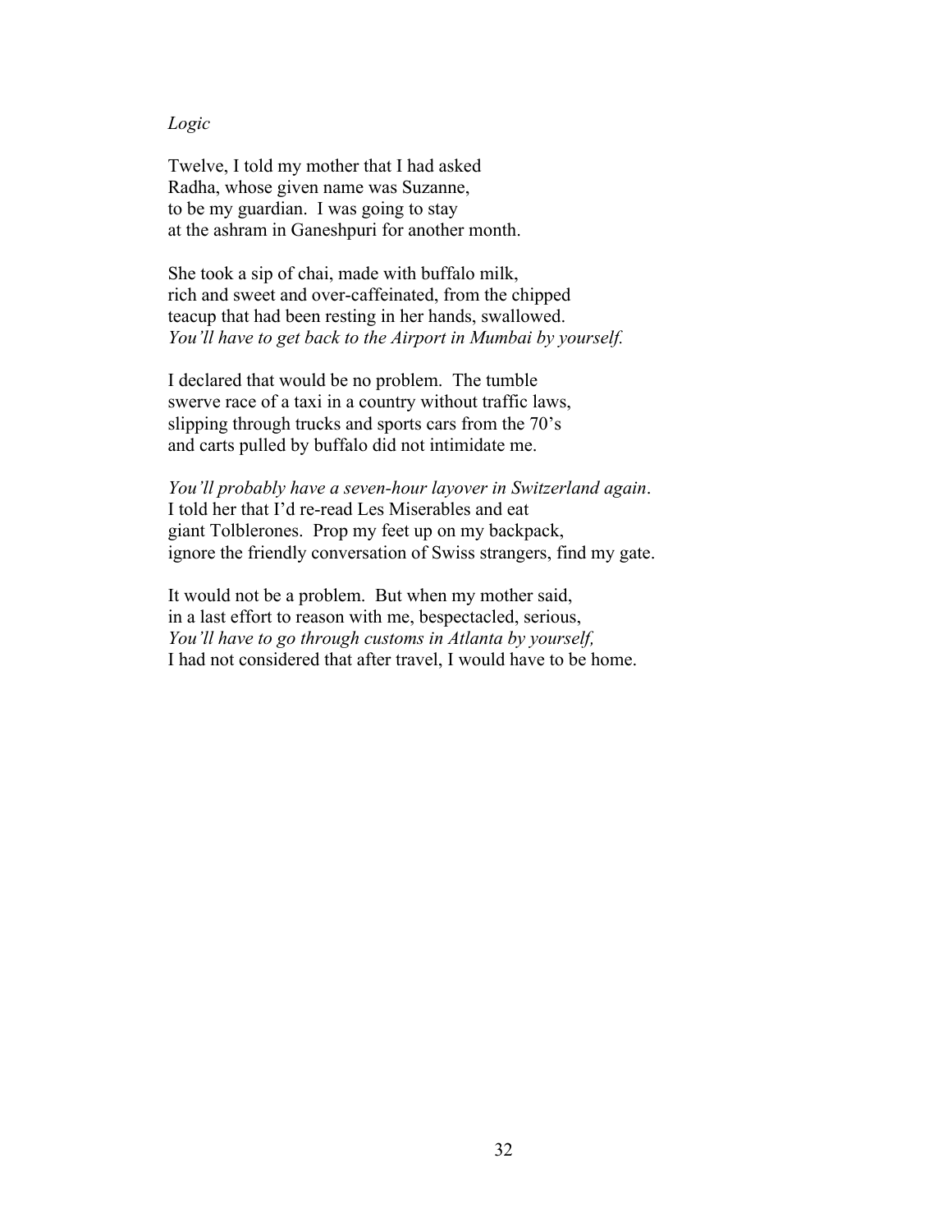*Logic*

Twelve, I told my mother that I had asked  
Radha, whose given name was Suzanne,  
to be my guardian. I was going to stay  
at the ashram in Ganeshpuri for another month.

She took a sip of chai, made with buffalo milk,  
rich and sweet and over-caffeinated, from the chipped  
teacup that had been resting in her hands, swallowed.  
*You'll have to get back to the Airport in Mumbai by yourself.*

I declared that would be no problem. The tumble  
swerve race of a taxi in a country without traffic laws,  
slipping through trucks and sports cars from the 70's  
and carts pulled by buffalo did not intimidate me.

*You'll probably have a seven-hour layover in Switzerland again*.  
I told her that I'd re-read Les Miserables and eat  
giant Tolblerones. Prop my feet up on my backpack,  
ignore the friendly conversation of Swiss strangers, find my gate.

It would not be a problem. But when my mother said,  
in a last effort to reason with me, bespectacled, serious,  
*You'll have to go through customs in Atlanta by yourself,*  
I had not considered that after travel, I would have to be home.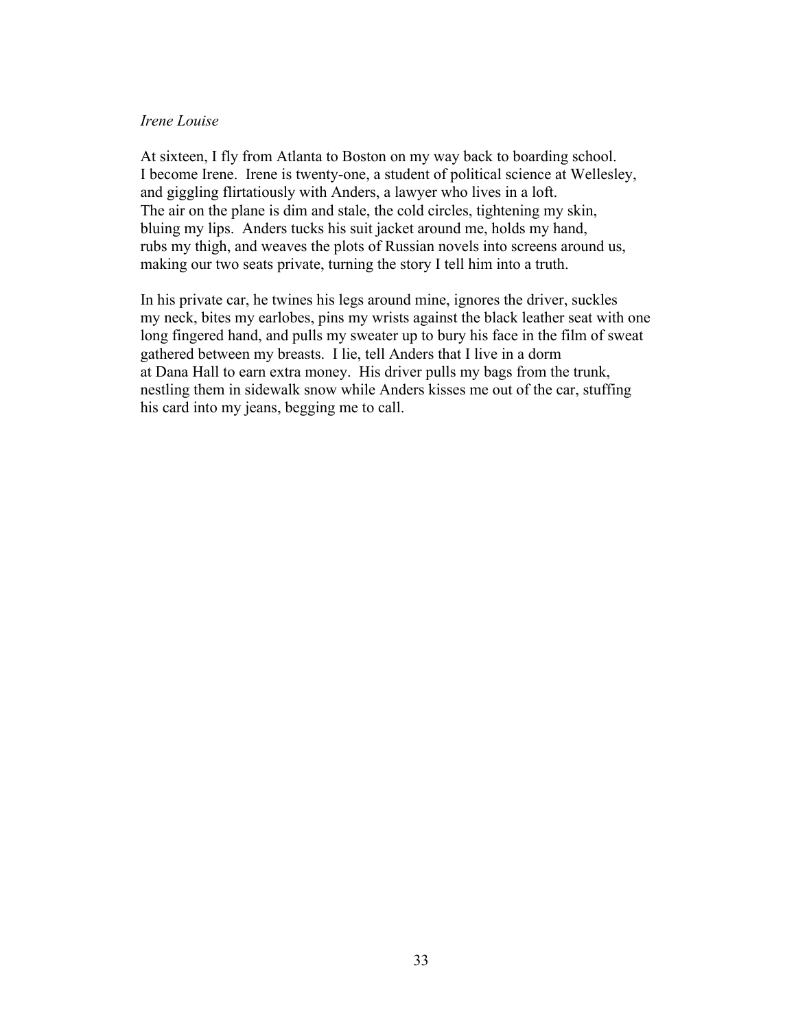*Irene Louise*

At sixteen, I fly from Atlanta to Boston on my way back to boarding school.
I become Irene. Irene is twenty-one, a student of political science at Wellesley,
and giggling flirtatiously with Anders, a lawyer who lives in a loft.
The air on the plane is dim and stale, the cold circles, tightening my skin,
bluing my lips. Anders tucks his suit jacket around me, holds my hand,
rubs my thigh, and weaves the plots of Russian novels into screens around us,
making our two seats private, turning the story I tell him into a truth.

In his private car, he twines his legs around mine, ignores the driver, suckles
my neck, bites my earlobes, pins my wrists against the black leather seat with one
long fingered hand, and pulls my sweater up to bury his face in the film of sweat
gathered between my breasts. I lie, tell Anders that I live in a dorm
at Dana Hall to earn extra money. His driver pulls my bags from the trunk,
nestling them in sidewalk snow while Anders kisses me out of the car, stuffing
his card into my jeans, begging me to call.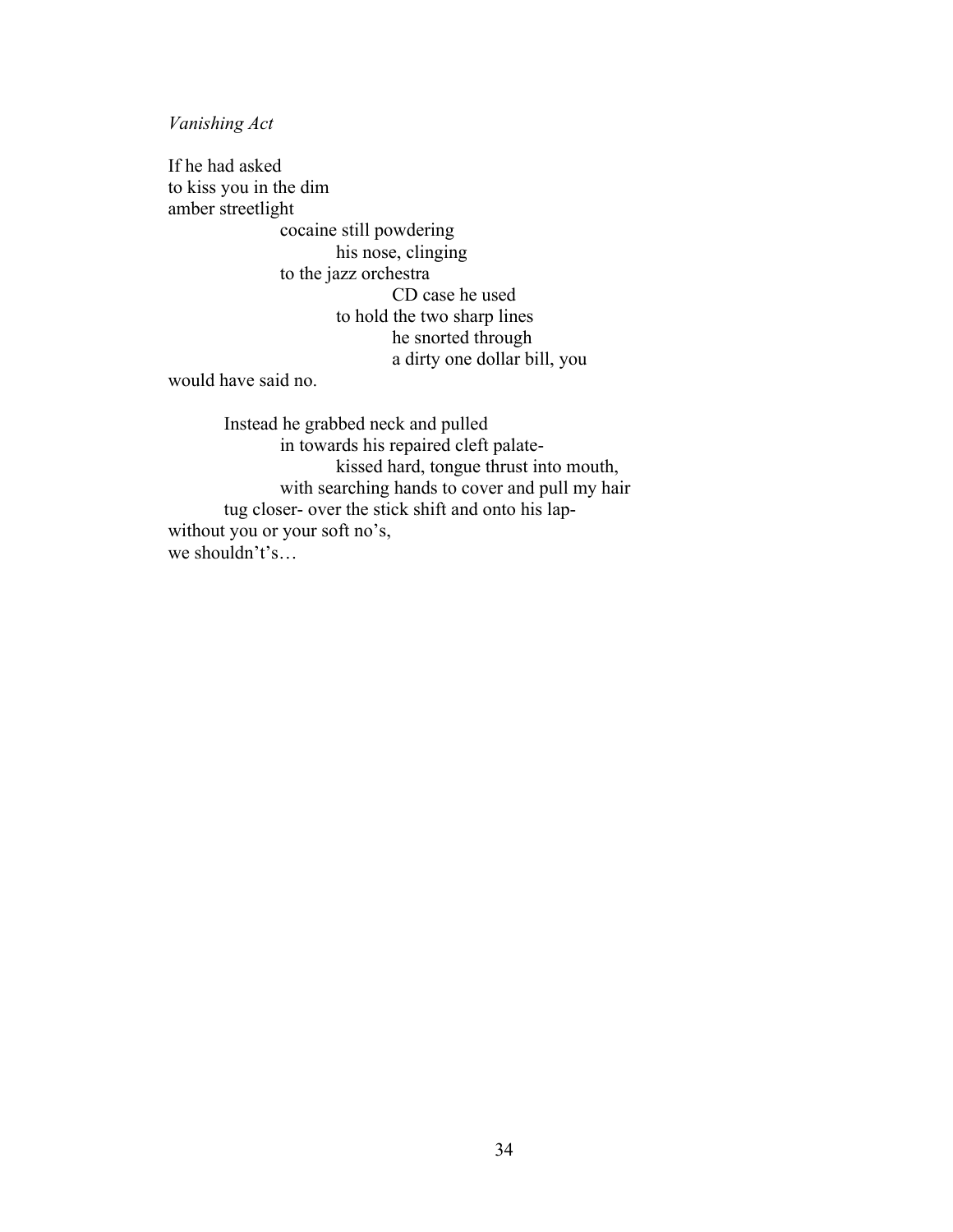*Vanishing Act*

If he had asked  
to kiss you in the dim  
amber streetlight  
&nbsp;&nbsp;&nbsp;&nbsp;&nbsp;&nbsp;&nbsp;&nbsp;&nbsp;&nbsp;&nbsp;&nbsp;&nbsp;&nbsp;&nbsp;&nbsp;cocaine still powdering  
&nbsp;&nbsp;&nbsp;&nbsp;&nbsp;&nbsp;&nbsp;&nbsp;&nbsp;&nbsp;&nbsp;&nbsp;&nbsp;&nbsp;&nbsp;&nbsp;&nbsp;&nbsp;&nbsp;&nbsp;&nbsp;&nbsp;&nbsp;&nbsp;his nose, clinging  
&nbsp;&nbsp;&nbsp;&nbsp;&nbsp;&nbsp;&nbsp;&nbsp;&nbsp;&nbsp;&nbsp;&nbsp;&nbsp;&nbsp;&nbsp;&nbsp;to the jazz orchestra  
&nbsp;&nbsp;&nbsp;&nbsp;&nbsp;&nbsp;&nbsp;&nbsp;&nbsp;&nbsp;&nbsp;&nbsp;&nbsp;&nbsp;&nbsp;&nbsp;&nbsp;&nbsp;&nbsp;&nbsp;&nbsp;&nbsp;&nbsp;&nbsp;&nbsp;&nbsp;&nbsp;&nbsp;&nbsp;&nbsp;&nbsp;&nbsp;CD case he used  
&nbsp;&nbsp;&nbsp;&nbsp;&nbsp;&nbsp;&nbsp;&nbsp;&nbsp;&nbsp;&nbsp;&nbsp;&nbsp;&nbsp;&nbsp;&nbsp;&nbsp;&nbsp;&nbsp;&nbsp;&nbsp;&nbsp;&nbsp;&nbsp;to hold the two sharp lines  
&nbsp;&nbsp;&nbsp;&nbsp;&nbsp;&nbsp;&nbsp;&nbsp;&nbsp;&nbsp;&nbsp;&nbsp;&nbsp;&nbsp;&nbsp;&nbsp;&nbsp;&nbsp;&nbsp;&nbsp;&nbsp;&nbsp;&nbsp;&nbsp;&nbsp;&nbsp;&nbsp;&nbsp;&nbsp;&nbsp;&nbsp;&nbsp;he snorted through  
&nbsp;&nbsp;&nbsp;&nbsp;&nbsp;&nbsp;&nbsp;&nbsp;&nbsp;&nbsp;&nbsp;&nbsp;&nbsp;&nbsp;&nbsp;&nbsp;&nbsp;&nbsp;&nbsp;&nbsp;&nbsp;&nbsp;&nbsp;&nbsp;&nbsp;&nbsp;&nbsp;&nbsp;&nbsp;&nbsp;&nbsp;&nbsp;a dirty one dollar bill, you  
would have said no.

&nbsp;&nbsp;&nbsp;&nbsp;&nbsp;&nbsp;&nbsp;&nbsp;Instead he grabbed neck and pulled  
&nbsp;&nbsp;&nbsp;&nbsp;&nbsp;&nbsp;&nbsp;&nbsp;&nbsp;&nbsp;&nbsp;&nbsp;&nbsp;&nbsp;&nbsp;&nbsp;in towards his repaired cleft palate-  
&nbsp;&nbsp;&nbsp;&nbsp;&nbsp;&nbsp;&nbsp;&nbsp;&nbsp;&nbsp;&nbsp;&nbsp;&nbsp;&nbsp;&nbsp;&nbsp;&nbsp;&nbsp;&nbsp;&nbsp;&nbsp;&nbsp;&nbsp;&nbsp;kissed hard, tongue thrust into mouth,  
&nbsp;&nbsp;&nbsp;&nbsp;&nbsp;&nbsp;&nbsp;&nbsp;&nbsp;&nbsp;&nbsp;&nbsp;&nbsp;&nbsp;&nbsp;&nbsp;with searching hands to cover and pull my hair  
&nbsp;&nbsp;&nbsp;&nbsp;&nbsp;&nbsp;&nbsp;&nbsp;tug closer- over the stick shift and onto his lap-  
without you or your soft no's,  
we shouldn't's…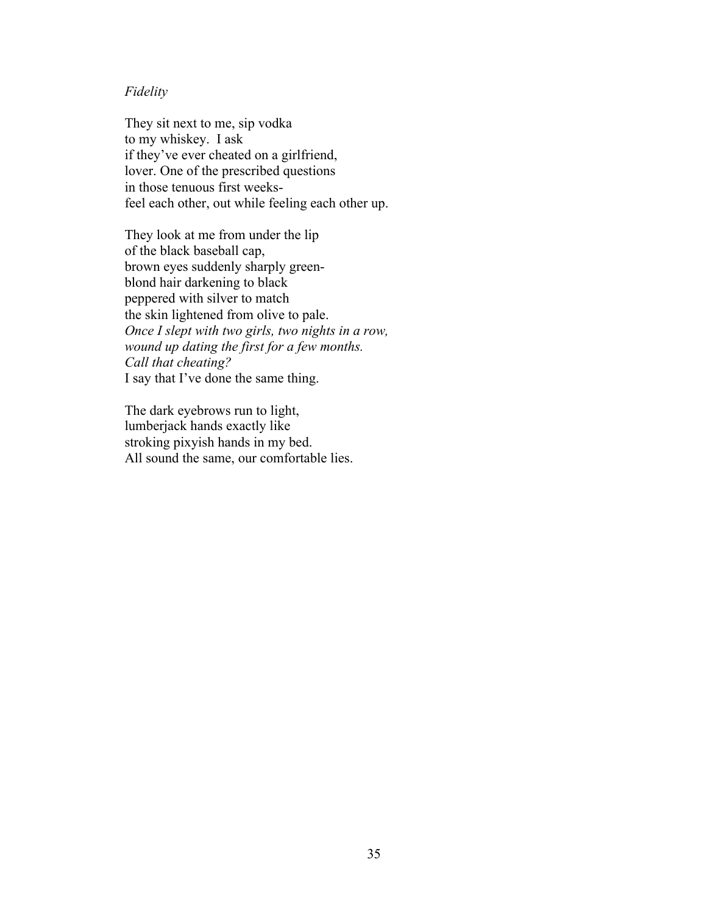*Fidelity*

They sit next to me, sip vodka  
to my whiskey.  I ask  
if they've ever cheated on a girlfriend,  
lover. One of the prescribed questions  
in those tenuous first weeks-  
feel each other, out while feeling each other up.

They look at me from under the lip  
of the black baseball cap,  
brown eyes suddenly sharply green-  
blond hair darkening to black  
peppered with silver to match  
the skin lightened from olive to pale.  
*Once I slept with two girls, two nights in a row,*  
*wound up dating the first for a few months.*  
*Call that cheating?*  
I say that I've done the same thing.

The dark eyebrows run to light,  
lumberjack hands exactly like  
stroking pixyish hands in my bed.  
All sound the same, our comfortable lies.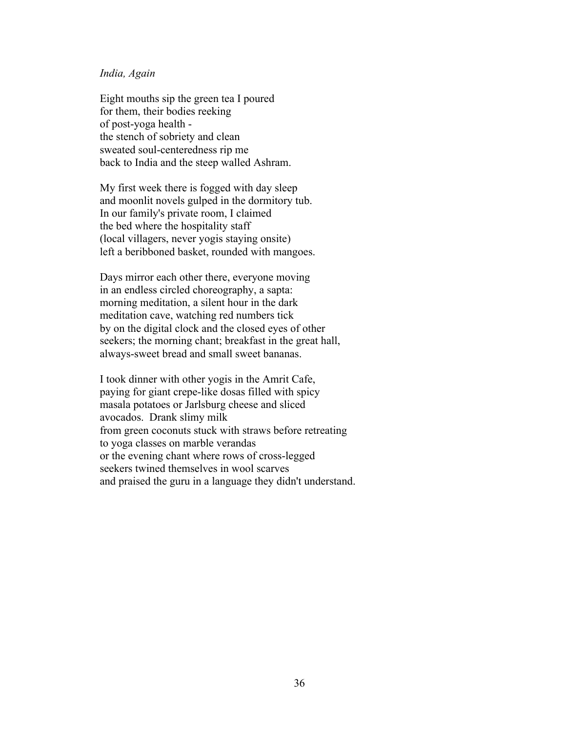*India, Again*

Eight mouths sip the green tea I poured  
for them, their bodies reeking  
of post-yoga health -  
the stench of sobriety and clean  
sweated soul-centeredness rip me  
back to India and the steep walled Ashram.

My first week there is fogged with day sleep  
and moonlit novels gulped in the dormitory tub.  
In our family's private room, I claimed  
the bed where the hospitality staff  
(local villagers, never yogis staying onsite)  
left a beribboned basket, rounded with mangoes.

Days mirror each other there, everyone moving  
in an endless circled choreography, a sapta:  
morning meditation, a silent hour in the dark  
meditation cave, watching red numbers tick  
by on the digital clock and the closed eyes of other  
seekers; the morning chant; breakfast in the great hall,  
always-sweet bread and small sweet bananas.

I took dinner with other yogis in the Amrit Cafe,  
paying for giant crepe-like dosas filled with spicy  
masala potatoes or Jarlsburg cheese and sliced  
avocados. Drank slimy milk  
from green coconuts stuck with straws before retreating  
to yoga classes on marble verandas  
or the evening chant where rows of cross-legged  
seekers twined themselves in wool scarves  
and praised the guru in a language they didn't understand.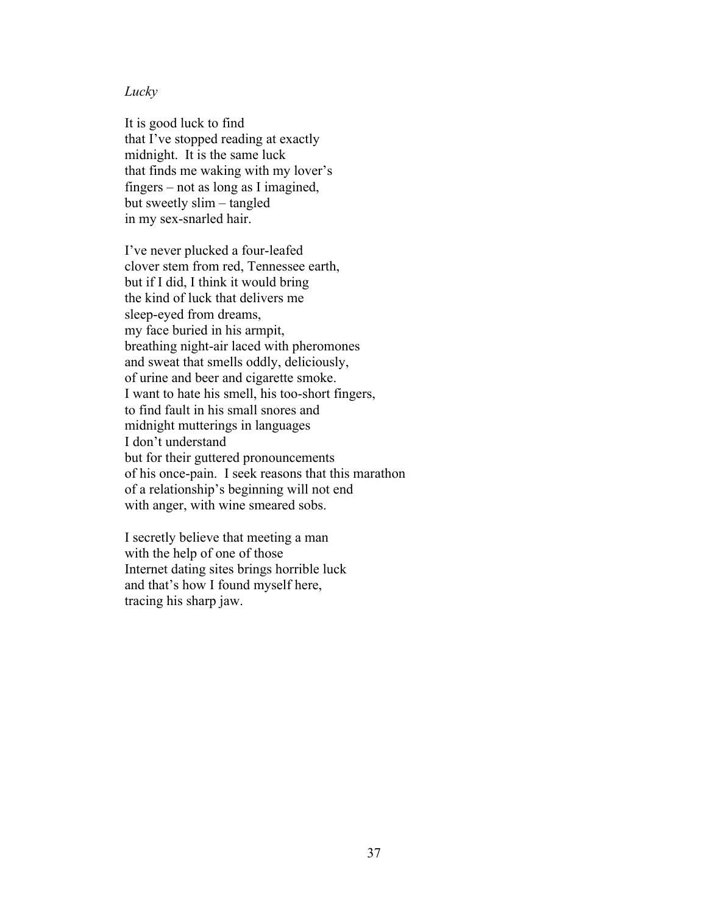*Lucky*

It is good luck to find  
that I've stopped reading at exactly  
midnight. It is the same luck  
that finds me waking with my lover's  
fingers – not as long as I imagined,  
but sweetly slim – tangled  
in my sex-snarled hair.

I've never plucked a four-leafed  
clover stem from red, Tennessee earth,  
but if I did, I think it would bring  
the kind of luck that delivers me  
sleep-eyed from dreams,  
my face buried in his armpit,  
breathing night-air laced with pheromones  
and sweat that smells oddly, deliciously,  
of urine and beer and cigarette smoke.  
I want to hate his smell, his too-short fingers,  
to find fault in his small snores and  
midnight mutterings in languages  
I don't understand  
but for their guttered pronouncements  
of his once-pain. I seek reasons that this marathon  
of a relationship's beginning will not end  
with anger, with wine smeared sobs.

I secretly believe that meeting a man  
with the help of one of those  
Internet dating sites brings horrible luck  
and that's how I found myself here,  
tracing his sharp jaw.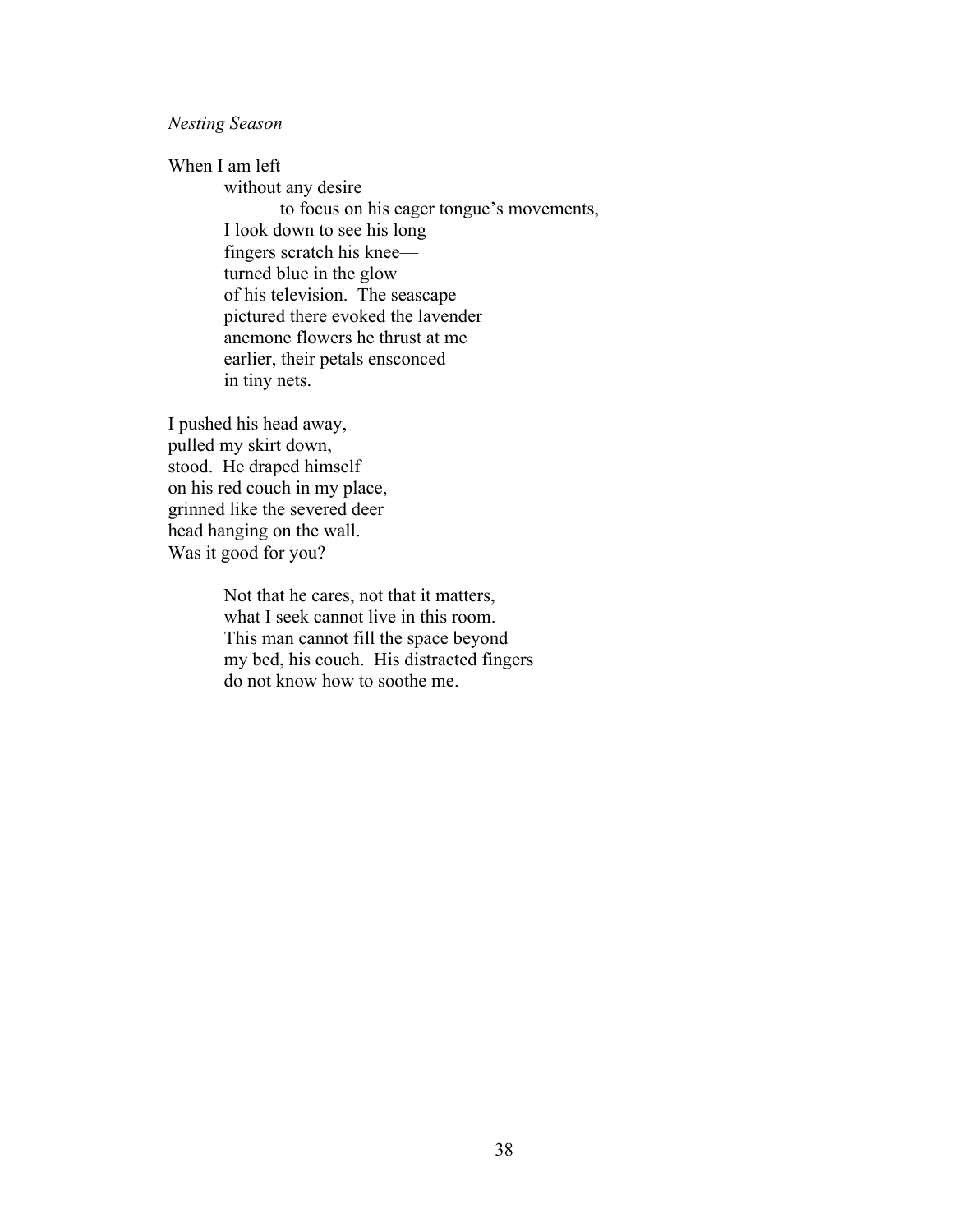*Nesting Season*

When I am left
&nbsp;&nbsp;&nbsp;&nbsp;&nbsp;&nbsp;&nbsp;&nbsp;without any desire
&nbsp;&nbsp;&nbsp;&nbsp;&nbsp;&nbsp;&nbsp;&nbsp;&nbsp;&nbsp;&nbsp;&nbsp;&nbsp;&nbsp;&nbsp;&nbsp;to focus on his eager tongue's movements,
&nbsp;&nbsp;&nbsp;&nbsp;&nbsp;&nbsp;&nbsp;&nbsp;I look down to see his long
&nbsp;&nbsp;&nbsp;&nbsp;&nbsp;&nbsp;&nbsp;&nbsp;fingers scratch his knee—
&nbsp;&nbsp;&nbsp;&nbsp;&nbsp;&nbsp;&nbsp;&nbsp;turned blue in the glow
&nbsp;&nbsp;&nbsp;&nbsp;&nbsp;&nbsp;&nbsp;&nbsp;of his television. The seascape
&nbsp;&nbsp;&nbsp;&nbsp;&nbsp;&nbsp;&nbsp;&nbsp;pictured there evoked the lavender
&nbsp;&nbsp;&nbsp;&nbsp;&nbsp;&nbsp;&nbsp;&nbsp;anemone flowers he thrust at me
&nbsp;&nbsp;&nbsp;&nbsp;&nbsp;&nbsp;&nbsp;&nbsp;earlier, their petals ensconced
&nbsp;&nbsp;&nbsp;&nbsp;&nbsp;&nbsp;&nbsp;&nbsp;in tiny nets.

I pushed his head away,
pulled my skirt down,
stood. He draped himself
on his red couch in my place,
grinned like the severed deer
head hanging on the wall.
Was it good for you?

&nbsp;&nbsp;&nbsp;&nbsp;&nbsp;&nbsp;&nbsp;&nbsp;Not that he cares, not that it matters,
&nbsp;&nbsp;&nbsp;&nbsp;&nbsp;&nbsp;&nbsp;&nbsp;what I seek cannot live in this room.
&nbsp;&nbsp;&nbsp;&nbsp;&nbsp;&nbsp;&nbsp;&nbsp;This man cannot fill the space beyond
&nbsp;&nbsp;&nbsp;&nbsp;&nbsp;&nbsp;&nbsp;&nbsp;my bed, his couch. His distracted fingers
&nbsp;&nbsp;&nbsp;&nbsp;&nbsp;&nbsp;&nbsp;&nbsp;do not know how to soothe me.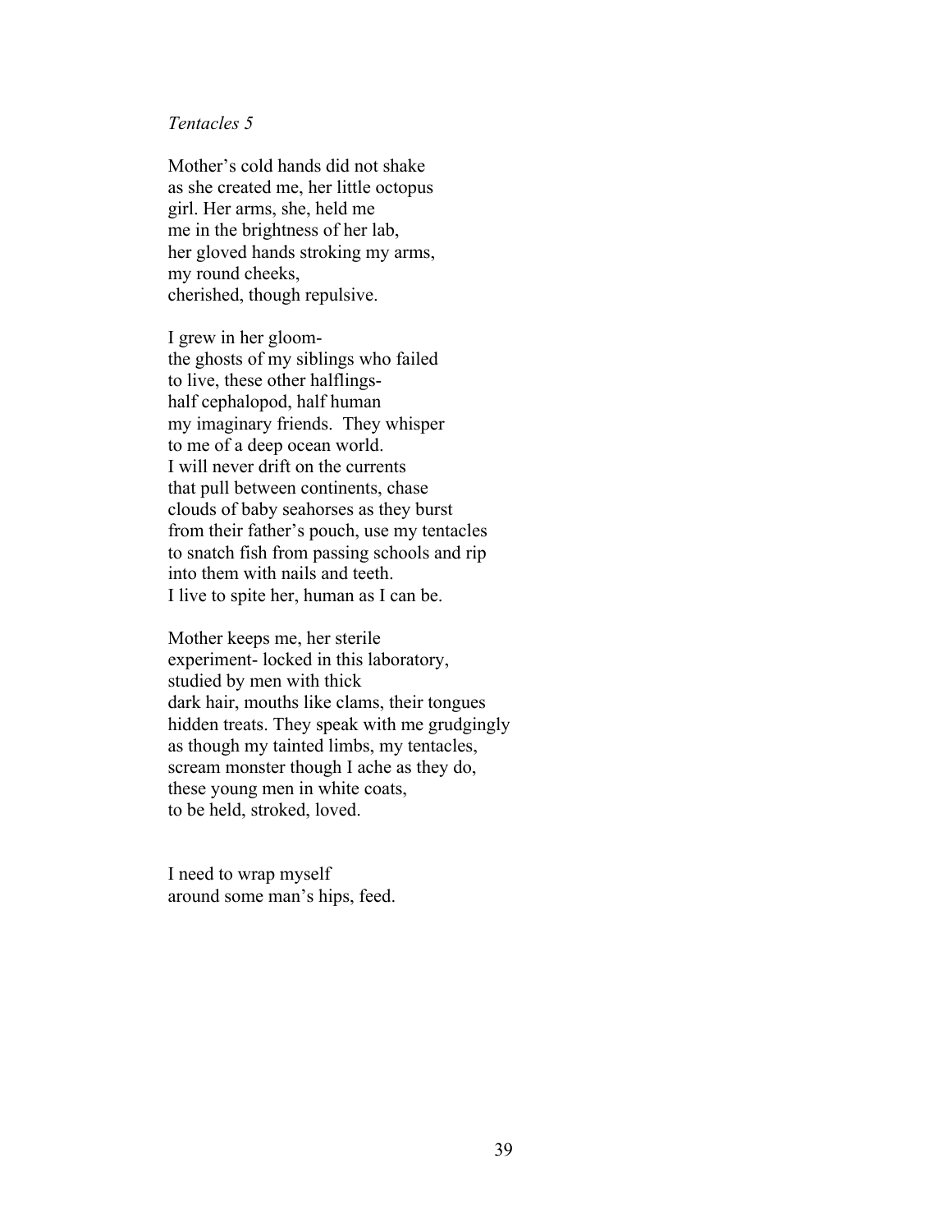*Tentacles 5*

Mother's cold hands did not shake  
as she created me, her little octopus  
girl. Her arms, she, held me  
me in the brightness of her lab,  
her gloved hands stroking my arms,  
my round cheeks,  
cherished, though repulsive.

I grew in her gloom-  
the ghosts of my siblings who failed  
to live, these other halflings-  
half cephalopod, half human  
my imaginary friends. They whisper  
to me of a deep ocean world.  
I will never drift on the currents  
that pull between continents, chase  
clouds of baby seahorses as they burst  
from their father's pouch, use my tentacles  
to snatch fish from passing schools and rip  
into them with nails and teeth.  
I live to spite her, human as I can be.

Mother keeps me, her sterile  
experiment- locked in this laboratory,  
studied by men with thick  
dark hair, mouths like clams, their tongues  
hidden treats. They speak with me grudgingly  
as though my tainted limbs, my tentacles,  
scream monster though I ache as they do,  
these young men in white coats,  
to be held, stroked, loved.

I need to wrap myself  
around some man's hips, feed.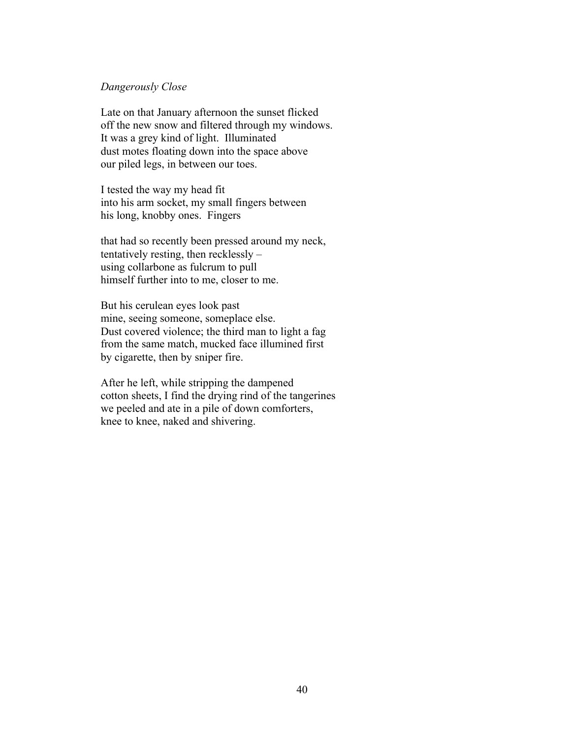*Dangerously Close*

Late on that January afternoon the sunset flicked  
off the new snow and filtered through my windows.  
It was a grey kind of light. Illuminated  
dust motes floating down into the space above  
our piled legs, in between our toes.

I tested the way my head fit  
into his arm socket, my small fingers between  
his long, knobby ones. Fingers

that had so recently been pressed around my neck,  
tentatively resting, then recklessly –  
using collarbone as fulcrum to pull  
himself further into to me, closer to me.

But his cerulean eyes look past  
mine, seeing someone, someplace else.  
Dust covered violence; the third man to light a fag  
from the same match, mucked face illumined first  
by cigarette, then by sniper fire.

After he left, while stripping the dampened  
cotton sheets, I find the drying rind of the tangerines  
we peeled and ate in a pile of down comforters,  
knee to knee, naked and shivering.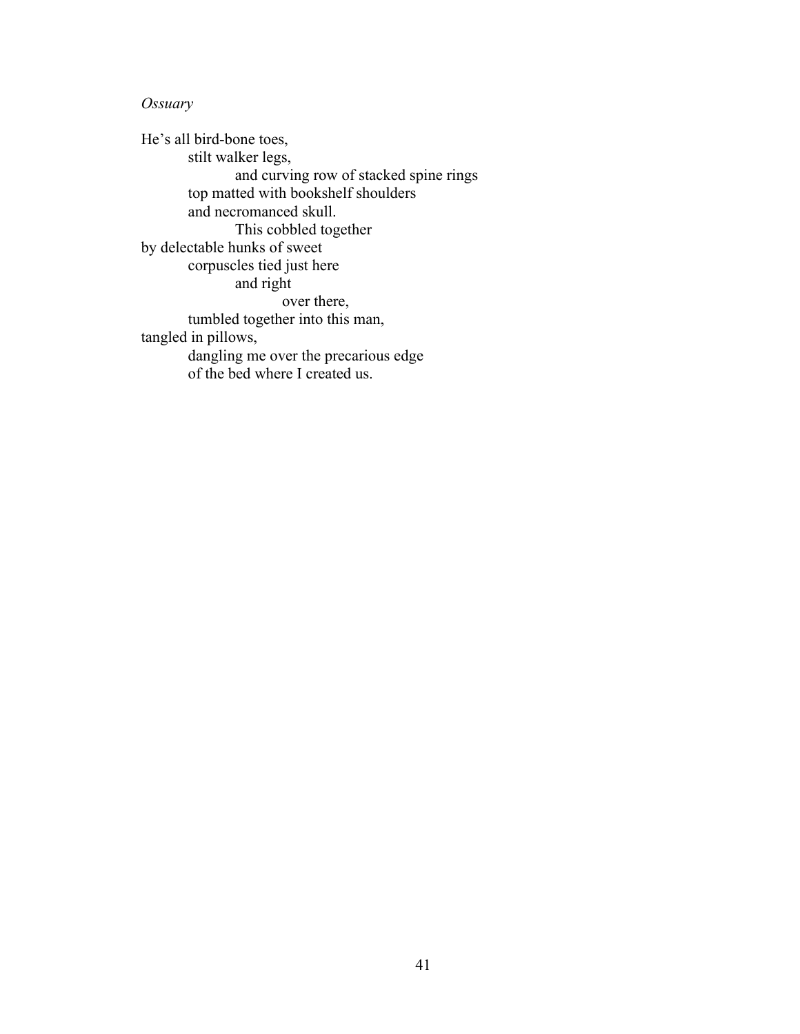*Ossuary*

He's all bird-bone toes,  
&emsp;&emsp;&emsp;stilt walker legs,  
&emsp;&emsp;&emsp;&emsp;&emsp;&emsp;and curving row of stacked spine rings  
&emsp;&emsp;&emsp;top matted with bookshelf shoulders  
&emsp;&emsp;&emsp;and necromanced skull.  
&emsp;&emsp;&emsp;&emsp;&emsp;&emsp;This cobbled together  
by delectable hunks of sweet  
&emsp;&emsp;&emsp;corpuscles tied just here  
&emsp;&emsp;&emsp;&emsp;&emsp;&emsp;and right  
&emsp;&emsp;&emsp;&emsp;&emsp;&emsp;&emsp;&emsp;&emsp;over there,  
&emsp;&emsp;&emsp;tumbled together into this man,  
tangled in pillows,  
&emsp;&emsp;&emsp;dangling me over the precarious edge  
&emsp;&emsp;&emsp;of the bed where I created us.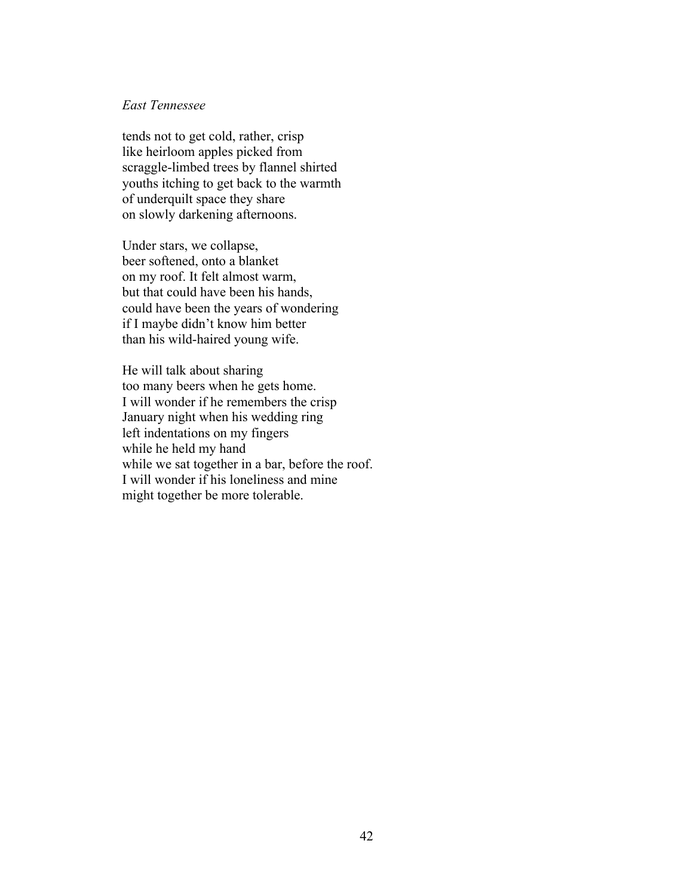*East Tennessee*

tends not to get cold, rather, crisp  
like heirloom apples picked from  
scraggle-limbed trees by flannel shirted  
youths itching to get back to the warmth  
of underquilt space they share  
on slowly darkening afternoons.

Under stars, we collapse,  
beer softened, onto a blanket  
on my roof. It felt almost warm,  
but that could have been his hands,  
could have been the years of wondering  
if I maybe didn't know him better  
than his wild-haired young wife.

He will talk about sharing  
too many beers when he gets home.  
I will wonder if he remembers the crisp  
January night when his wedding ring  
left indentations on my fingers  
while he held my hand  
while we sat together in a bar, before the roof.  
I will wonder if his loneliness and mine  
might together be more tolerable.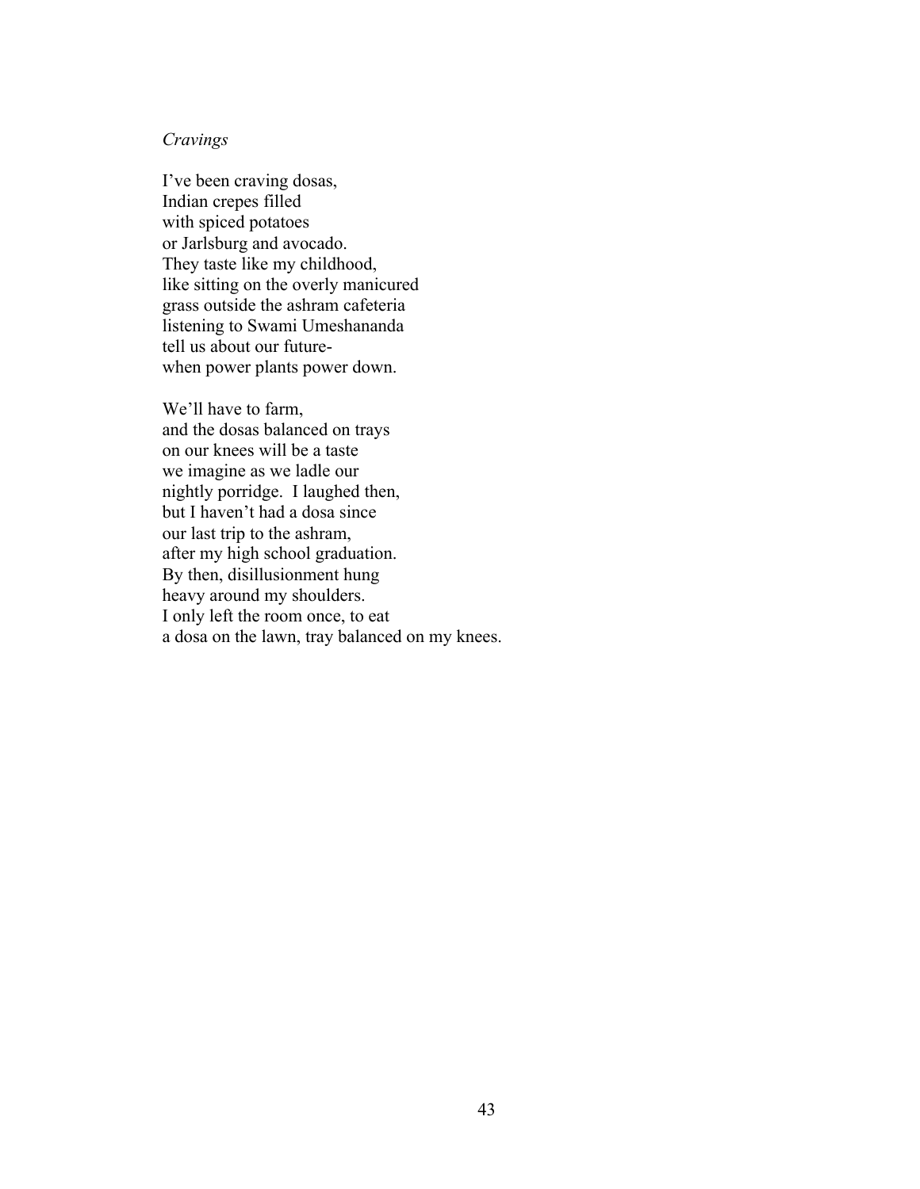*Cravings*

I've been craving dosas,  
Indian crepes filled  
with spiced potatoes  
or Jarlsburg and avocado.  
They taste like my childhood,  
like sitting on the overly manicured  
grass outside the ashram cafeteria  
listening to Swami Umeshananda  
tell us about our future-  
when power plants power down.

We'll have to farm,  
and the dosas balanced on trays  
on our knees will be a taste  
we imagine as we ladle our  
nightly porridge.  I laughed then,  
but I haven't had a dosa since  
our last trip to the ashram,  
after my high school graduation.  
By then, disillusionment hung  
heavy around my shoulders.  
I only left the room once, to eat  
a dosa on the lawn, tray balanced on my knees.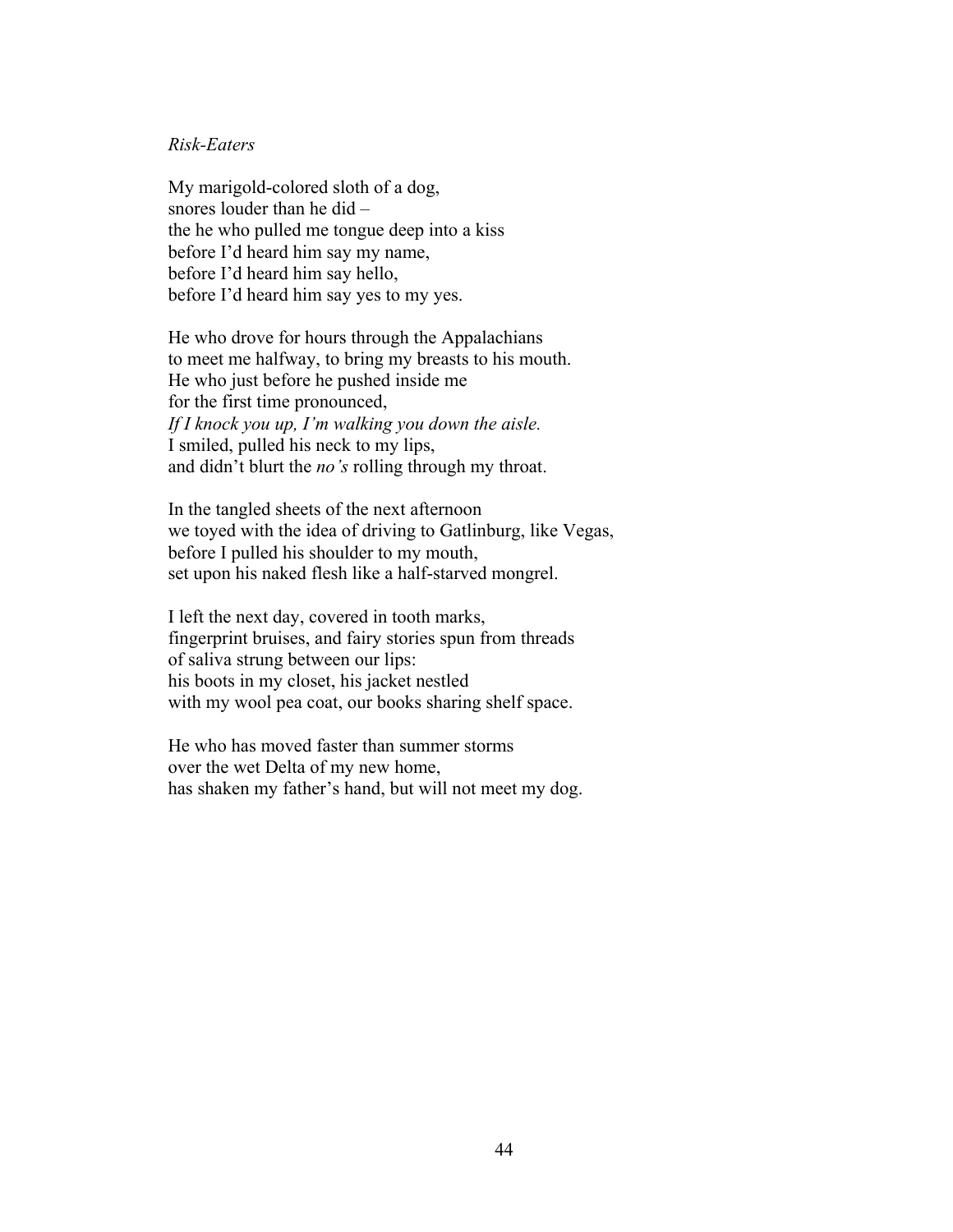*Risk-Eaters*

My marigold-colored sloth of a dog,  
snores louder than he did –  
the he who pulled me tongue deep into a kiss  
before I'd heard him say my name,  
before I'd heard him say hello,  
before I'd heard him say yes to my yes.

He who drove for hours through the Appalachians  
to meet me halfway, to bring my breasts to his mouth.  
He who just before he pushed inside me  
for the first time pronounced,  
*If I knock you up, I'm walking you down the aisle.*  
I smiled, pulled his neck to my lips,  
and didn't blurt the *no's* rolling through my throat.

In the tangled sheets of the next afternoon  
we toyed with the idea of driving to Gatlinburg, like Vegas,  
before I pulled his shoulder to my mouth,  
set upon his naked flesh like a half-starved mongrel.

I left the next day, covered in tooth marks,  
fingerprint bruises, and fairy stories spun from threads  
of saliva strung between our lips:  
his boots in my closet, his jacket nestled  
with my wool pea coat, our books sharing shelf space.

He who has moved faster than summer storms  
over the wet Delta of my new home,  
has shaken my father's hand, but will not meet my dog.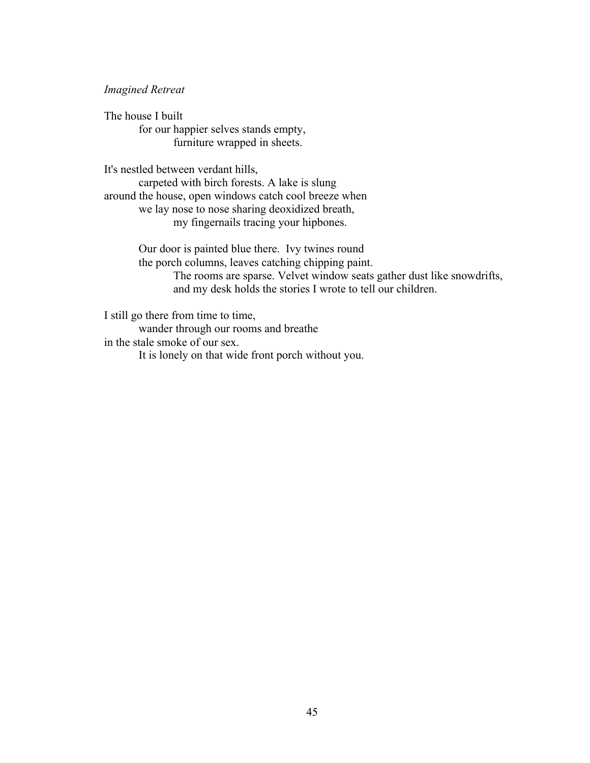*Imagined Retreat*

The house I built
&nbsp;&nbsp;&nbsp;&nbsp;&nbsp;&nbsp;&nbsp;&nbsp;for our happier selves stands empty,
&nbsp;&nbsp;&nbsp;&nbsp;&nbsp;&nbsp;&nbsp;&nbsp;&nbsp;&nbsp;&nbsp;&nbsp;&nbsp;&nbsp;&nbsp;&nbsp;furniture wrapped in sheets.

It's nestled between verdant hills,
&nbsp;&nbsp;&nbsp;&nbsp;&nbsp;&nbsp;&nbsp;&nbsp;carpeted with birch forests. A lake is slung
around the house, open windows catch cool breeze when
&nbsp;&nbsp;&nbsp;&nbsp;&nbsp;&nbsp;&nbsp;&nbsp;we lay nose to nose sharing deoxidized breath,
&nbsp;&nbsp;&nbsp;&nbsp;&nbsp;&nbsp;&nbsp;&nbsp;&nbsp;&nbsp;&nbsp;&nbsp;&nbsp;&nbsp;&nbsp;&nbsp;my fingernails tracing your hipbones.

&nbsp;&nbsp;&nbsp;&nbsp;&nbsp;&nbsp;&nbsp;&nbsp;Our door is painted blue there.  Ivy twines round
&nbsp;&nbsp;&nbsp;&nbsp;&nbsp;&nbsp;&nbsp;&nbsp;the porch columns, leaves catching chipping paint.
&nbsp;&nbsp;&nbsp;&nbsp;&nbsp;&nbsp;&nbsp;&nbsp;&nbsp;&nbsp;&nbsp;&nbsp;&nbsp;&nbsp;&nbsp;&nbsp;The rooms are sparse. Velvet window seats gather dust like snowdrifts,
&nbsp;&nbsp;&nbsp;&nbsp;&nbsp;&nbsp;&nbsp;&nbsp;&nbsp;&nbsp;&nbsp;&nbsp;&nbsp;&nbsp;&nbsp;&nbsp;and my desk holds the stories I wrote to tell our children.

I still go there from time to time,
&nbsp;&nbsp;&nbsp;&nbsp;&nbsp;&nbsp;&nbsp;&nbsp;wander through our rooms and breathe
in the stale smoke of our sex.
&nbsp;&nbsp;&nbsp;&nbsp;&nbsp;&nbsp;&nbsp;&nbsp;It is lonely on that wide front porch without you.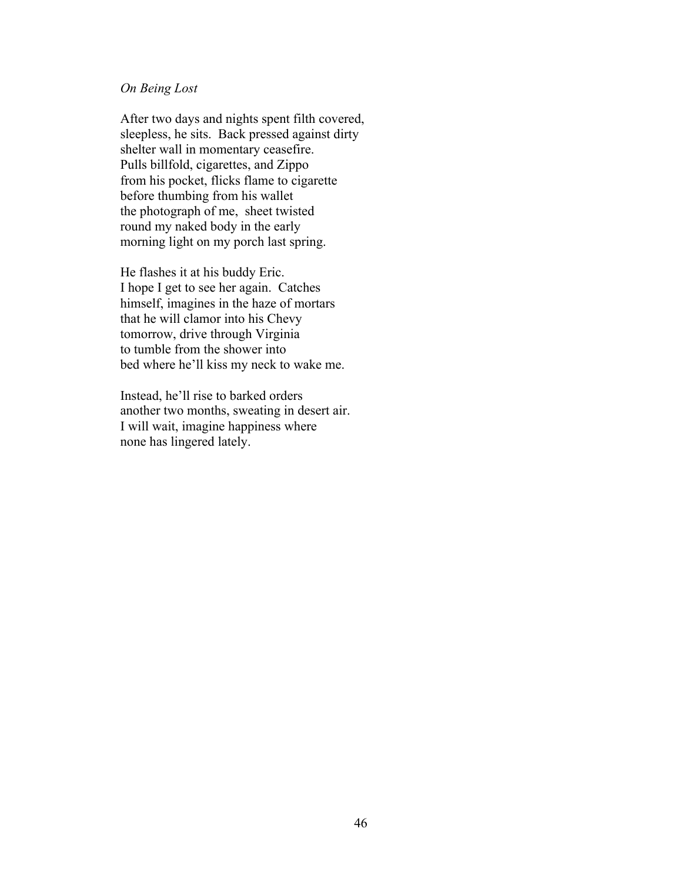*On Being Lost*

After two days and nights spent filth covered,  
sleepless, he sits. Back pressed against dirty  
shelter wall in momentary ceasefire.  
Pulls billfold, cigarettes, and Zippo  
from his pocket, flicks flame to cigarette  
before thumbing from his wallet  
the photograph of me, sheet twisted  
round my naked body in the early  
morning light on my porch last spring.

He flashes it at his buddy Eric.  
I hope I get to see her again. Catches  
himself, imagines in the haze of mortars  
that he will clamor into his Chevy  
tomorrow, drive through Virginia  
to tumble from the shower into  
bed where he'll kiss my neck to wake me.

Instead, he'll rise to barked orders  
another two months, sweating in desert air.  
I will wait, imagine happiness where  
none has lingered lately.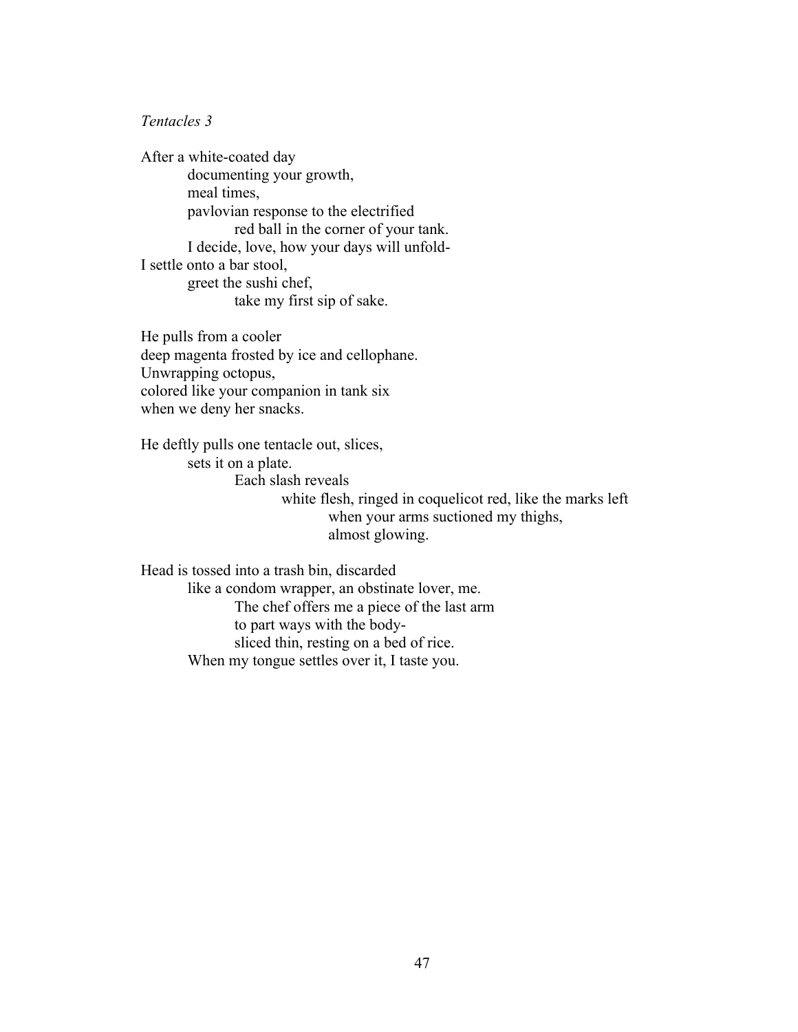*Tentacles 3*

After a white-coated day
&emsp;&emsp;documenting your growth,
&emsp;&emsp;meal times,
&emsp;&emsp;pavlovian response to the electrified
&emsp;&emsp;&emsp;&emsp;red ball in the corner of your tank.
&emsp;&emsp;I decide, love, how your days will unfold-
I settle onto a bar stool,
&emsp;&emsp;greet the sushi chef,
&emsp;&emsp;&emsp;&emsp;take my first sip of sake.

He pulls from a cooler
deep magenta frosted by ice and cellophane.
Unwrapping octopus,
colored like your companion in tank six
when we deny her snacks.

He deftly pulls one tentacle out, slices,
&emsp;&emsp;sets it on a plate.
&emsp;&emsp;&emsp;&emsp;Each slash reveals
&emsp;&emsp;&emsp;&emsp;&emsp;&emsp;white flesh, ringed in coquelicot red, like the marks left
&emsp;&emsp;&emsp;&emsp;&emsp;&emsp;&emsp;&emsp;when your arms suctioned my thighs,
&emsp;&emsp;&emsp;&emsp;&emsp;&emsp;&emsp;&emsp;almost glowing.

Head is tossed into a trash bin, discarded
&emsp;&emsp;like a condom wrapper, an obstinate lover, me.
&emsp;&emsp;&emsp;&emsp;The chef offers me a piece of the last arm
&emsp;&emsp;&emsp;&emsp;to part ways with the body-
&emsp;&emsp;&emsp;&emsp;sliced thin, resting on a bed of rice.
&emsp;&emsp;When my tongue settles over it, I taste you.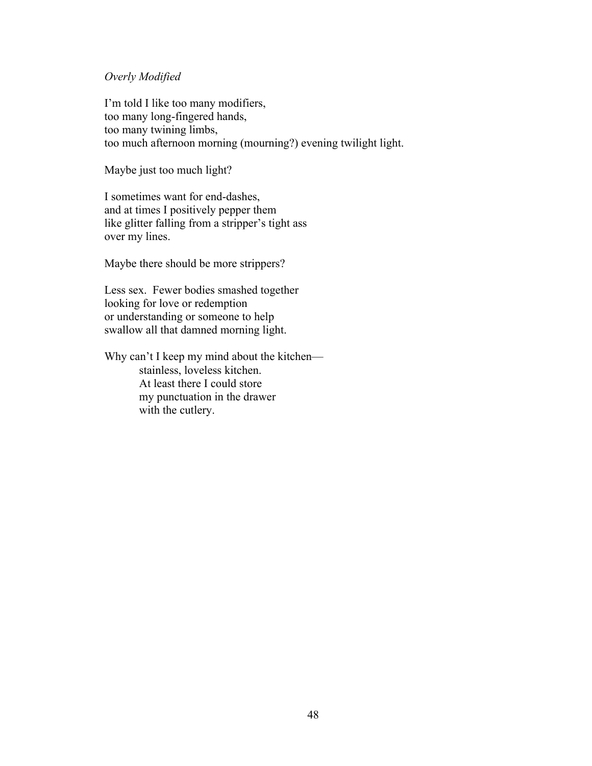*Overly Modified*

I'm told I like too many modifiers,  
too many long-fingered hands,  
too many twining limbs,  
too much afternoon morning (mourning?) evening twilight light.

Maybe just too much light?

I sometimes want for end-dashes,  
and at times I positively pepper them  
like glitter falling from a stripper's tight ass  
over my lines.

Maybe there should be more strippers?

Less sex. Fewer bodies smashed together  
looking for love or redemption  
or understanding or someone to help  
swallow all that damned morning light.

Why can't I keep my mind about the kitchen—  
&emsp;&emsp;stainless, loveless kitchen.  
&emsp;&emsp;At least there I could store  
&emsp;&emsp;my punctuation in the drawer  
&emsp;&emsp;with the cutlery.